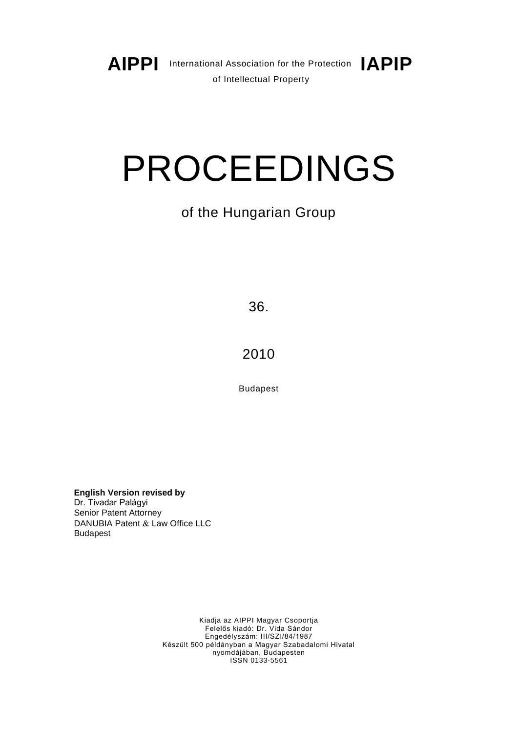**AIPPI** International Association for the Protection of Intellectual Property **IAPIP**

# PROCEEDINGS

## of the Hungarian Group

36.

2010

Budapest

**English Version revised by**
Dr. Tivadar Palágyi
Senior Patent Attorney
DANUBIA Patent & Law Office LLC
Budapest

Kiadja az AIPPI Magyar Csoportja
Felelős kiadó: Dr. Vida Sándor
Engedélyszám: III/SZI/84/1987
Készült 500 példányban a Magyar Szabadalomi Hivatal nyomdájában, Budapesten
ISSN 0133-5561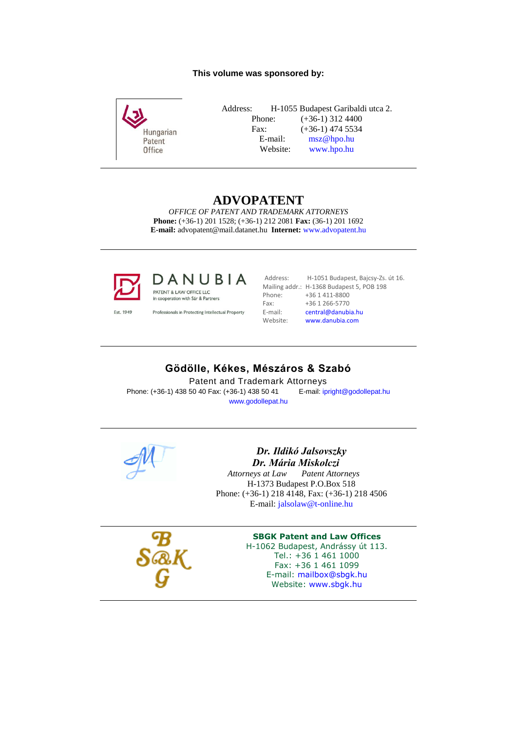**This volume was sponsored by:**

Hungarian Patent Office

Address: H-1055 Budapest Garibaldi utca 2.
Phone: (+36-1) 312 4400
Fax: (+36-1) 474 5534
E-mail: msz@hpo.hu
Website: www.hpo.hu

---

## ADVOPATENT

*OFFICE OF PATENT AND TRADEMARK ATTORNEYS*

**Phone:** (+36-1) 201 1528; (+36-1) 212 2081 **Fax:** (36-1) 201 1692
**E-mail:** advopatent@mail.datanet.hu **Internet:** www.advopatent.hu

---

DANUBIA
PATENT & LAW OFFICE LLC
In cooperation with Sár & Partners
Est. 1949
Professionals in Protecting Intellectual Property

Address: H-1051 Budapest, Bajcsy-Zs. út 16.
Mailing addr.: H-1368 Budapest 5, POB 198
Phone: +36 1 411-8800
Fax: +36 1 266-5770
E-mail: central@danubia.hu
Website: www.danubia.com

---

**Gödölle, Kékes, Mészáros & Szabó**

Patent and Trademark Attorneys

Phone: (+36-1) 438 50 40 Fax: (+36-1) 438 50 41 E-mail: ipright@godollepat.hu
www.godollepat.hu

---

***Dr. Ildikó Jalsovszky***
***Dr. Mária Miskolczi***

*Attorneys at Law* *Patent Attorneys*

H-1373 Budapest P.O.Box 518
Phone: (+36-1) 218 4148, Fax: (+36-1) 218 4506
E-mail: jalsolaw@t-online.hu

---

B S&K G

**SBGK Patent and Law Offices**
H-1062 Budapest, Andrássy út 113.
Tel.: +36 1 461 1000
Fax: +36 1 461 1099
E-mail: mailbox@sbgk.hu
Website: www.sbgk.hu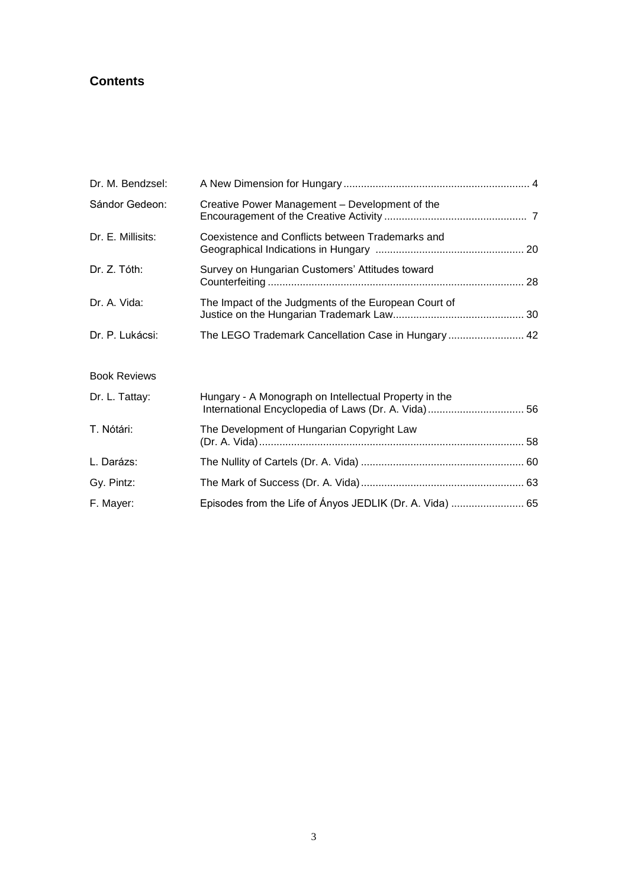## Contents

| | | |
|---|---|---|
| Dr. M. Bendzsel: | A New Dimension for Hungary | 4 |
| Sándor Gedeon: | Creative Power Management – Development of the Encouragement of the Creative Activity | 7 |
| Dr. E. Millisits: | Coexistence and Conflicts between Trademarks and Geographical Indications in Hungary | 20 |
| Dr. Z. Tóth: | Survey on Hungarian Customers' Attitudes toward Counterfeiting | 28 |
| Dr. A. Vida: | The Impact of the Judgments of the European Court of Justice on the Hungarian Trademark Law | 30 |
| Dr. P. Lukácsi: | The LEGO Trademark Cancellation Case in Hungary | 42 |

Book Reviews

| | | |
|---|---|---|
| Dr. L. Tattay: | Hungary - A Monograph on Intellectual Property in the International Encyclopedia of Laws (Dr. A. Vida) | 56 |
| T. Nótári: | The Development of Hungarian Copyright Law (Dr. A. Vida) | 58 |
| L. Darázs: | The Nullity of Cartels (Dr. A. Vida) | 60 |
| Gy. Pintz: | The Mark of Success (Dr. A. Vida) | 63 |
| F. Mayer: | Episodes from the Life of Ányos JEDLIK (Dr. A. Vida) | 65 |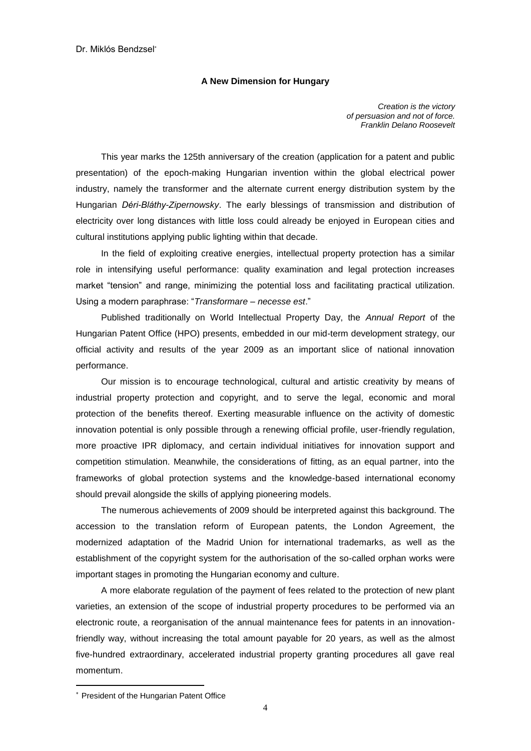Dr. Miklós Bendzsel[*]

## A New Dimension for Hungary

*Creation is the victory*
*of persuasion and not of force.*
*Franklin Delano Roosevelt*

This year marks the 125th anniversary of the creation (application for a patent and public presentation) of the epoch-making Hungarian invention within the global electrical power industry, namely the transformer and the alternate current energy distribution system by the Hungarian *Déri-Bláthy-Zipernowsky*. The early blessings of transmission and distribution of electricity over long distances with little loss could already be enjoyed in European cities and cultural institutions applying public lighting within that decade.

In the field of exploiting creative energies, intellectual property protection has a similar role in intensifying useful performance: quality examination and legal protection increases market "tension" and range, minimizing the potential loss and facilitating practical utilization. Using a modern paraphrase: "*Transformare – necesse est*."

Published traditionally on World Intellectual Property Day, the *Annual Report* of the Hungarian Patent Office (HPO) presents, embedded in our mid-term development strategy, our official activity and results of the year 2009 as an important slice of national innovation performance.

Our mission is to encourage technological, cultural and artistic creativity by means of industrial property protection and copyright, and to serve the legal, economic and moral protection of the benefits thereof. Exerting measurable influence on the activity of domestic innovation potential is only possible through a renewing official profile, user-friendly regulation, more proactive IPR diplomacy, and certain individual initiatives for innovation support and competition stimulation. Meanwhile, the considerations of fitting, as an equal partner, into the frameworks of global protection systems and the knowledge-based international economy should prevail alongside the skills of applying pioneering models.

The numerous achievements of 2009 should be interpreted against this background. The accession to the translation reform of European patents, the London Agreement, the modernized adaptation of the Madrid Union for international trademarks, as well as the establishment of the copyright system for the authorisation of the so-called orphan works were important stages in promoting the Hungarian economy and culture.

A more elaborate regulation of the payment of fees related to the protection of new plant varieties, an extension of the scope of industrial property procedures to be performed via an electronic route, a reorganisation of the annual maintenance fees for patents in an innovation-friendly way, without increasing the total amount payable for 20 years, as well as the almost five-hundred extraordinary, accelerated industrial property granting procedures all gave real momentum.

---

[*] President of the Hungarian Patent Office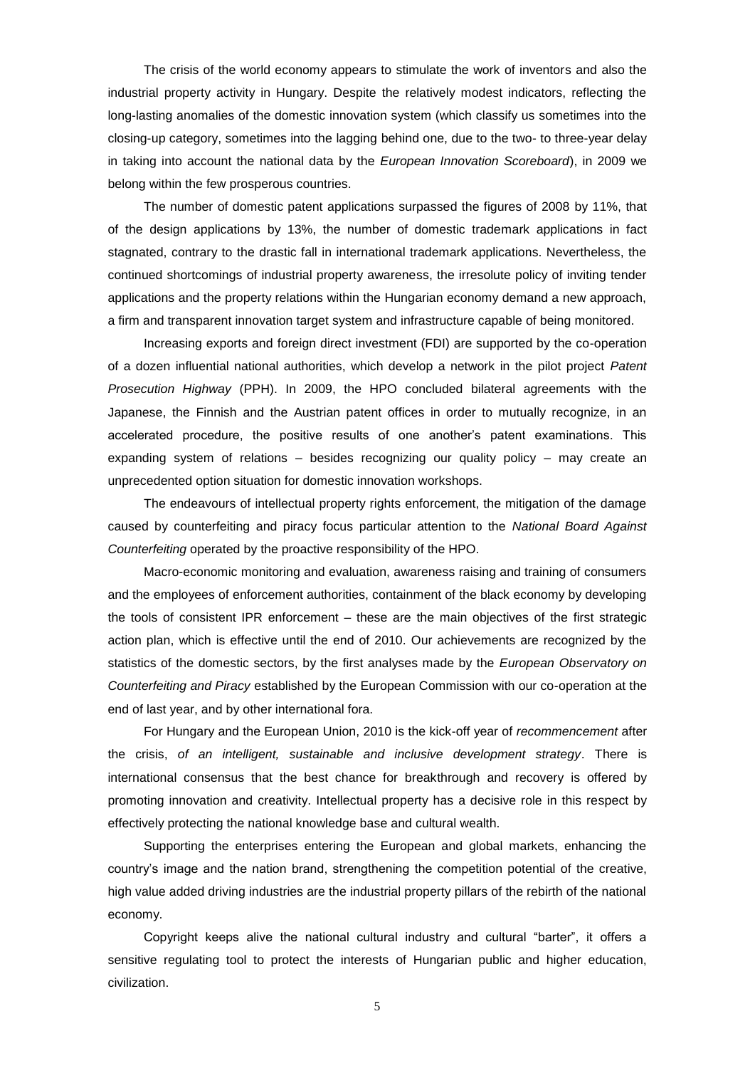The crisis of the world economy appears to stimulate the work of inventors and also the industrial property activity in Hungary. Despite the relatively modest indicators, reflecting the long-lasting anomalies of the domestic innovation system (which classify us sometimes into the closing-up category, sometimes into the lagging behind one, due to the two- to three-year delay in taking into account the national data by the *European Innovation Scoreboard*), in 2009 we belong within the few prosperous countries.

The number of domestic patent applications surpassed the figures of 2008 by 11%, that of the design applications by 13%, the number of domestic trademark applications in fact stagnated, contrary to the drastic fall in international trademark applications. Nevertheless, the continued shortcomings of industrial property awareness, the irresolute policy of inviting tender applications and the property relations within the Hungarian economy demand a new approach, a firm and transparent innovation target system and infrastructure capable of being monitored.

Increasing exports and foreign direct investment (FDI) are supported by the co-operation of a dozen influential national authorities, which develop a network in the pilot project *Patent Prosecution Highway* (PPH). In 2009, the HPO concluded bilateral agreements with the Japanese, the Finnish and the Austrian patent offices in order to mutually recognize, in an accelerated procedure, the positive results of one another's patent examinations. This expanding system of relations – besides recognizing our quality policy – may create an unprecedented option situation for domestic innovation workshops.

The endeavours of intellectual property rights enforcement, the mitigation of the damage caused by counterfeiting and piracy focus particular attention to the *National Board Against Counterfeiting* operated by the proactive responsibility of the HPO.

Macro-economic monitoring and evaluation, awareness raising and training of consumers and the employees of enforcement authorities, containment of the black economy by developing the tools of consistent IPR enforcement – these are the main objectives of the first strategic action plan, which is effective until the end of 2010. Our achievements are recognized by the statistics of the domestic sectors, by the first analyses made by the *European Observatory on Counterfeiting and Piracy* established by the European Commission with our co-operation at the end of last year, and by other international fora.

For Hungary and the European Union, 2010 is the kick-off year of *recommencement* after the crisis, *of an intelligent, sustainable and inclusive development strategy*. There is international consensus that the best chance for breakthrough and recovery is offered by promoting innovation and creativity. Intellectual property has a decisive role in this respect by effectively protecting the national knowledge base and cultural wealth.

Supporting the enterprises entering the European and global markets, enhancing the country's image and the nation brand, strengthening the competition potential of the creative, high value added driving industries are the industrial property pillars of the rebirth of the national economy.

Copyright keeps alive the national cultural industry and cultural "barter", it offers a sensitive regulating tool to protect the interests of Hungarian public and higher education, civilization.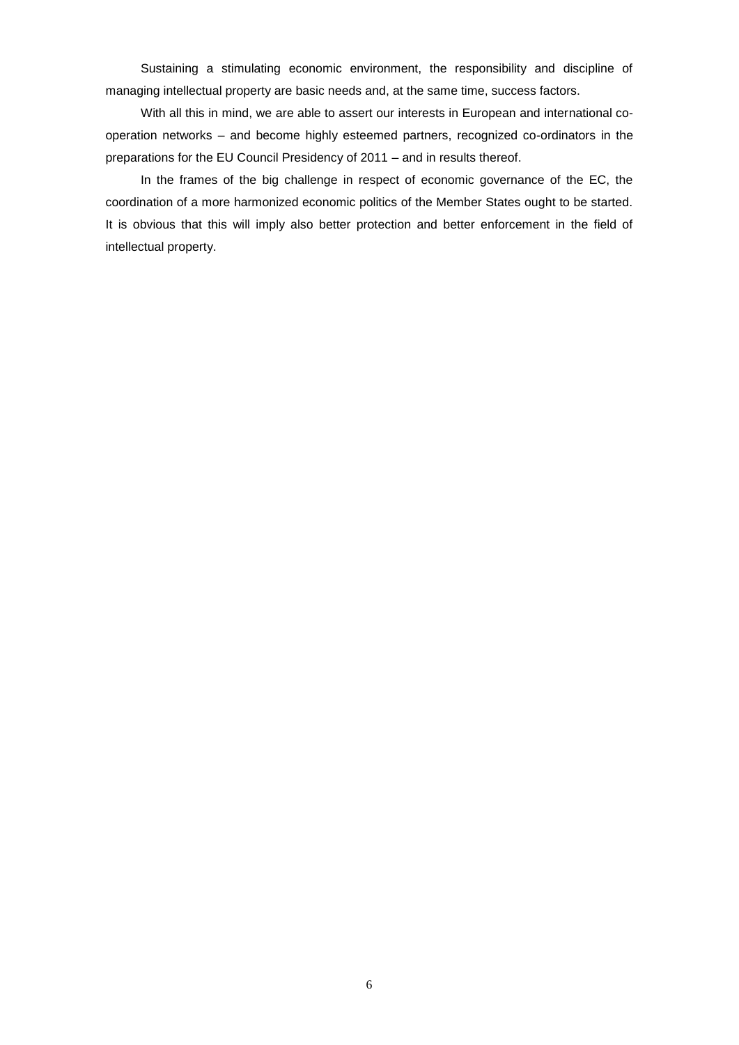Sustaining a stimulating economic environment, the responsibility and discipline of managing intellectual property are basic needs and, at the same time, success factors.

With all this in mind, we are able to assert our interests in European and international co-operation networks – and become highly esteemed partners, recognized co-ordinators in the preparations for the EU Council Presidency of 2011 – and in results thereof.

In the frames of the big challenge in respect of economic governance of the EC, the coordination of a more harmonized economic politics of the Member States ought to be started. It is obvious that this will imply also better protection and better enforcement in the field of intellectual property.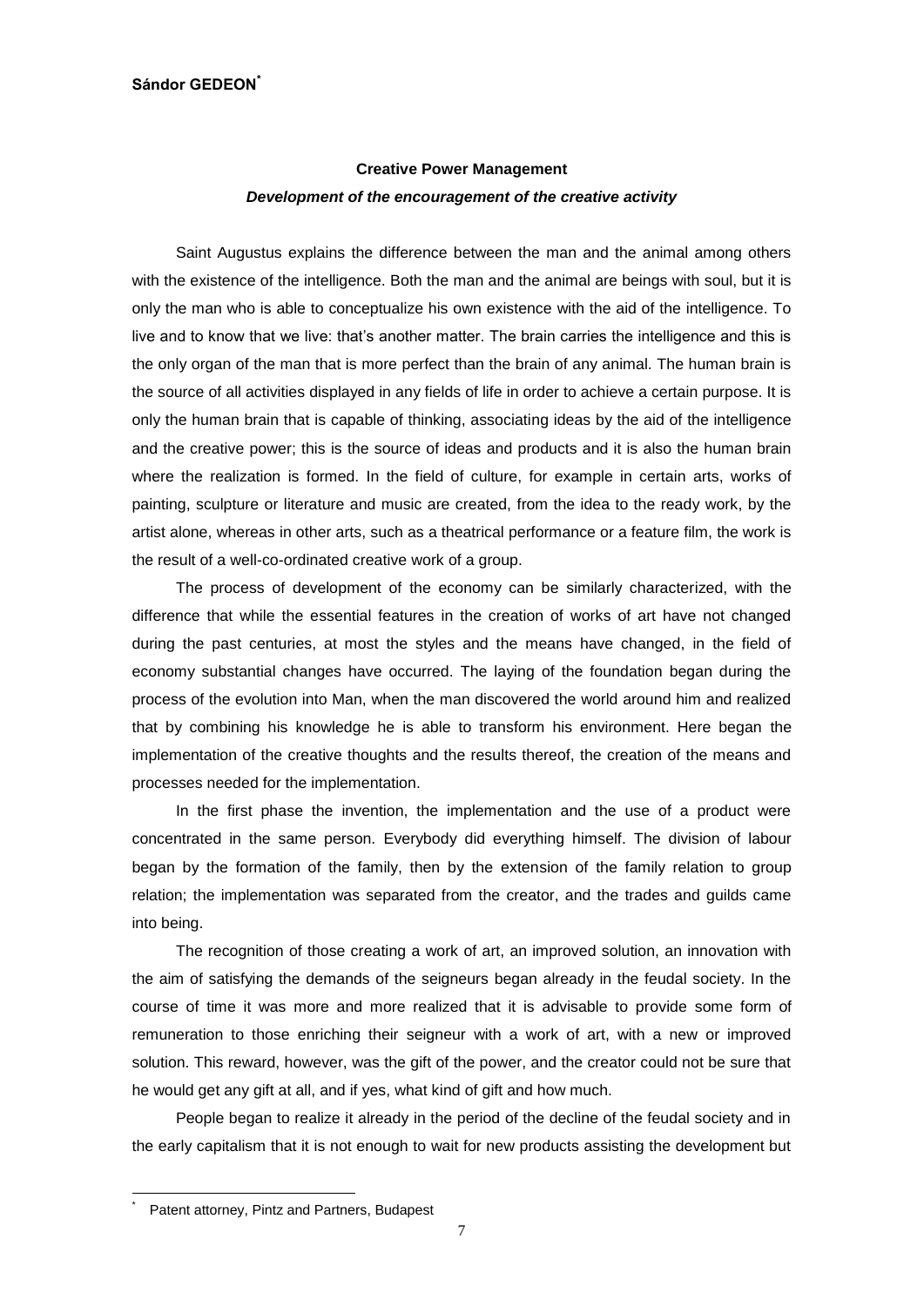**Sándor GEDEON***

### Creative Power Management

#### *Development of the encouragement of the creative activity*

Saint Augustus explains the difference between the man and the animal among others with the existence of the intelligence. Both the man and the animal are beings with soul, but it is only the man who is able to conceptualize his own existence with the aid of the intelligence. To live and to know that we live: that's another matter. The brain carries the intelligence and this is the only organ of the man that is more perfect than the brain of any animal. The human brain is the source of all activities displayed in any fields of life in order to achieve a certain purpose. It is only the human brain that is capable of thinking, associating ideas by the aid of the intelligence and the creative power; this is the source of ideas and products and it is also the human brain where the realization is formed. In the field of culture, for example in certain arts, works of painting, sculpture or literature and music are created, from the idea to the ready work, by the artist alone, whereas in other arts, such as a theatrical performance or a feature film, the work is the result of a well-co-ordinated creative work of a group.

The process of development of the economy can be similarly characterized, with the difference that while the essential features in the creation of works of art have not changed during the past centuries, at most the styles and the means have changed, in the field of economy substantial changes have occurred. The laying of the foundation began during the process of the evolution into Man, when the man discovered the world around him and realized that by combining his knowledge he is able to transform his environment. Here began the implementation of the creative thoughts and the results thereof, the creation of the means and processes needed for the implementation.

In the first phase the invention, the implementation and the use of a product were concentrated in the same person. Everybody did everything himself. The division of labour began by the formation of the family, then by the extension of the family relation to group relation; the implementation was separated from the creator, and the trades and guilds came into being.

The recognition of those creating a work of art, an improved solution, an innovation with the aim of satisfying the demands of the seigneurs began already in the feudal society. In the course of time it was more and more realized that it is advisable to provide some form of remuneration to those enriching their seigneur with a work of art, with a new or improved solution. This reward, however, was the gift of the power, and the creator could not be sure that he would get any gift at all, and if yes, what kind of gift and how much.

People began to realize it already in the period of the decline of the feudal society and in the early capitalism that it is not enough to wait for new products assisting the development but

---

\* Patent attorney, Pintz and Partners, Budapest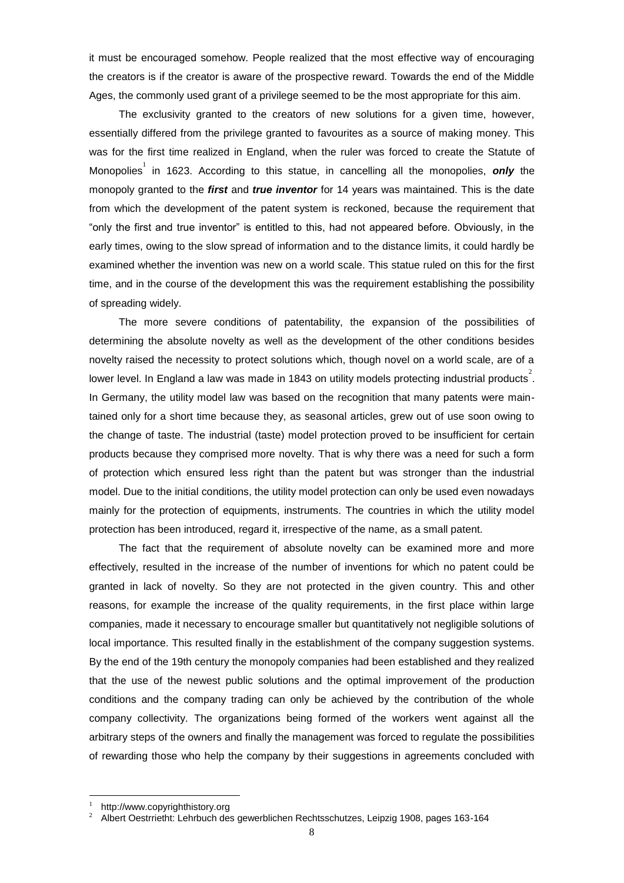it must be encouraged somehow. People realized that the most effective way of encouraging the creators is if the creator is aware of the prospective reward. Towards the end of the Middle Ages, the commonly used grant of a privilege seemed to be the most appropriate for this aim.

The exclusivity granted to the creators of new solutions for a given time, however, essentially differed from the privilege granted to favourites as a source of making money. This was for the first time realized in England, when the ruler was forced to create the Statute of Monopolies[1] in 1623. According to this statue, in cancelling all the monopolies, ***only*** the monopoly granted to the ***first*** and ***true inventor*** for 14 years was maintained. This is the date from which the development of the patent system is reckoned, because the requirement that "only the first and true inventor" is entitled to this, had not appeared before. Obviously, in the early times, owing to the slow spread of information and to the distance limits, it could hardly be examined whether the invention was new on a world scale. This statue ruled on this for the first time, and in the course of the development this was the requirement establishing the possibility of spreading widely.

The more severe conditions of patentability, the expansion of the possibilities of determining the absolute novelty as well as the development of the other conditions besides novelty raised the necessity to protect solutions which, though novel on a world scale, are of a lower level. In England a law was made in 1843 on utility models protecting industrial products[2]. In Germany, the utility model law was based on the recognition that many patents were maintained only for a short time because they, as seasonal articles, grew out of use soon owing to the change of taste. The industrial (taste) model protection proved to be insufficient for certain products because they comprised more novelty. That is why there was a need for such a form of protection which ensured less right than the patent but was stronger than the industrial model. Due to the initial conditions, the utility model protection can only be used even nowadays mainly for the protection of equipments, instruments. The countries in which the utility model protection has been introduced, regard it, irrespective of the name, as a small patent.

The fact that the requirement of absolute novelty can be examined more and more effectively, resulted in the increase of the number of inventions for which no patent could be granted in lack of novelty. So they are not protected in the given country. This and other reasons, for example the increase of the quality requirements, in the first place within large companies, made it necessary to encourage smaller but quantitatively not negligible solutions of local importance. This resulted finally in the establishment of the company suggestion systems. By the end of the 19th century the monopoly companies had been established and they realized that the use of the newest public solutions and the optimal improvement of the production conditions and the company trading can only be achieved by the contribution of the whole company collectivity. The organizations being formed of the workers went against all the arbitrary steps of the owners and finally the management was forced to regulate the possibilities of rewarding those who help the company by their suggestions in agreements concluded with

[1] http://www.copyrighthistory.org

[2] Albert Oestrrietht: Lehrbuch des gewerblichen Rechtsschutzes, Leipzig 1908, pages 163-164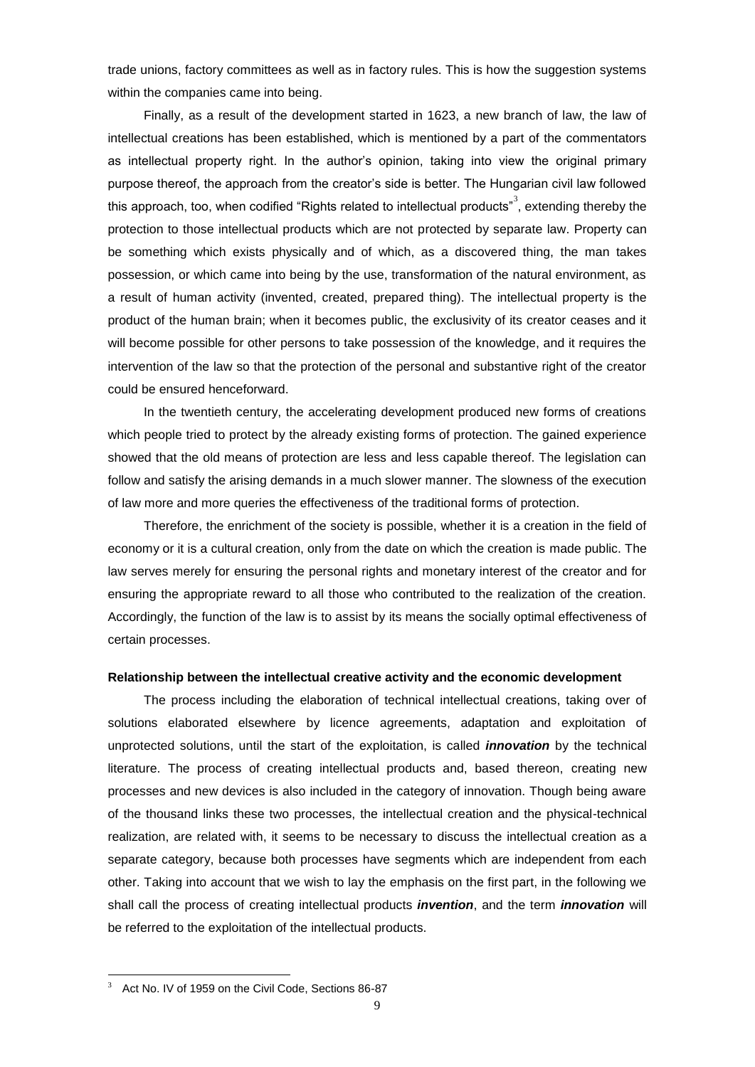trade unions, factory committees as well as in factory rules. This is how the suggestion systems within the companies came into being.

Finally, as a result of the development started in 1623, a new branch of law, the law of intellectual creations has been established, which is mentioned by a part of the commentators as intellectual property right. In the author's opinion, taking into view the original primary purpose thereof, the approach from the creator's side is better. The Hungarian civil law followed this approach, too, when codified "Rights related to intellectual products"[3], extending thereby the protection to those intellectual products which are not protected by separate law. Property can be something which exists physically and of which, as a discovered thing, the man takes possession, or which came into being by the use, transformation of the natural environment, as a result of human activity (invented, created, prepared thing). The intellectual property is the product of the human brain; when it becomes public, the exclusivity of its creator ceases and it will become possible for other persons to take possession of the knowledge, and it requires the intervention of the law so that the protection of the personal and substantive right of the creator could be ensured henceforward.

In the twentieth century, the accelerating development produced new forms of creations which people tried to protect by the already existing forms of protection. The gained experience showed that the old means of protection are less and less capable thereof. The legislation can follow and satisfy the arising demands in a much slower manner. The slowness of the execution of law more and more queries the effectiveness of the traditional forms of protection.

Therefore, the enrichment of the society is possible, whether it is a creation in the field of economy or it is a cultural creation, only from the date on which the creation is made public. The law serves merely for ensuring the personal rights and monetary interest of the creator and for ensuring the appropriate reward to all those who contributed to the realization of the creation. Accordingly, the function of the law is to assist by its means the socially optimal effectiveness of certain processes.

**Relationship between the intellectual creative activity and the economic development**

The process including the elaboration of technical intellectual creations, taking over of solutions elaborated elsewhere by licence agreements, adaptation and exploitation of unprotected solutions, until the start of the exploitation, is called ***innovation*** by the technical literature. The process of creating intellectual products and, based thereon, creating new processes and new devices is also included in the category of innovation. Though being aware of the thousand links these two processes, the intellectual creation and the physical-technical realization, are related with, it seems to be necessary to discuss the intellectual creation as a separate category, because both processes have segments which are independent from each other. Taking into account that we wish to lay the emphasis on the first part, in the following we shall call the process of creating intellectual products ***invention***, and the term ***innovation*** will be referred to the exploitation of the intellectual products.

[3] Act No. IV of 1959 on the Civil Code, Sections 86-87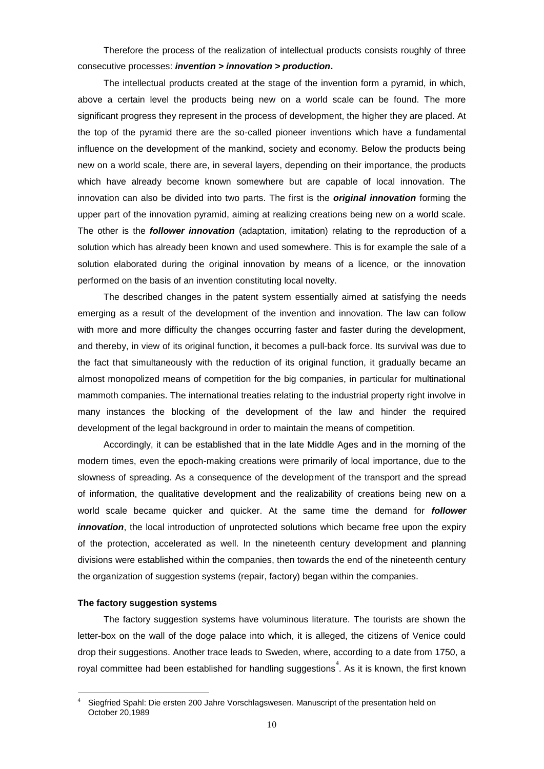Therefore the process of the realization of intellectual products consists roughly of three consecutive processes: ***invention > innovation > production*****.**

The intellectual products created at the stage of the invention form a pyramid, in which, above a certain level the products being new on a world scale can be found. The more significant progress they represent in the process of development, the higher they are placed. At the top of the pyramid there are the so-called pioneer inventions which have a fundamental influence on the development of the mankind, society and economy. Below the products being new on a world scale, there are, in several layers, depending on their importance, the products which have already become known somewhere but are capable of local innovation. The innovation can also be divided into two parts. The first is the ***original innovation*** forming the upper part of the innovation pyramid, aiming at realizing creations being new on a world scale. The other is the ***follower innovation*** (adaptation, imitation) relating to the reproduction of a solution which has already been known and used somewhere. This is for example the sale of a solution elaborated during the original innovation by means of a licence, or the innovation performed on the basis of an invention constituting local novelty.

The described changes in the patent system essentially aimed at satisfying the needs emerging as a result of the development of the invention and innovation. The law can follow with more and more difficulty the changes occurring faster and faster during the development, and thereby, in view of its original function, it becomes a pull-back force. Its survival was due to the fact that simultaneously with the reduction of its original function, it gradually became an almost monopolized means of competition for the big companies, in particular for multinational mammoth companies. The international treaties relating to the industrial property right involve in many instances the blocking of the development of the law and hinder the required development of the legal background in order to maintain the means of competition.

Accordingly, it can be established that in the late Middle Ages and in the morning of the modern times, even the epoch-making creations were primarily of local importance, due to the slowness of spreading. As a consequence of the development of the transport and the spread of information, the qualitative development and the realizability of creations being new on a world scale became quicker and quicker. At the same time the demand for ***follower innovation***, the local introduction of unprotected solutions which became free upon the expiry of the protection, accelerated as well. In the nineteenth century development and planning divisions were established within the companies, then towards the end of the nineteenth century the organization of suggestion systems (repair, factory) began within the companies.

### The factory suggestion systems

The factory suggestion systems have voluminous literature. The tourists are shown the letter-box on the wall of the doge palace into which, it is alleged, the citizens of Venice could drop their suggestions. Another trace leads to Sweden, where, according to a date from 1750, a royal committee had been established for handling suggestions[4]. As it is known, the first known

---

[4] Siegfried Spahl: Die ersten 200 Jahre Vorschlagswesen. Manuscript of the presentation held on October 20,1989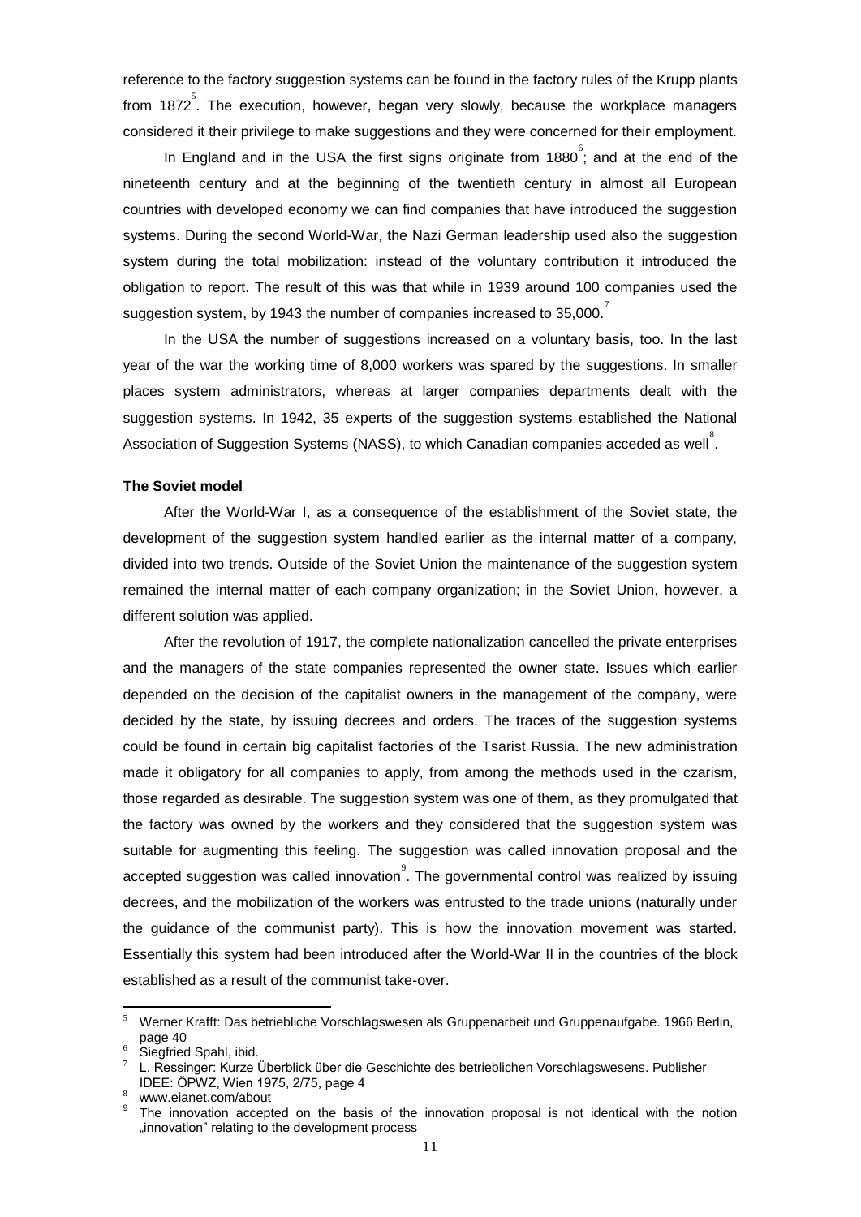reference to the factory suggestion systems can be found in the factory rules of the Krupp plants from 1872[5]. The execution, however, began very slowly, because the workplace managers considered it their privilege to make suggestions and they were concerned for their employment.

In England and in the USA the first signs originate from 1880[6]; and at the end of the nineteenth century and at the beginning of the twentieth century in almost all European countries with developed economy we can find companies that have introduced the suggestion systems. During the second World-War, the Nazi German leadership used also the suggestion system during the total mobilization: instead of the voluntary contribution it introduced the obligation to report. The result of this was that while in 1939 around 100 companies used the suggestion system, by 1943 the number of companies increased to 35,000.[7]

In the USA the number of suggestions increased on a voluntary basis, too. In the last year of the war the working time of 8,000 workers was spared by the suggestions. In smaller places system administrators, whereas at larger companies departments dealt with the suggestion systems. In 1942, 35 experts of the suggestion systems established the National Association of Suggestion Systems (NASS), to which Canadian companies acceded as well[8].

**The Soviet model**

After the World-War I, as a consequence of the establishment of the Soviet state, the development of the suggestion system handled earlier as the internal matter of a company, divided into two trends. Outside of the Soviet Union the maintenance of the suggestion system remained the internal matter of each company organization; in the Soviet Union, however, a different solution was applied.

After the revolution of 1917, the complete nationalization cancelled the private enterprises and the managers of the state companies represented the owner state. Issues which earlier depended on the decision of the capitalist owners in the management of the company, were decided by the state, by issuing decrees and orders. The traces of the suggestion systems could be found in certain big capitalist factories of the Tsarist Russia. The new administration made it obligatory for all companies to apply, from among the methods used in the czarism, those regarded as desirable. The suggestion system was one of them, as they promulgated that the factory was owned by the workers and they considered that the suggestion system was suitable for augmenting this feeling. The suggestion was called innovation proposal and the accepted suggestion was called innovation[9]. The governmental control was realized by issuing decrees, and the mobilization of the workers was entrusted to the trade unions (naturally under the guidance of the communist party). This is how the innovation movement was started. Essentially this system had been introduced after the World-War II in the countries of the block established as a result of the communist take-over.

---

[5] Werner Krafft: Das betriebliche Vorschlagswesen als Gruppenarbeit und Gruppenaufgabe. 1966 Berlin, page 40

[6] Siegfried Spahl, ibid.

[7] L. Ressinger: Kurze Überblick über die Geschichte des betrieblichen Vorschlagswesens. Publisher IDEE: ÖPWZ, Wien 1975, 2/75, page 4

[8] www.eianet.com/about

[9] The innovation accepted on the basis of the innovation proposal is not identical with the notion „innovation" relating to the development process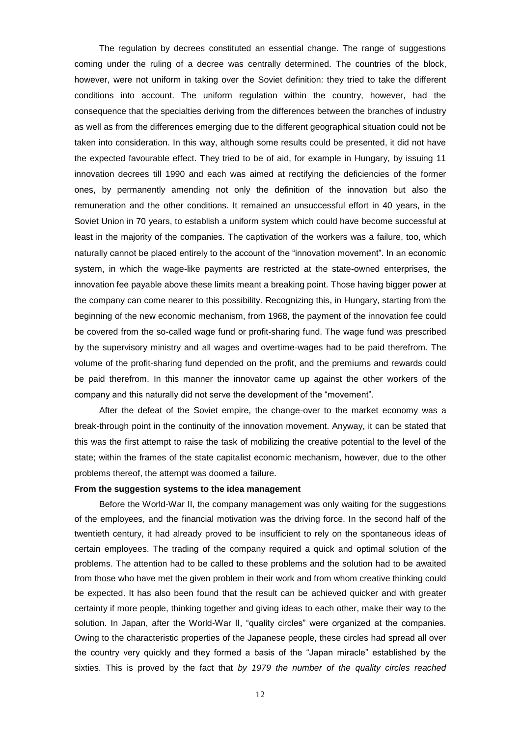The regulation by decrees constituted an essential change. The range of suggestions coming under the ruling of a decree was centrally determined. The countries of the block, however, were not uniform in taking over the Soviet definition: they tried to take the different conditions into account. The uniform regulation within the country, however, had the consequence that the specialties deriving from the differences between the branches of industry as well as from the differences emerging due to the different geographical situation could not be taken into consideration. In this way, although some results could be presented, it did not have the expected favourable effect. They tried to be of aid, for example in Hungary, by issuing 11 innovation decrees till 1990 and each was aimed at rectifying the deficiencies of the former ones, by permanently amending not only the definition of the innovation but also the remuneration and the other conditions. It remained an unsuccessful effort in 40 years, in the Soviet Union in 70 years, to establish a uniform system which could have become successful at least in the majority of the companies. The captivation of the workers was a failure, too, which naturally cannot be placed entirely to the account of the "innovation movement". In an economic system, in which the wage-like payments are restricted at the state-owned enterprises, the innovation fee payable above these limits meant a breaking point. Those having bigger power at the company can come nearer to this possibility. Recognizing this, in Hungary, starting from the beginning of the new economic mechanism, from 1968, the payment of the innovation fee could be covered from the so-called wage fund or profit-sharing fund. The wage fund was prescribed by the supervisory ministry and all wages and overtime-wages had to be paid therefrom. The volume of the profit-sharing fund depended on the profit, and the premiums and rewards could be paid therefrom. In this manner the innovator came up against the other workers of the company and this naturally did not serve the development of the "movement".

After the defeat of the Soviet empire, the change-over to the market economy was a break-through point in the continuity of the innovation movement. Anyway, it can be stated that this was the first attempt to raise the task of mobilizing the creative potential to the level of the state; within the frames of the state capitalist economic mechanism, however, due to the other problems thereof, the attempt was doomed a failure.

**From the suggestion systems to the idea management**

Before the World-War II, the company management was only waiting for the suggestions of the employees, and the financial motivation was the driving force. In the second half of the twentieth century, it had already proved to be insufficient to rely on the spontaneous ideas of certain employees. The trading of the company required a quick and optimal solution of the problems. The attention had to be called to these problems and the solution had to be awaited from those who have met the given problem in their work and from whom creative thinking could be expected. It has also been found that the result can be achieved quicker and with greater certainty if more people, thinking together and giving ideas to each other, make their way to the solution. In Japan, after the World-War II, "quality circles" were organized at the companies. Owing to the characteristic properties of the Japanese people, these circles had spread all over the country very quickly and they formed a basis of the "Japan miracle" established by the sixties. This is proved by the fact that *by 1979 the number of the quality circles reached*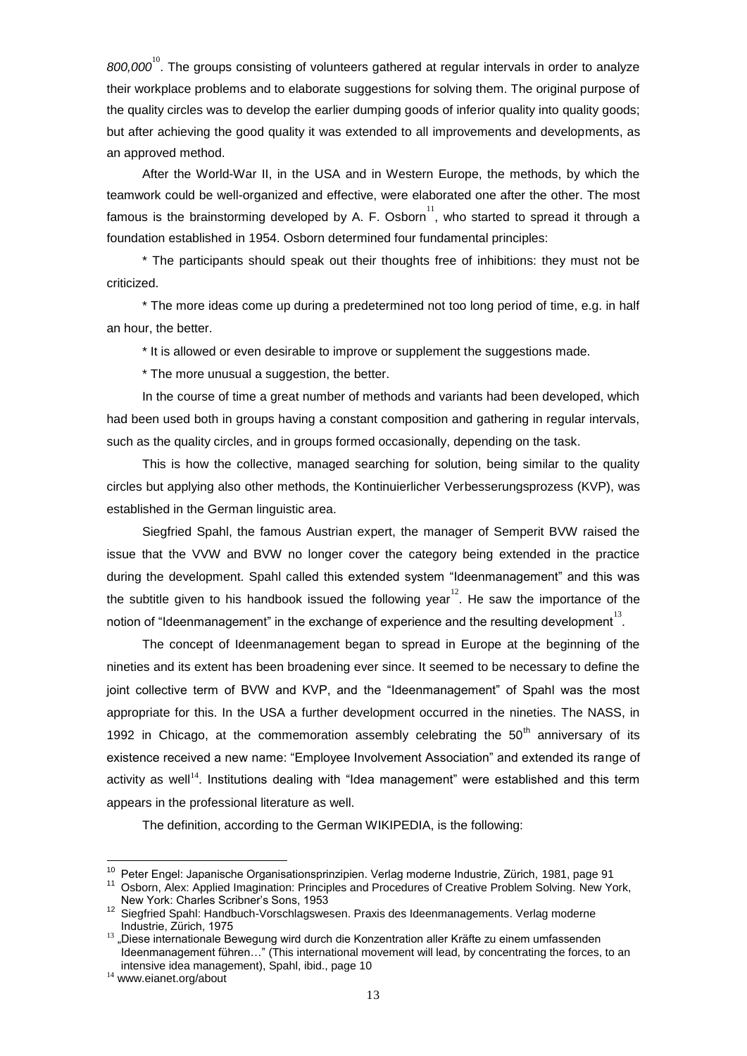*800,000*[10]. The groups consisting of volunteers gathered at regular intervals in order to analyze their workplace problems and to elaborate suggestions for solving them. The original purpose of the quality circles was to develop the earlier dumping goods of inferior quality into quality goods; but after achieving the good quality it was extended to all improvements and developments, as an approved method.

After the World-War II, in the USA and in Western Europe, the methods, by which the teamwork could be well-organized and effective, were elaborated one after the other. The most famous is the brainstorming developed by A. F. Osborn[11], who started to spread it through a foundation established in 1954. Osborn determined four fundamental principles:

* The participants should speak out their thoughts free of inhibitions: they must not be criticized.

* The more ideas come up during a predetermined not too long period of time, e.g. in half an hour, the better.

* It is allowed or even desirable to improve or supplement the suggestions made.

* The more unusual a suggestion, the better.

In the course of time a great number of methods and variants had been developed, which had been used both in groups having a constant composition and gathering in regular intervals, such as the quality circles, and in groups formed occasionally, depending on the task.

This is how the collective, managed searching for solution, being similar to the quality circles but applying also other methods, the Kontinuierlicher Verbesserungsprozess (KVP), was established in the German linguistic area.

Siegfried Spahl, the famous Austrian expert, the manager of Semperit BVW raised the issue that the VVW and BVW no longer cover the category being extended in the practice during the development. Spahl called this extended system "Ideenmanagement" and this was the subtitle given to his handbook issued the following year[12]. He saw the importance of the notion of "Ideenmanagement" in the exchange of experience and the resulting development[13].

The concept of Ideenmanagement began to spread in Europe at the beginning of the nineties and its extent has been broadening ever since. It seemed to be necessary to define the joint collective term of BVW and KVP, and the "Ideenmanagement" of Spahl was the most appropriate for this. In the USA a further development occurred in the nineties. The NASS, in 1992 in Chicago, at the commemoration assembly celebrating the 50th anniversary of its existence received a new name: "Employee Involvement Association" and extended its range of activity as well[14]. Institutions dealing with "Idea management" were established and this term appears in the professional literature as well.

The definition, according to the German WIKIPEDIA, is the following:

---

[10] Peter Engel: Japanische Organisationsprinzipien. Verlag moderne Industrie, Zürich, 1981, page 91

[11] Osborn, Alex: Applied Imagination: Principles and Procedures of Creative Problem Solving. New York, New York: Charles Scribner's Sons, 1953

[12] Siegfried Spahl: Handbuch-Vorschlagswesen. Praxis des Ideenmanagements. Verlag moderne Industrie, Zürich, 1975

[13] „Diese internationale Bewegung wird durch die Konzentration aller Kräfte zu einem umfassenden Ideenmanagement führen…" (This international movement will lead, by concentrating the forces, to an intensive idea management), Spahl, ibid., page 10

[14] www.eianet.org/about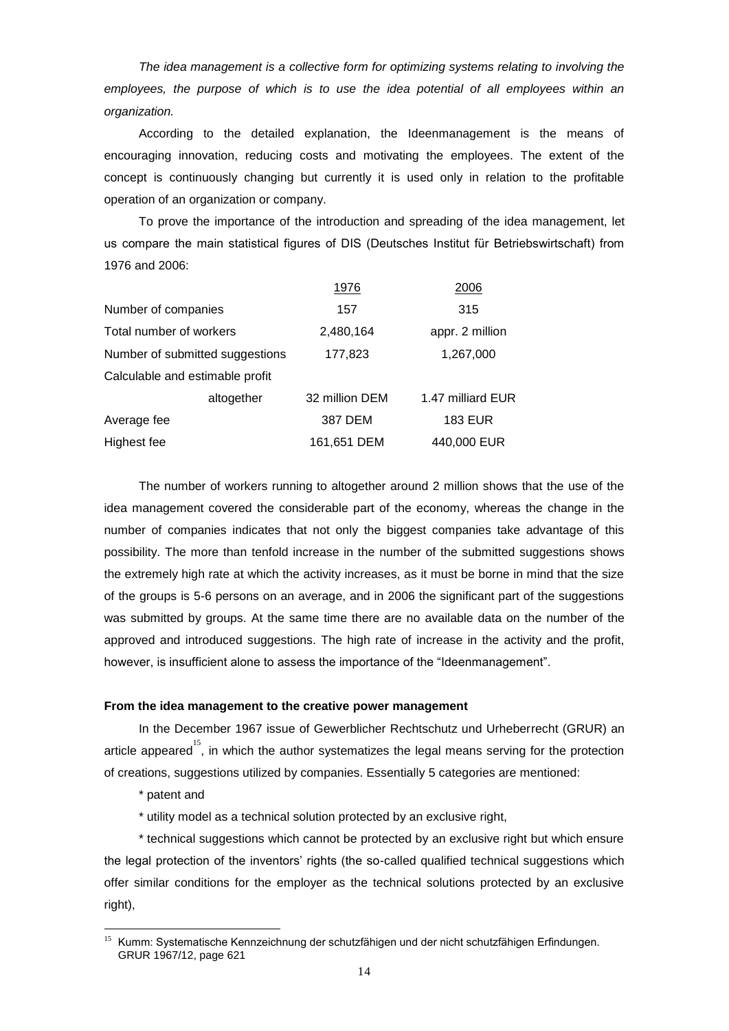*The idea management is a collective form for optimizing systems relating to involving the employees, the purpose of which is to use the idea potential of all employees within an organization.*

According to the detailed explanation, the Ideenmanagement is the means of encouraging innovation, reducing costs and motivating the employees. The extent of the concept is continuously changing but currently it is used only in relation to the profitable operation of an organization or company.

To prove the importance of the introduction and spreading of the idea management, let us compare the main statistical figures of DIS (Deutsches Institut für Betriebswirtschaft) from 1976 and 2006:

| | 1976 | 2006 |
|---|---|---|
| Number of companies | 157 | 315 |
| Total number of workers | 2,480,164 | appr. 2 million |
| Number of submitted suggestions | 177,823 | 1,267,000 |
| Calculable and estimable profit altogether | 32 million DEM | 1.47 milliard EUR |
| Average fee | 387 DEM | 183 EUR |
| Highest fee | 161,651 DEM | 440,000 EUR |

The number of workers running to altogether around 2 million shows that the use of the idea management covered the considerable part of the economy, whereas the change in the number of companies indicates that not only the biggest companies take advantage of this possibility. The more than tenfold increase in the number of the submitted suggestions shows the extremely high rate at which the activity increases, as it must be borne in mind that the size of the groups is 5-6 persons on an average, and in 2006 the significant part of the suggestions was submitted by groups. At the same time there are no available data on the number of the approved and introduced suggestions. The high rate of increase in the activity and the profit, however, is insufficient alone to assess the importance of the "Ideenmanagement".

**From the idea management to the creative power management**

In the December 1967 issue of Gewerblicher Rechtschutz und Urheberrecht (GRUR) an article appeared[15], in which the author systematizes the legal means serving for the protection of creations, suggestions utilized by companies. Essentially 5 categories are mentioned:

* patent and

* utility model as a technical solution protected by an exclusive right,

* technical suggestions which cannot be protected by an exclusive right but which ensure the legal protection of the inventors' rights (the so-called qualified technical suggestions which offer similar conditions for the employer as the technical solutions protected by an exclusive right),

[15] Kumm: Systematische Kennzeichnung der schutzfähigen und der nicht schutzfähigen Erfindungen. GRUR 1967/12, page 621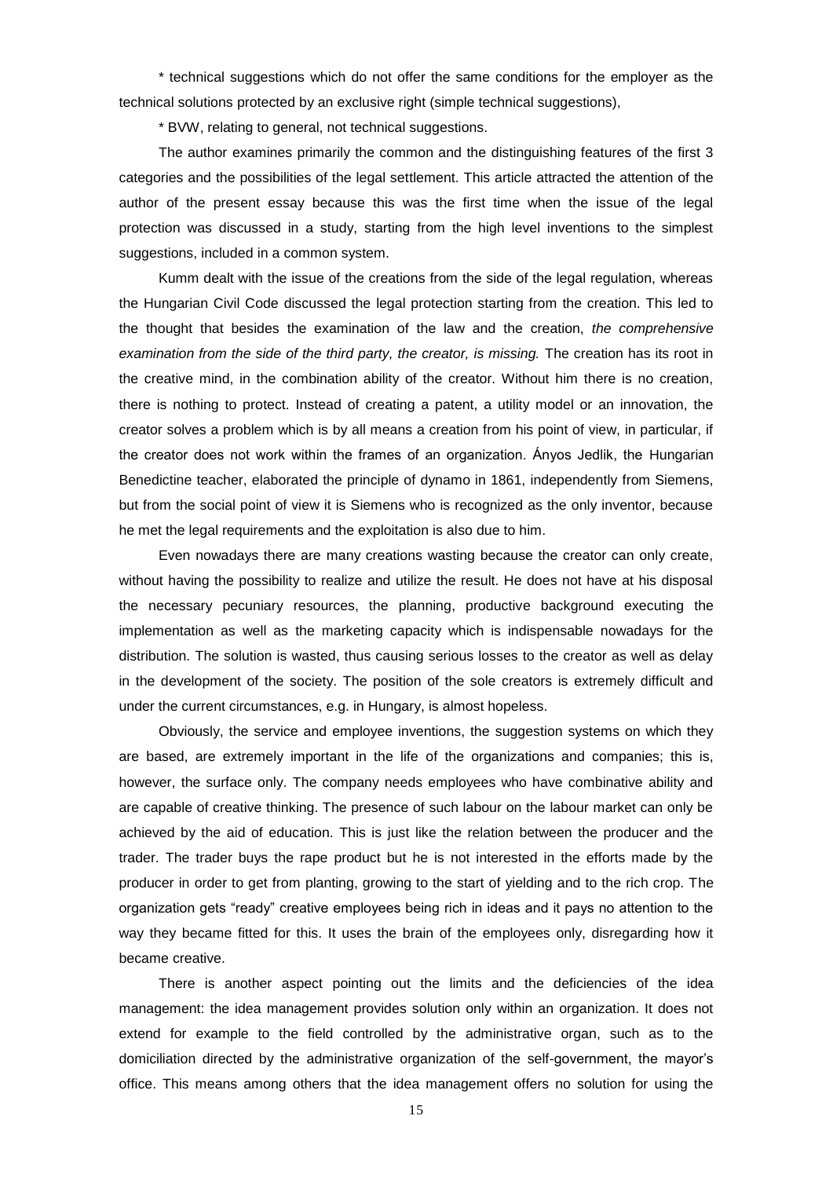* technical suggestions which do not offer the same conditions for the employer as the technical solutions protected by an exclusive right (simple technical suggestions),

* BVW, relating to general, not technical suggestions.

The author examines primarily the common and the distinguishing features of the first 3 categories and the possibilities of the legal settlement. This article attracted the attention of the author of the present essay because this was the first time when the issue of the legal protection was discussed in a study, starting from the high level inventions to the simplest suggestions, included in a common system.

Kumm dealt with the issue of the creations from the side of the legal regulation, whereas the Hungarian Civil Code discussed the legal protection starting from the creation. This led to the thought that besides the examination of the law and the creation, *the comprehensive examination from the side of the third party, the creator, is missing.* The creation has its root in the creative mind, in the combination ability of the creator. Without him there is no creation, there is nothing to protect. Instead of creating a patent, a utility model or an innovation, the creator solves a problem which is by all means a creation from his point of view, in particular, if the creator does not work within the frames of an organization. Ányos Jedlik, the Hungarian Benedictine teacher, elaborated the principle of dynamo in 1861, independently from Siemens, but from the social point of view it is Siemens who is recognized as the only inventor, because he met the legal requirements and the exploitation is also due to him.

Even nowadays there are many creations wasting because the creator can only create, without having the possibility to realize and utilize the result. He does not have at his disposal the necessary pecuniary resources, the planning, productive background executing the implementation as well as the marketing capacity which is indispensable nowadays for the distribution. The solution is wasted, thus causing serious losses to the creator as well as delay in the development of the society. The position of the sole creators is extremely difficult and under the current circumstances, e.g. in Hungary, is almost hopeless.

Obviously, the service and employee inventions, the suggestion systems on which they are based, are extremely important in the life of the organizations and companies; this is, however, the surface only. The company needs employees who have combinative ability and are capable of creative thinking. The presence of such labour on the labour market can only be achieved by the aid of education. This is just like the relation between the producer and the trader. The trader buys the rape product but he is not interested in the efforts made by the producer in order to get from planting, growing to the start of yielding and to the rich crop. The organization gets "ready" creative employees being rich in ideas and it pays no attention to the way they became fitted for this. It uses the brain of the employees only, disregarding how it became creative.

There is another aspect pointing out the limits and the deficiencies of the idea management: the idea management provides solution only within an organization. It does not extend for example to the field controlled by the administrative organ, such as to the domiciliation directed by the administrative organization of the self-government, the mayor's office. This means among others that the idea management offers no solution for using the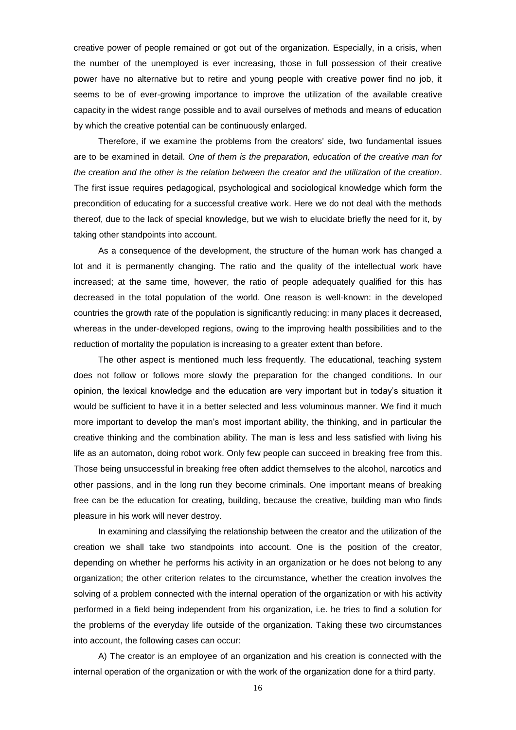creative power of people remained or got out of the organization. Especially, in a crisis, when the number of the unemployed is ever increasing, those in full possession of their creative power have no alternative but to retire and young people with creative power find no job, it seems to be of ever-growing importance to improve the utilization of the available creative capacity in the widest range possible and to avail ourselves of methods and means of education by which the creative potential can be continuously enlarged.

Therefore, if we examine the problems from the creators' side, two fundamental issues are to be examined in detail. *One of them is the preparation, education of the creative man for the creation and the other is the relation between the creator and the utilization of the creation*. The first issue requires pedagogical, psychological and sociological knowledge which form the precondition of educating for a successful creative work. Here we do not deal with the methods thereof, due to the lack of special knowledge, but we wish to elucidate briefly the need for it, by taking other standpoints into account.

As a consequence of the development, the structure of the human work has changed a lot and it is permanently changing. The ratio and the quality of the intellectual work have increased; at the same time, however, the ratio of people adequately qualified for this has decreased in the total population of the world. One reason is well-known: in the developed countries the growth rate of the population is significantly reducing: in many places it decreased, whereas in the under-developed regions, owing to the improving health possibilities and to the reduction of mortality the population is increasing to a greater extent than before.

The other aspect is mentioned much less frequently. The educational, teaching system does not follow or follows more slowly the preparation for the changed conditions. In our opinion, the lexical knowledge and the education are very important but in today's situation it would be sufficient to have it in a better selected and less voluminous manner. We find it much more important to develop the man's most important ability, the thinking, and in particular the creative thinking and the combination ability. The man is less and less satisfied with living his life as an automaton, doing robot work. Only few people can succeed in breaking free from this. Those being unsuccessful in breaking free often addict themselves to the alcohol, narcotics and other passions, and in the long run they become criminals. One important means of breaking free can be the education for creating, building, because the creative, building man who finds pleasure in his work will never destroy.

In examining and classifying the relationship between the creator and the utilization of the creation we shall take two standpoints into account. One is the position of the creator, depending on whether he performs his activity in an organization or he does not belong to any organization; the other criterion relates to the circumstance, whether the creation involves the solving of a problem connected with the internal operation of the organization or with his activity performed in a field being independent from his organization, i.e. he tries to find a solution for the problems of the everyday life outside of the organization. Taking these two circumstances into account, the following cases can occur:

A) The creator is an employee of an organization and his creation is connected with the internal operation of the organization or with the work of the organization done for a third party.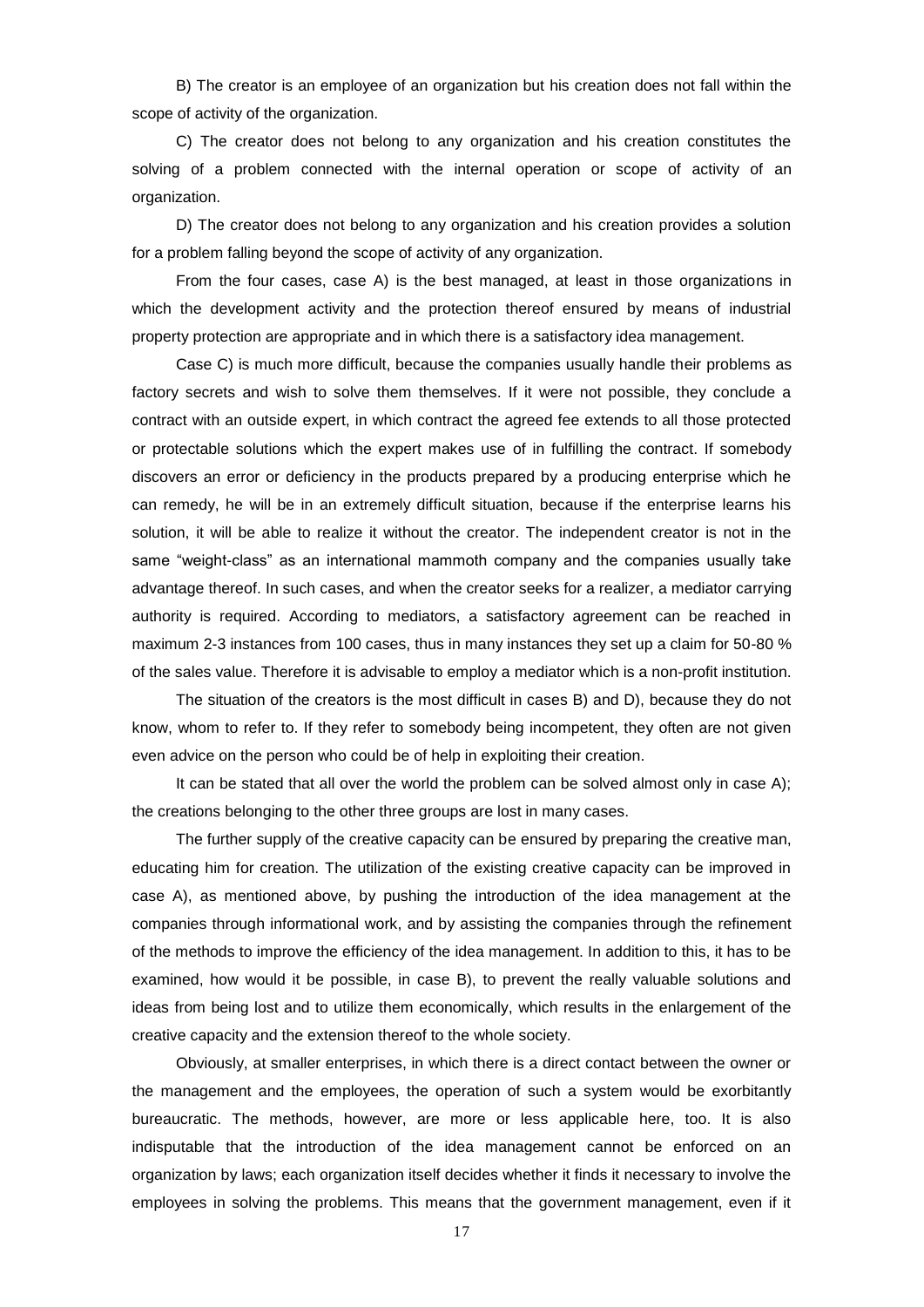B) The creator is an employee of an organization but his creation does not fall within the scope of activity of the organization.

C) The creator does not belong to any organization and his creation constitutes the solving of a problem connected with the internal operation or scope of activity of an organization.

D) The creator does not belong to any organization and his creation provides a solution for a problem falling beyond the scope of activity of any organization.

From the four cases, case A) is the best managed, at least in those organizations in which the development activity and the protection thereof ensured by means of industrial property protection are appropriate and in which there is a satisfactory idea management.

Case C) is much more difficult, because the companies usually handle their problems as factory secrets and wish to solve them themselves. If it were not possible, they conclude a contract with an outside expert, in which contract the agreed fee extends to all those protected or protectable solutions which the expert makes use of in fulfilling the contract. If somebody discovers an error or deficiency in the products prepared by a producing enterprise which he can remedy, he will be in an extremely difficult situation, because if the enterprise learns his solution, it will be able to realize it without the creator. The independent creator is not in the same "weight-class" as an international mammoth company and the companies usually take advantage thereof. In such cases, and when the creator seeks for a realizer, a mediator carrying authority is required. According to mediators, a satisfactory agreement can be reached in maximum 2-3 instances from 100 cases, thus in many instances they set up a claim for 50-80 % of the sales value. Therefore it is advisable to employ a mediator which is a non-profit institution.

The situation of the creators is the most difficult in cases B) and D), because they do not know, whom to refer to. If they refer to somebody being incompetent, they often are not given even advice on the person who could be of help in exploiting their creation.

It can be stated that all over the world the problem can be solved almost only in case A); the creations belonging to the other three groups are lost in many cases.

The further supply of the creative capacity can be ensured by preparing the creative man, educating him for creation. The utilization of the existing creative capacity can be improved in case A), as mentioned above, by pushing the introduction of the idea management at the companies through informational work, and by assisting the companies through the refinement of the methods to improve the efficiency of the idea management. In addition to this, it has to be examined, how would it be possible, in case B), to prevent the really valuable solutions and ideas from being lost and to utilize them economically, which results in the enlargement of the creative capacity and the extension thereof to the whole society.

Obviously, at smaller enterprises, in which there is a direct contact between the owner or the management and the employees, the operation of such a system would be exorbitantly bureaucratic. The methods, however, are more or less applicable here, too. It is also indisputable that the introduction of the idea management cannot be enforced on an organization by laws; each organization itself decides whether it finds it necessary to involve the employees in solving the problems. This means that the government management, even if it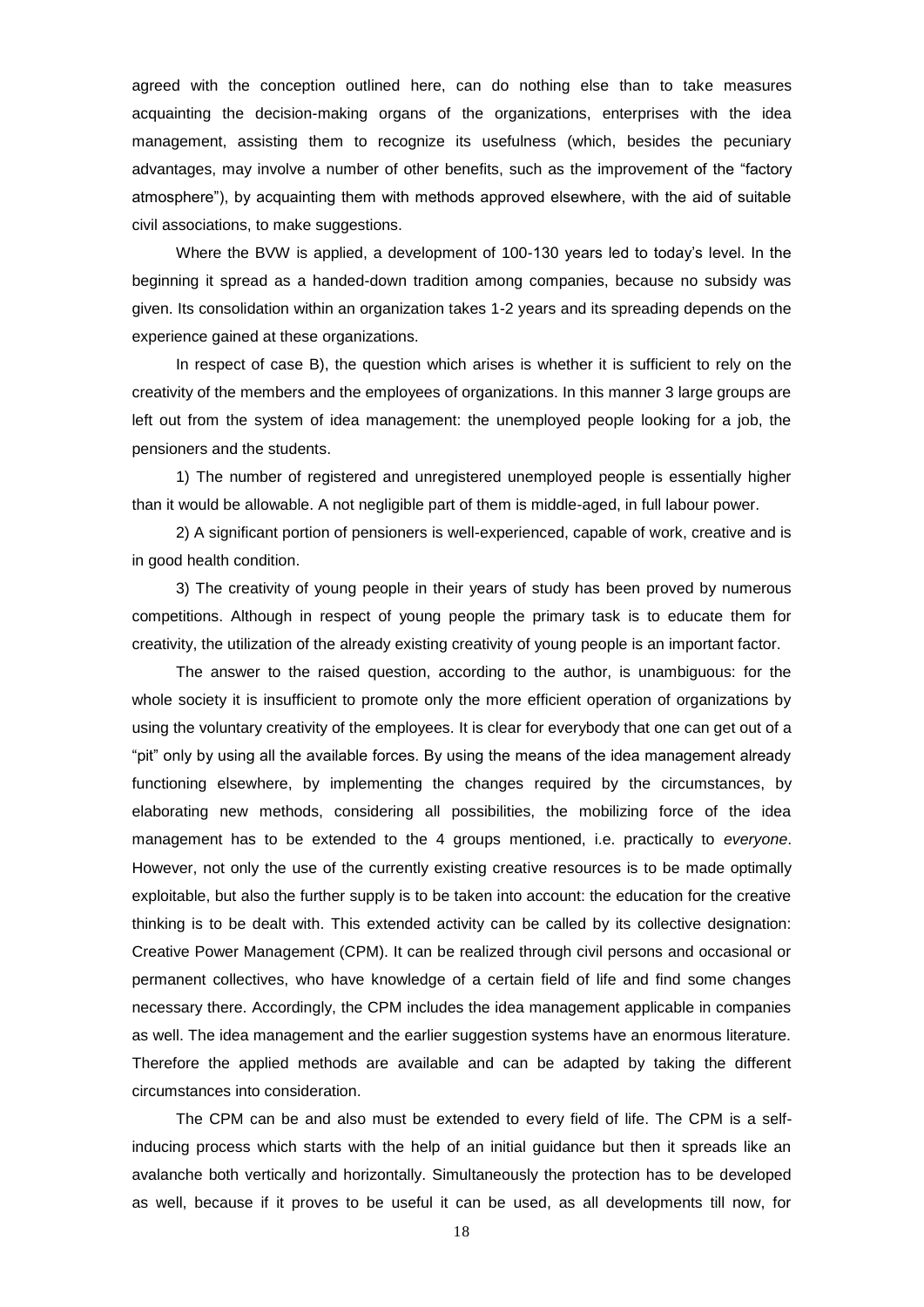agreed with the conception outlined here, can do nothing else than to take measures acquainting the decision-making organs of the organizations, enterprises with the idea management, assisting them to recognize its usefulness (which, besides the pecuniary advantages, may involve a number of other benefits, such as the improvement of the "factory atmosphere"), by acquainting them with methods approved elsewhere, with the aid of suitable civil associations, to make suggestions.

Where the BVW is applied, a development of 100-130 years led to today's level. In the beginning it spread as a handed-down tradition among companies, because no subsidy was given. Its consolidation within an organization takes 1-2 years and its spreading depends on the experience gained at these organizations.

In respect of case B), the question which arises is whether it is sufficient to rely on the creativity of the members and the employees of organizations. In this manner 3 large groups are left out from the system of idea management: the unemployed people looking for a job, the pensioners and the students.

1) The number of registered and unregistered unemployed people is essentially higher than it would be allowable. A not negligible part of them is middle-aged, in full labour power.

2) A significant portion of pensioners is well-experienced, capable of work, creative and is in good health condition.

3) The creativity of young people in their years of study has been proved by numerous competitions. Although in respect of young people the primary task is to educate them for creativity, the utilization of the already existing creativity of young people is an important factor.

The answer to the raised question, according to the author, is unambiguous: for the whole society it is insufficient to promote only the more efficient operation of organizations by using the voluntary creativity of the employees. It is clear for everybody that one can get out of a "pit" only by using all the available forces. By using the means of the idea management already functioning elsewhere, by implementing the changes required by the circumstances, by elaborating new methods, considering all possibilities, the mobilizing force of the idea management has to be extended to the 4 groups mentioned, i.e. practically to *everyone*. However, not only the use of the currently existing creative resources is to be made optimally exploitable, but also the further supply is to be taken into account: the education for the creative thinking is to be dealt with. This extended activity can be called by its collective designation: Creative Power Management (CPM). It can be realized through civil persons and occasional or permanent collectives, who have knowledge of a certain field of life and find some changes necessary there. Accordingly, the CPM includes the idea management applicable in companies as well. The idea management and the earlier suggestion systems have an enormous literature. Therefore the applied methods are available and can be adapted by taking the different circumstances into consideration.

The CPM can be and also must be extended to every field of life. The CPM is a self-inducing process which starts with the help of an initial guidance but then it spreads like an avalanche both vertically and horizontally. Simultaneously the protection has to be developed as well, because if it proves to be useful it can be used, as all developments till now, for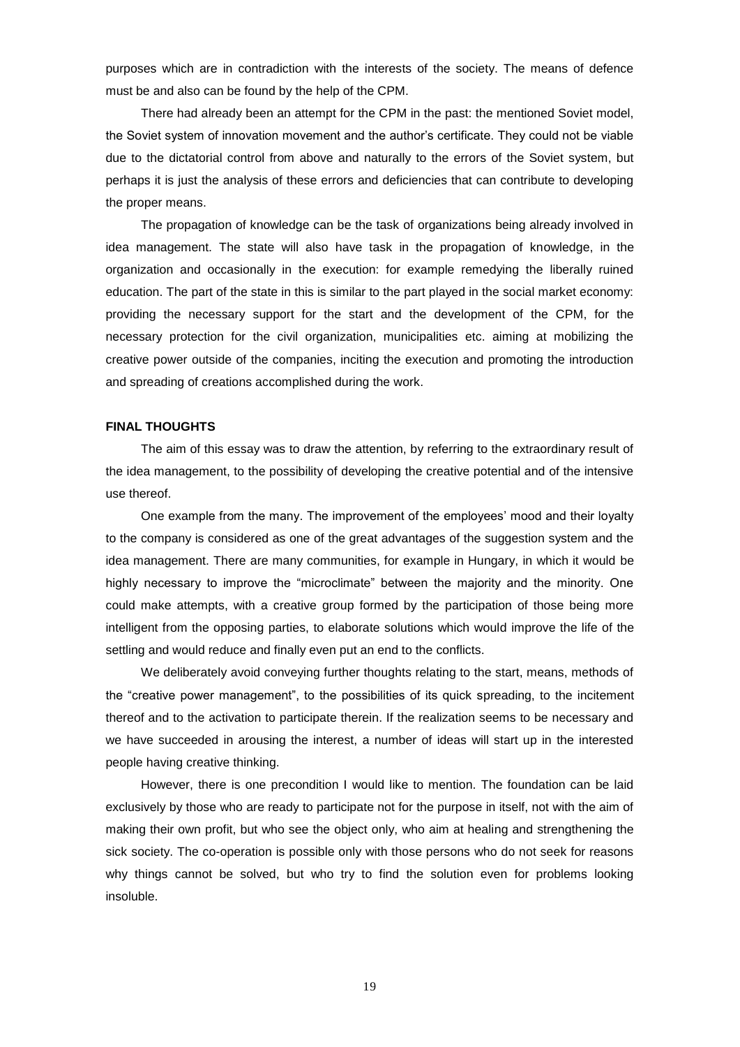purposes which are in contradiction with the interests of the society. The means of defence must be and also can be found by the help of the CPM.

There had already been an attempt for the CPM in the past: the mentioned Soviet model, the Soviet system of innovation movement and the author's certificate. They could not be viable due to the dictatorial control from above and naturally to the errors of the Soviet system, but perhaps it is just the analysis of these errors and deficiencies that can contribute to developing the proper means.

The propagation of knowledge can be the task of organizations being already involved in idea management. The state will also have task in the propagation of knowledge, in the organization and occasionally in the execution: for example remedying the liberally ruined education. The part of the state in this is similar to the part played in the social market economy: providing the necessary support for the start and the development of the CPM, for the necessary protection for the civil organization, municipalities etc. aiming at mobilizing the creative power outside of the companies, inciting the execution and promoting the introduction and spreading of creations accomplished during the work.

## FINAL THOUGHTS

The aim of this essay was to draw the attention, by referring to the extraordinary result of the idea management, to the possibility of developing the creative potential and of the intensive use thereof.

One example from the many. The improvement of the employees' mood and their loyalty to the company is considered as one of the great advantages of the suggestion system and the idea management. There are many communities, for example in Hungary, in which it would be highly necessary to improve the "microclimate" between the majority and the minority. One could make attempts, with a creative group formed by the participation of those being more intelligent from the opposing parties, to elaborate solutions which would improve the life of the settling and would reduce and finally even put an end to the conflicts.

We deliberately avoid conveying further thoughts relating to the start, means, methods of the "creative power management", to the possibilities of its quick spreading, to the incitement thereof and to the activation to participate therein. If the realization seems to be necessary and we have succeeded in arousing the interest, a number of ideas will start up in the interested people having creative thinking.

However, there is one precondition I would like to mention. The foundation can be laid exclusively by those who are ready to participate not for the purpose in itself, not with the aim of making their own profit, but who see the object only, who aim at healing and strengthening the sick society. The co-operation is possible only with those persons who do not seek for reasons why things cannot be solved, but who try to find the solution even for problems looking insoluble.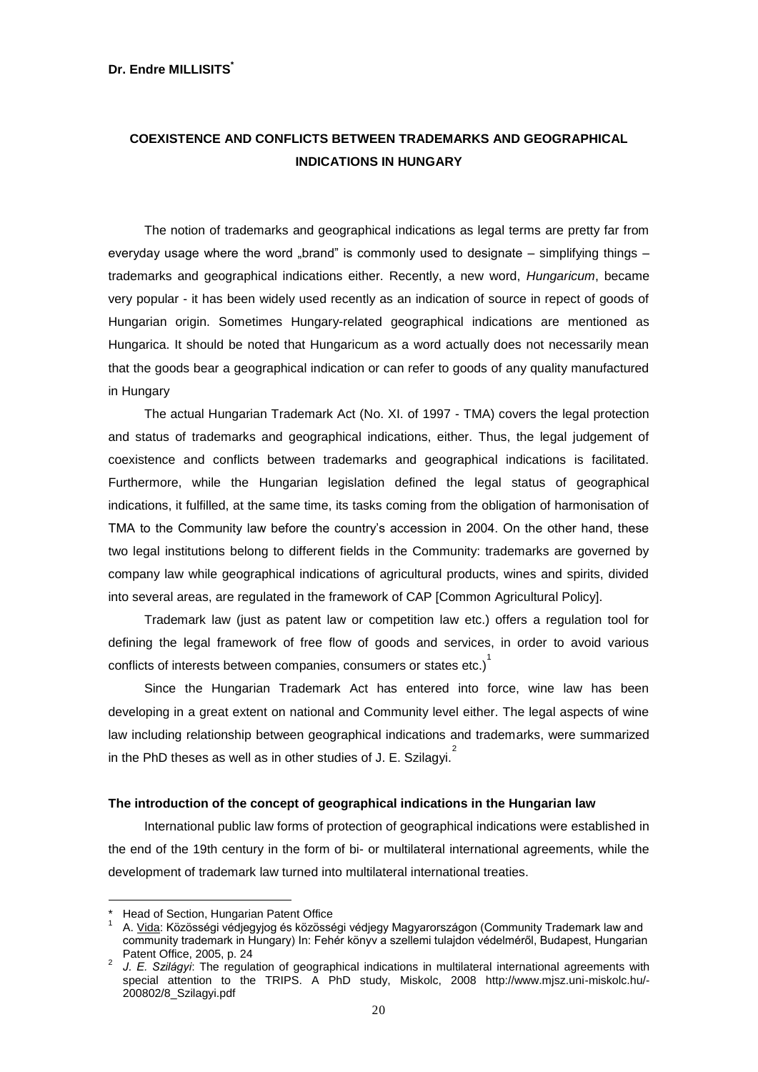**Dr. Endre MILLISITS***

## COEXISTENCE AND CONFLICTS BETWEEN TRADEMARKS AND GEOGRAPHICAL INDICATIONS IN HUNGARY

The notion of trademarks and geographical indications as legal terms are pretty far from everyday usage where the word „brand" is commonly used to designate – simplifying things – trademarks and geographical indications either. Recently, a new word, *Hungaricum*, became very popular - it has been widely used recently as an indication of source in repect of goods of Hungarian origin. Sometimes Hungary-related geographical indications are mentioned as Hungarica. It should be noted that Hungaricum as a word actually does not necessarily mean that the goods bear a geographical indication or can refer to goods of any quality manufactured in Hungary

The actual Hungarian Trademark Act (No. XI. of 1997 - TMA) covers the legal protection and status of trademarks and geographical indications, either. Thus, the legal judgement of coexistence and conflicts between trademarks and geographical indications is facilitated. Furthermore, while the Hungarian legislation defined the legal status of geographical indications, it fulfilled, at the same time, its tasks coming from the obligation of harmonisation of TMA to the Community law before the country's accession in 2004. On the other hand, these two legal institutions belong to different fields in the Community: trademarks are governed by company law while geographical indications of agricultural products, wines and spirits, divided into several areas, are regulated in the framework of CAP [Common Agricultural Policy].

Trademark law (just as patent law or competition law etc.) offers a regulation tool for defining the legal framework of free flow of goods and services, in order to avoid various conflicts of interests between companies, consumers or states etc.)[1]

Since the Hungarian Trademark Act has entered into force, wine law has been developing in a great extent on national and Community level either. The legal aspects of wine law including relationship between geographical indications and trademarks, were summarized in the PhD theses as well as in other studies of J. E. Szilagyi.[2]

### The introduction of the concept of geographical indications in the Hungarian law

International public law forms of protection of geographical indications were established in the end of the 19th century in the form of bi- or multilateral international agreements, while the development of trademark law turned into multilateral international treaties.

---

* Head of Section, Hungarian Patent Office

[1] A. Vida: Közösségi védjegyjog és közösségi védjegy Magyarországon (Community Trademark law and community trademark in Hungary) In: Fehér könyv a szellemi tulajdon védelméről, Budapest, Hungarian Patent Office, 2005, p. 24

[2] *J. E. Szilágyi*: The regulation of geographical indications in multilateral international agreements with special attention to the TRIPS. A PhD study, Miskolc, 2008 http://www.mjsz.uni-miskolc.hu/-200802/8_Szilagyi.pdf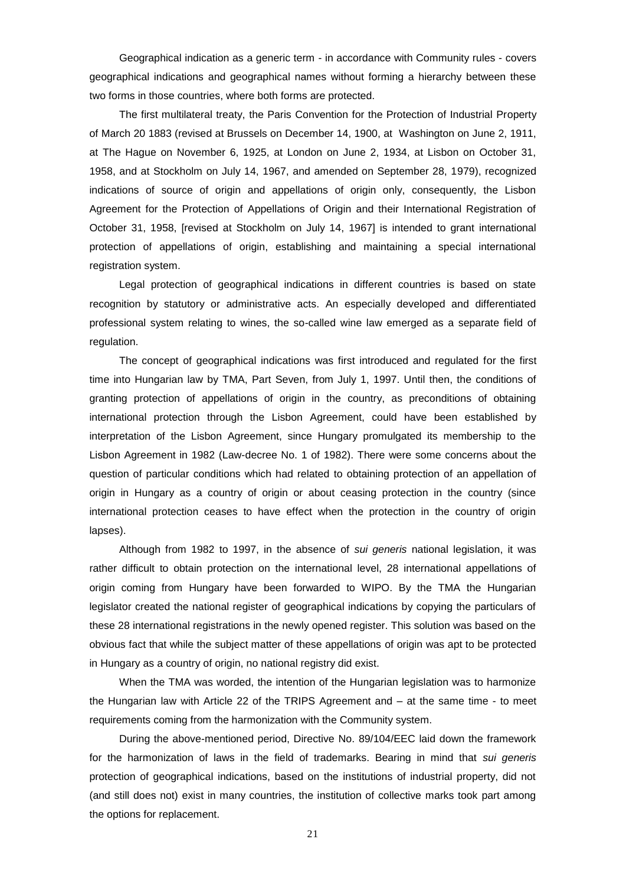Geographical indication as a generic term - in accordance with Community rules - covers geographical indications and geographical names without forming a hierarchy between these two forms in those countries, where both forms are protected.

The first multilateral treaty, the Paris Convention for the Protection of Industrial Property of March 20 1883 (revised at Brussels on December 14, 1900, at Washington on June 2, 1911, at The Hague on November 6, 1925, at London on June 2, 1934, at Lisbon on October 31, 1958, and at Stockholm on July 14, 1967, and amended on September 28, 1979), recognized indications of source of origin and appellations of origin only, consequently, the Lisbon Agreement for the Protection of Appellations of Origin and their International Registration of October 31, 1958, [revised at Stockholm on July 14, 1967] is intended to grant international protection of appellations of origin, establishing and maintaining a special international registration system.

Legal protection of geographical indications in different countries is based on state recognition by statutory or administrative acts. An especially developed and differentiated professional system relating to wines, the so-called wine law emerged as a separate field of regulation.

The concept of geographical indications was first introduced and regulated for the first time into Hungarian law by TMA, Part Seven, from July 1, 1997. Until then, the conditions of granting protection of appellations of origin in the country, as preconditions of obtaining international protection through the Lisbon Agreement, could have been established by interpretation of the Lisbon Agreement, since Hungary promulgated its membership to the Lisbon Agreement in 1982 (Law-decree No. 1 of 1982). There were some concerns about the question of particular conditions which had related to obtaining protection of an appellation of origin in Hungary as a country of origin or about ceasing protection in the country (since international protection ceases to have effect when the protection in the country of origin lapses).

Although from 1982 to 1997, in the absence of *sui generis* national legislation, it was rather difficult to obtain protection on the international level, 28 international appellations of origin coming from Hungary have been forwarded to WIPO. By the TMA the Hungarian legislator created the national register of geographical indications by copying the particulars of these 28 international registrations in the newly opened register. This solution was based on the obvious fact that while the subject matter of these appellations of origin was apt to be protected in Hungary as a country of origin, no national registry did exist.

When the TMA was worded, the intention of the Hungarian legislation was to harmonize the Hungarian law with Article 22 of the TRIPS Agreement and – at the same time - to meet requirements coming from the harmonization with the Community system.

During the above-mentioned period, Directive No. 89/104/EEC laid down the framework for the harmonization of laws in the field of trademarks. Bearing in mind that *sui generis* protection of geographical indications, based on the institutions of industrial property, did not (and still does not) exist in many countries, the institution of collective marks took part among the options for replacement.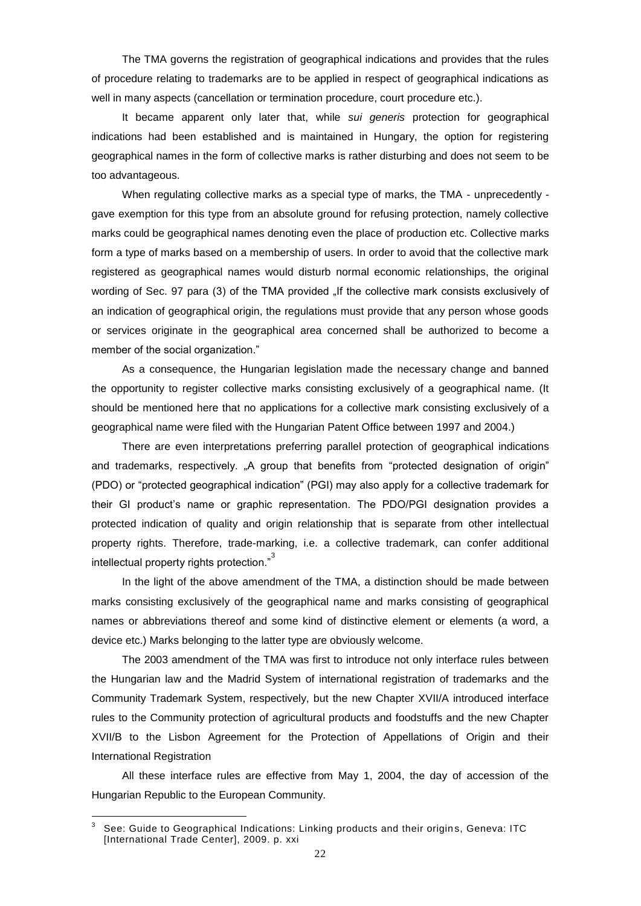The TMA governs the registration of geographical indications and provides that the rules of procedure relating to trademarks are to be applied in respect of geographical indications as well in many aspects (cancellation or termination procedure, court procedure etc.).

It became apparent only later that, while *sui generis* protection for geographical indications had been established and is maintained in Hungary, the option for registering geographical names in the form of collective marks is rather disturbing and does not seem to be too advantageous.

When regulating collective marks as a special type of marks, the TMA - unprecedently - gave exemption for this type from an absolute ground for refusing protection, namely collective marks could be geographical names denoting even the place of production etc. Collective marks form a type of marks based on a membership of users. In order to avoid that the collective mark registered as geographical names would disturb normal economic relationships, the original wording of Sec. 97 para (3) of the TMA provided „If the collective mark consists exclusively of an indication of geographical origin, the regulations must provide that any person whose goods or services originate in the geographical area concerned shall be authorized to become a member of the social organization."

As a consequence, the Hungarian legislation made the necessary change and banned the opportunity to register collective marks consisting exclusively of a geographical name. (It should be mentioned here that no applications for a collective mark consisting exclusively of a geographical name were filed with the Hungarian Patent Office between 1997 and 2004.)

There are even interpretations preferring parallel protection of geographical indications and trademarks, respectively. „A group that benefits from "protected designation of origin" (PDO) or "protected geographical indication" (PGI) may also apply for a collective trademark for their GI product's name or graphic representation. The PDO/PGI designation provides a protected indication of quality and origin relationship that is separate from other intellectual property rights. Therefore, trade-marking, i.e. a collective trademark, can confer additional intellectual property rights protection."[3]

In the light of the above amendment of the TMA, a distinction should be made between marks consisting exclusively of the geographical name and marks consisting of geographical names or abbreviations thereof and some kind of distinctive element or elements (a word, a device etc.) Marks belonging to the latter type are obviously welcome.

The 2003 amendment of the TMA was first to introduce not only interface rules between the Hungarian law and the Madrid System of international registration of trademarks and the Community Trademark System, respectively, but the new Chapter XVII/A introduced interface rules to the Community protection of agricultural products and foodstuffs and the new Chapter XVII/B to the Lisbon Agreement for the Protection of Appellations of Origin and their International Registration

All these interface rules are effective from May 1, 2004, the day of accession of the Hungarian Republic to the European Community.

---

[3] See: Guide to Geographical Indications: Linking products and their origins, Geneva: ITC [International Trade Center], 2009. p. xxi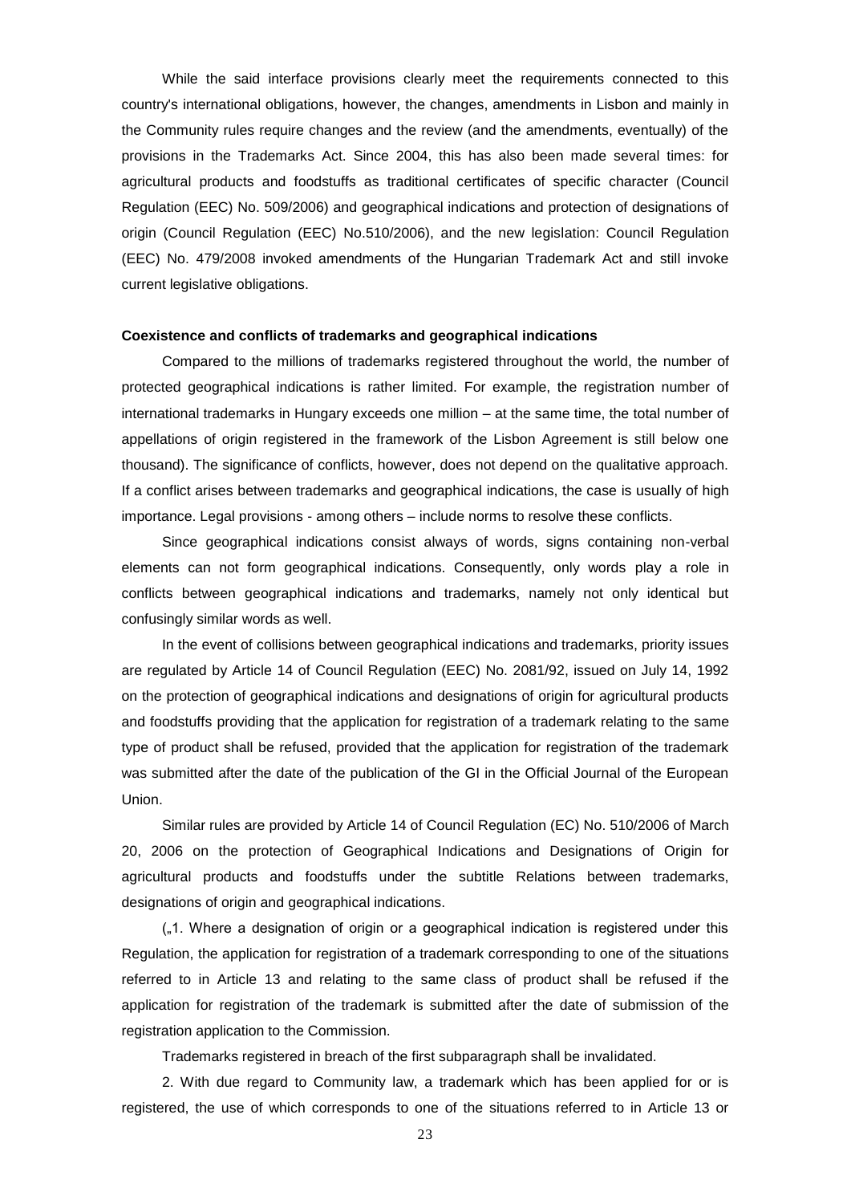While the said interface provisions clearly meet the requirements connected to this country's international obligations, however, the changes, amendments in Lisbon and mainly in the Community rules require changes and the review (and the amendments, eventually) of the provisions in the Trademarks Act. Since 2004, this has also been made several times: for agricultural products and foodstuffs as traditional certificates of specific character (Council Regulation (EEC) No. 509/2006) and geographical indications and protection of designations of origin (Council Regulation (EEC) No.510/2006), and the new legislation: Council Regulation (EEC) No. 479/2008 invoked amendments of the Hungarian Trademark Act and still invoke current legislative obligations.

**Coexistence and conflicts of trademarks and geographical indications**

Compared to the millions of trademarks registered throughout the world, the number of protected geographical indications is rather limited. For example, the registration number of international trademarks in Hungary exceeds one million – at the same time, the total number of appellations of origin registered in the framework of the Lisbon Agreement is still below one thousand). The significance of conflicts, however, does not depend on the qualitative approach. If a conflict arises between trademarks and geographical indications, the case is usually of high importance. Legal provisions - among others – include norms to resolve these conflicts.

Since geographical indications consist always of words, signs containing non-verbal elements can not form geographical indications. Consequently, only words play a role in conflicts between geographical indications and trademarks, namely not only identical but confusingly similar words as well.

In the event of collisions between geographical indications and trademarks, priority issues are regulated by Article 14 of Council Regulation (EEC) No. 2081/92, issued on July 14, 1992 on the protection of geographical indications and designations of origin for agricultural products and foodstuffs providing that the application for registration of a trademark relating to the same type of product shall be refused, provided that the application for registration of the trademark was submitted after the date of the publication of the GI in the Official Journal of the European Union.

Similar rules are provided by Article 14 of Council Regulation (EC) No. 510/2006 of March 20, 2006 on the protection of Geographical Indications and Designations of Origin for agricultural products and foodstuffs under the subtitle Relations between trademarks, designations of origin and geographical indications.

(„1. Where a designation of origin or a geographical indication is registered under this Regulation, the application for registration of a trademark corresponding to one of the situations referred to in Article 13 and relating to the same class of product shall be refused if the application for registration of the trademark is submitted after the date of submission of the registration application to the Commission.

Trademarks registered in breach of the first subparagraph shall be invalidated.

2. With due regard to Community law, a trademark which has been applied for or is registered, the use of which corresponds to one of the situations referred to in Article 13 or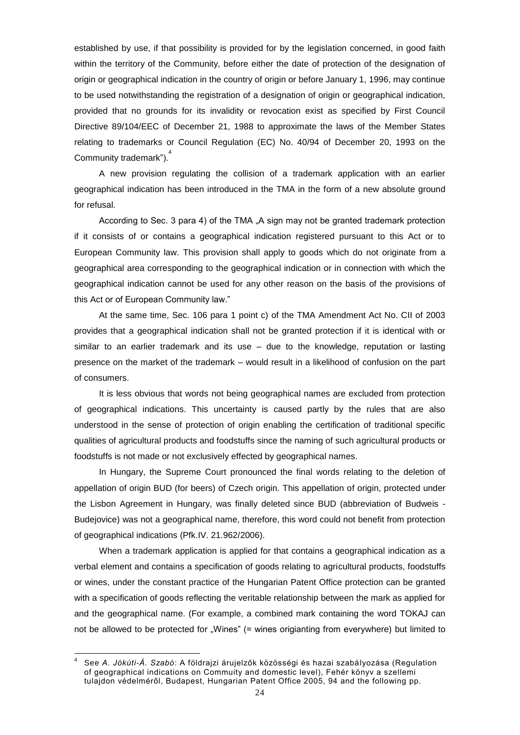established by use, if that possibility is provided for by the legislation concerned, in good faith within the territory of the Community, before either the date of protection of the designation of origin or geographical indication in the country of origin or before January 1, 1996, may continue to be used notwithstanding the registration of a designation of origin or geographical indication, provided that no grounds for its invalidity or revocation exist as specified by First Council Directive 89/104/EEC of December 21, 1988 to approximate the laws of the Member States relating to trademarks or Council Regulation (EC) No. 40/94 of December 20, 1993 on the Community trademark").[4]

A new provision regulating the collision of a trademark application with an earlier geographical indication has been introduced in the TMA in the form of a new absolute ground for refusal.

According to Sec. 3 para 4) of the TMA „A sign may not be granted trademark protection if it consists of or contains a geographical indication registered pursuant to this Act or to European Community law. This provision shall apply to goods which do not originate from a geographical area corresponding to the geographical indication or in connection with which the geographical indication cannot be used for any other reason on the basis of the provisions of this Act or of European Community law."

At the same time, Sec. 106 para 1 point c) of the TMA Amendment Act No. CII of 2003 provides that a geographical indication shall not be granted protection if it is identical with or similar to an earlier trademark and its use – due to the knowledge, reputation or lasting presence on the market of the trademark – would result in a likelihood of confusion on the part of consumers.

It is less obvious that words not being geographical names are excluded from protection of geographical indications. This uncertainty is caused partly by the rules that are also understood in the sense of protection of origin enabling the certification of traditional specific qualities of agricultural products and foodstuffs since the naming of such agricultural products or foodstuffs is not made or not exclusively effected by geographical names.

In Hungary, the Supreme Court pronounced the final words relating to the deletion of appellation of origin BUD (for beers) of Czech origin. This appellation of origin, protected under the Lisbon Agreement in Hungary, was finally deleted since BUD (abbreviation of Budweis - Budejovice) was not a geographical name, therefore, this word could not benefit from protection of geographical indications (Pfk.IV. 21.962/2006).

When a trademark application is applied for that contains a geographical indication as a verbal element and contains a specification of goods relating to agricultural products, foodstuffs or wines, under the constant practice of the Hungarian Patent Office protection can be granted with a specification of goods reflecting the veritable relationship between the mark as applied for and the geographical name. (For example, a combined mark containing the word TOKAJ can not be allowed to be protected for „Wines" (= wines origianting from everywhere) but limited to

---

[4] See *A. Jókúti-Á. Szabó*: A földrajzi árujelzők közösségi és hazai szabályozása (Regulation of geographical indications on Commuity and domestic level), Fehér könyv a szellemi tulajdon védelméről, Budapest, Hungarian Patent Office 2005, 94 and the following pp.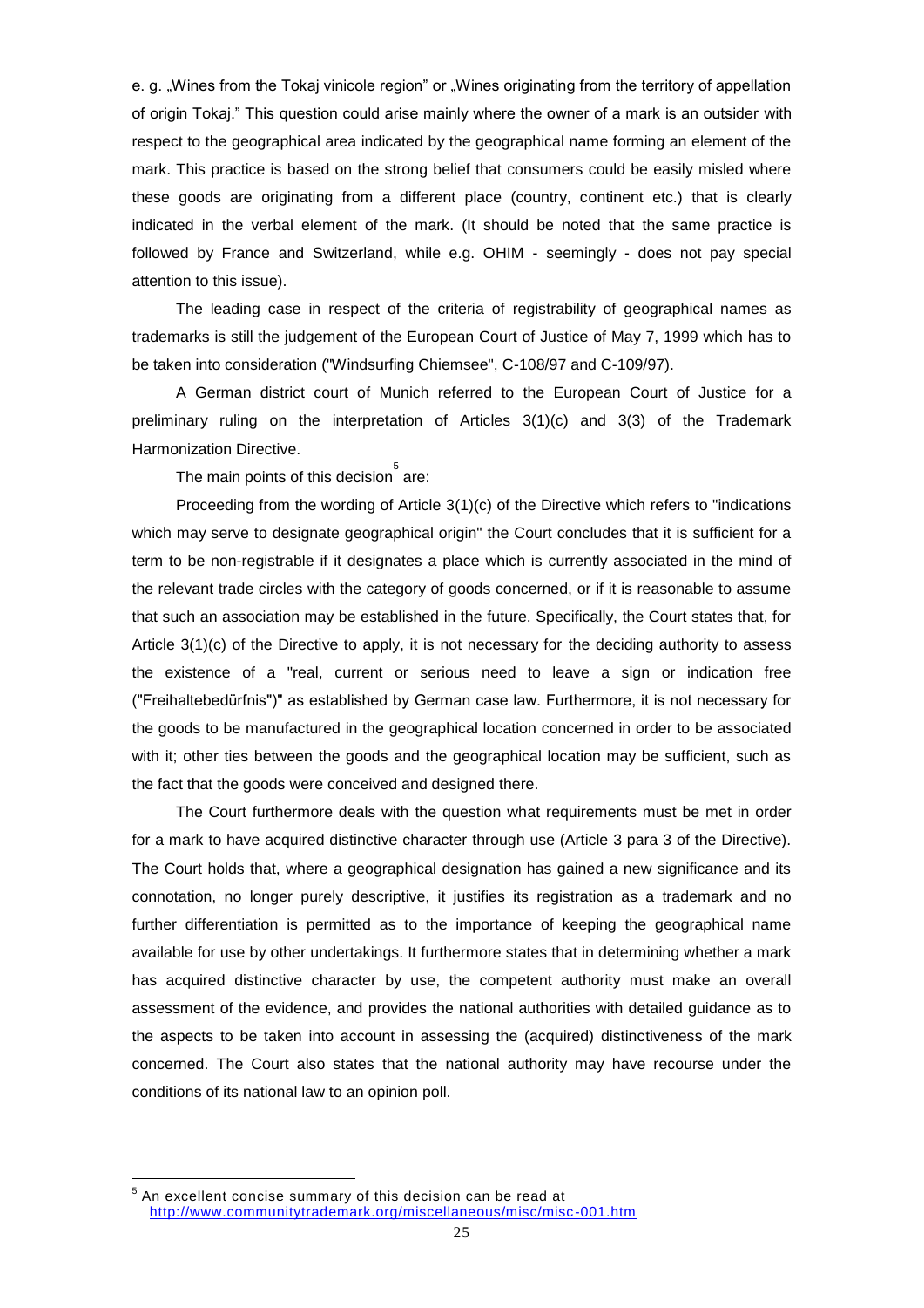e. g. „Wines from the Tokaj vinicole region" or „Wines originating from the territory of appellation of origin Tokaj." This question could arise mainly where the owner of a mark is an outsider with respect to the geographical area indicated by the geographical name forming an element of the mark. This practice is based on the strong belief that consumers could be easily misled where these goods are originating from a different place (country, continent etc.) that is clearly indicated in the verbal element of the mark. (It should be noted that the same practice is followed by France and Switzerland, while e.g. OHIM - seemingly - does not pay special attention to this issue).

The leading case in respect of the criteria of registrability of geographical names as trademarks is still the judgement of the European Court of Justice of May 7, 1999 which has to be taken into consideration ("Windsurfing Chiemsee", C-108/97 and C-109/97).

A German district court of Munich referred to the European Court of Justice for a preliminary ruling on the interpretation of Articles 3(1)(c) and 3(3) of the Trademark Harmonization Directive.

The main points of this decision[5] are:

Proceeding from the wording of Article 3(1)(c) of the Directive which refers to "indications which may serve to designate geographical origin" the Court concludes that it is sufficient for a term to be non-registrable if it designates a place which is currently associated in the mind of the relevant trade circles with the category of goods concerned, or if it is reasonable to assume that such an association may be established in the future. Specifically, the Court states that, for Article 3(1)(c) of the Directive to apply, it is not necessary for the deciding authority to assess the existence of a "real, current or serious need to leave a sign or indication free ("Freihaltebedürfnis")" as established by German case law. Furthermore, it is not necessary for the goods to be manufactured in the geographical location concerned in order to be associated with it; other ties between the goods and the geographical location may be sufficient, such as the fact that the goods were conceived and designed there.

The Court furthermore deals with the question what requirements must be met in order for a mark to have acquired distinctive character through use (Article 3 para 3 of the Directive). The Court holds that, where a geographical designation has gained a new significance and its connotation, no longer purely descriptive, it justifies its registration as a trademark and no further differentiation is permitted as to the importance of keeping the geographical name available for use by other undertakings. It furthermore states that in determining whether a mark has acquired distinctive character by use, the competent authority must make an overall assessment of the evidence, and provides the national authorities with detailed guidance as to the aspects to be taken into account in assessing the (acquired) distinctiveness of the mark concerned. The Court also states that the national authority may have recourse under the conditions of its national law to an opinion poll.

---

[5] An excellent concise summary of this decision can be read at http://www.communitytrademark.org/miscellaneous/misc/misc-001.htm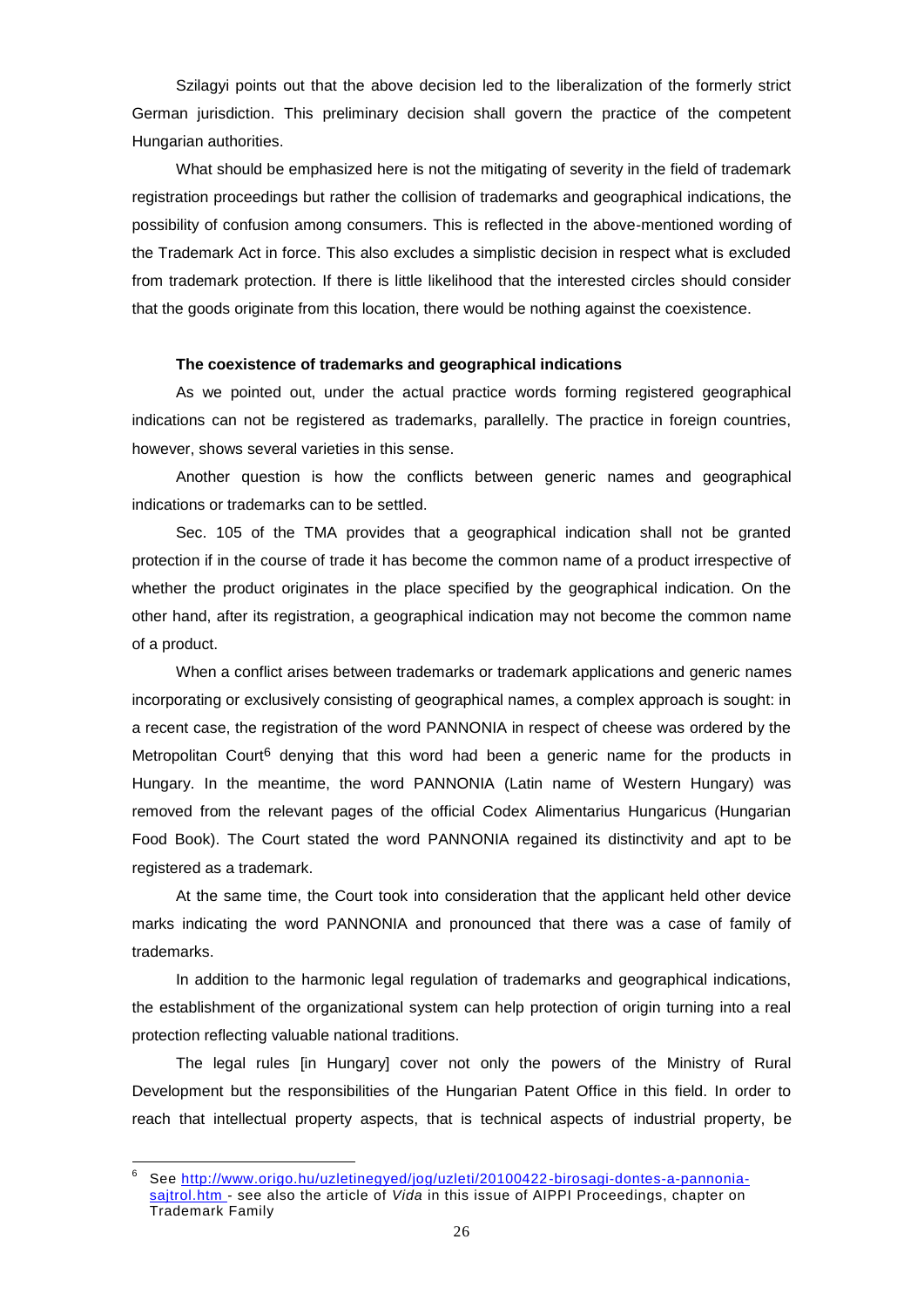Szilagyi points out that the above decision led to the liberalization of the formerly strict German jurisdiction. This preliminary decision shall govern the practice of the competent Hungarian authorities.

What should be emphasized here is not the mitigating of severity in the field of trademark registration proceedings but rather the collision of trademarks and geographical indications, the possibility of confusion among consumers. This is reflected in the above-mentioned wording of the Trademark Act in force. This also excludes a simplistic decision in respect what is excluded from trademark protection. If there is little likelihood that the interested circles should consider that the goods originate from this location, there would be nothing against the coexistence.

**The coexistence of trademarks and geographical indications**

As we pointed out, under the actual practice words forming registered geographical indications can not be registered as trademarks, parallelly. The practice in foreign countries, however, shows several varieties in this sense.

Another question is how the conflicts between generic names and geographical indications or trademarks can to be settled.

Sec. 105 of the TMA provides that a geographical indication shall not be granted protection if in the course of trade it has become the common name of a product irrespective of whether the product originates in the place specified by the geographical indication. On the other hand, after its registration, a geographical indication may not become the common name of a product.

When a conflict arises between trademarks or trademark applications and generic names incorporating or exclusively consisting of geographical names, a complex approach is sought: in a recent case, the registration of the word PANNONIA in respect of cheese was ordered by the Metropolitan Court[6] denying that this word had been a generic name for the products in Hungary. In the meantime, the word PANNONIA (Latin name of Western Hungary) was removed from the relevant pages of the official Codex Alimentarius Hungaricus (Hungarian Food Book). The Court stated the word PANNONIA regained its distinctivity and apt to be registered as a trademark.

At the same time, the Court took into consideration that the applicant held other device marks indicating the word PANNONIA and pronounced that there was a case of family of trademarks.

In addition to the harmonic legal regulation of trademarks and geographical indications, the establishment of the organizational system can help protection of origin turning into a real protection reflecting valuable national traditions.

The legal rules [in Hungary] cover not only the powers of the Ministry of Rural Development but the responsibilities of the Hungarian Patent Office in this field. In order to reach that intellectual property aspects, that is technical aspects of industrial property, be

---

[6] See http://www.origo.hu/uzletinegyed/jog/uzleti/20100422-birosagi-dontes-a-pannonia-sajtrol.htm - see also the article of *Vida* in this issue of AIPPI Proceedings, chapter on Trademark Family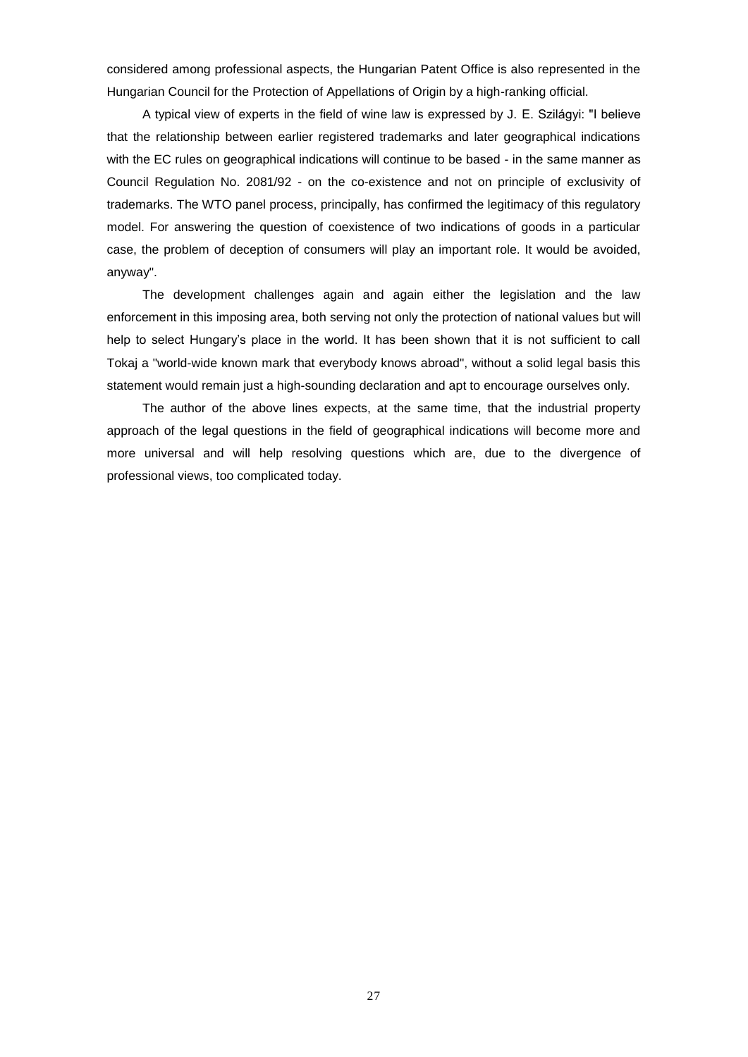considered among professional aspects, the Hungarian Patent Office is also represented in the Hungarian Council for the Protection of Appellations of Origin by a high-ranking official.

A typical view of experts in the field of wine law is expressed by J. E. Szilágyi: "I believe that the relationship between earlier registered trademarks and later geographical indications with the EC rules on geographical indications will continue to be based - in the same manner as Council Regulation No. 2081/92 - on the co-existence and not on principle of exclusivity of trademarks. The WTO panel process, principally, has confirmed the legitimacy of this regulatory model. For answering the question of coexistence of two indications of goods in a particular case, the problem of deception of consumers will play an important role. It would be avoided, anyway".

The development challenges again and again either the legislation and the law enforcement in this imposing area, both serving not only the protection of national values but will help to select Hungary's place in the world. It has been shown that it is not sufficient to call Tokaj a "world-wide known mark that everybody knows abroad", without a solid legal basis this statement would remain just a high-sounding declaration and apt to encourage ourselves only.

The author of the above lines expects, at the same time, that the industrial property approach of the legal questions in the field of geographical indications will become more and more universal and will help resolving questions which are, due to the divergence of professional views, too complicated today.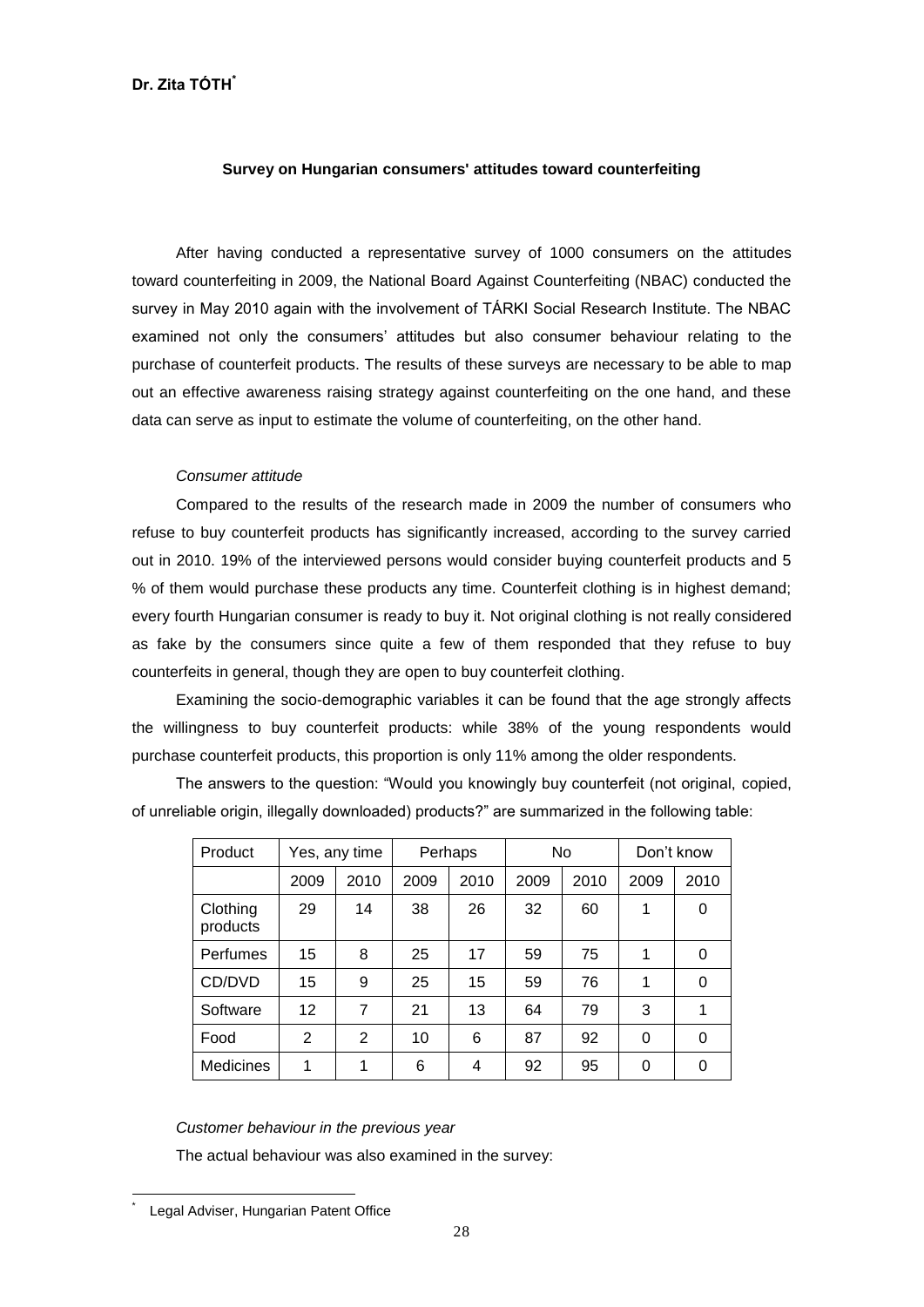**Dr. Zita TÓTH**[*]

**Survey on Hungarian consumers' attitudes toward counterfeiting**

After having conducted a representative survey of 1000 consumers on the attitudes toward counterfeiting in 2009, the National Board Against Counterfeiting (NBAC) conducted the survey in May 2010 again with the involvement of TÁRKI Social Research Institute. The NBAC examined not only the consumers' attitudes but also consumer behaviour relating to the purchase of counterfeit products. The results of these surveys are necessary to be able to map out an effective awareness raising strategy against counterfeiting on the one hand, and these data can serve as input to estimate the volume of counterfeiting, on the other hand.

*Consumer attitude*

Compared to the results of the research made in 2009 the number of consumers who refuse to buy counterfeit products has significantly increased, according to the survey carried out in 2010. 19% of the interviewed persons would consider buying counterfeit products and 5 % of them would purchase these products any time. Counterfeit clothing is in highest demand; every fourth Hungarian consumer is ready to buy it. Not original clothing is not really considered as fake by the consumers since quite a few of them responded that they refuse to buy counterfeits in general, though they are open to buy counterfeit clothing.

Examining the socio-demographic variables it can be found that the age strongly affects the willingness to buy counterfeit products: while 38% of the young respondents would purchase counterfeit products, this proportion is only 11% among the older respondents.

The answers to the question: "Would you knowingly buy counterfeit (not original, copied, of unreliable origin, illegally downloaded) products?" are summarized in the following table:

| Product | Yes, any time | | Perhaps | | No | | Don't know | |
|---|---|---|---|---|---|---|---|---|
| | 2009 | 2010 | 2009 | 2010 | 2009 | 2010 | 2009 | 2010 |
| Clothing products | 29 | 14 | 38 | 26 | 32 | 60 | 1 | 0 |
| Perfumes | 15 | 8 | 25 | 17 | 59 | 75 | 1 | 0 |
| CD/DVD | 15 | 9 | 25 | 15 | 59 | 76 | 1 | 0 |
| Software | 12 | 7 | 21 | 13 | 64 | 79 | 3 | 1 |
| Food | 2 | 2 | 10 | 6 | 87 | 92 | 0 | 0 |
| Medicines | 1 | 1 | 6 | 4 | 92 | 95 | 0 | 0 |

*Customer behaviour in the previous year*

The actual behaviour was also examined in the survey:

[*] Legal Adviser, Hungarian Patent Office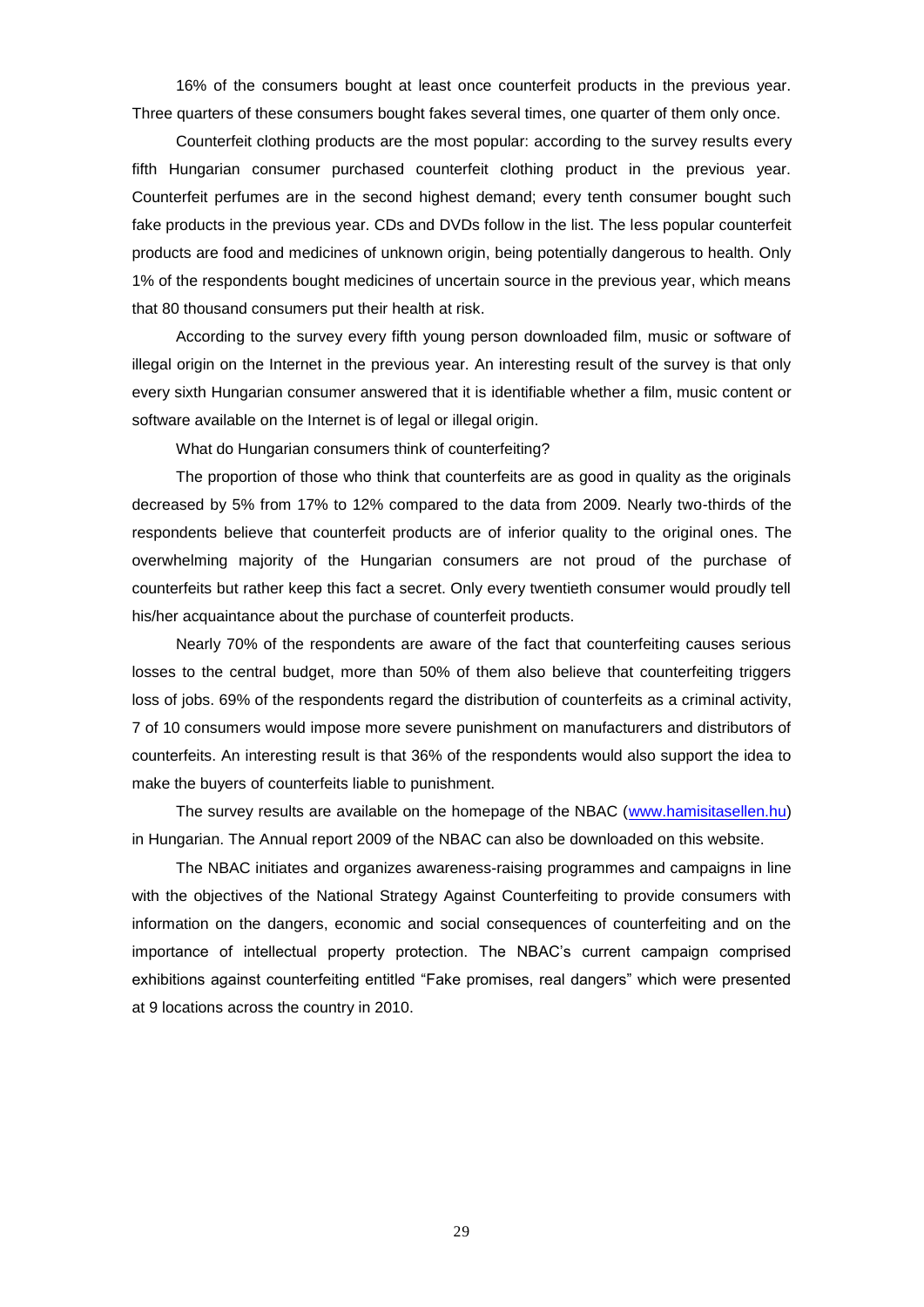16% of the consumers bought at least once counterfeit products in the previous year. Three quarters of these consumers bought fakes several times, one quarter of them only once.

Counterfeit clothing products are the most popular: according to the survey results every fifth Hungarian consumer purchased counterfeit clothing product in the previous year. Counterfeit perfumes are in the second highest demand; every tenth consumer bought such fake products in the previous year. CDs and DVDs follow in the list. The less popular counterfeit products are food and medicines of unknown origin, being potentially dangerous to health. Only 1% of the respondents bought medicines of uncertain source in the previous year, which means that 80 thousand consumers put their health at risk.

According to the survey every fifth young person downloaded film, music or software of illegal origin on the Internet in the previous year. An interesting result of the survey is that only every sixth Hungarian consumer answered that it is identifiable whether a film, music content or software available on the Internet is of legal or illegal origin.

What do Hungarian consumers think of counterfeiting?

The proportion of those who think that counterfeits are as good in quality as the originals decreased by 5% from 17% to 12% compared to the data from 2009. Nearly two-thirds of the respondents believe that counterfeit products are of inferior quality to the original ones. The overwhelming majority of the Hungarian consumers are not proud of the purchase of counterfeits but rather keep this fact a secret. Only every twentieth consumer would proudly tell his/her acquaintance about the purchase of counterfeit products.

Nearly 70% of the respondents are aware of the fact that counterfeiting causes serious losses to the central budget, more than 50% of them also believe that counterfeiting triggers loss of jobs. 69% of the respondents regard the distribution of counterfeits as a criminal activity, 7 of 10 consumers would impose more severe punishment on manufacturers and distributors of counterfeits. An interesting result is that 36% of the respondents would also support the idea to make the buyers of counterfeits liable to punishment.

The survey results are available on the homepage of the NBAC (www.hamisitasellen.hu) in Hungarian. The Annual report 2009 of the NBAC can also be downloaded on this website.

The NBAC initiates and organizes awareness-raising programmes and campaigns in line with the objectives of the National Strategy Against Counterfeiting to provide consumers with information on the dangers, economic and social consequences of counterfeiting and on the importance of intellectual property protection. The NBAC's current campaign comprised exhibitions against counterfeiting entitled "Fake promises, real dangers" which were presented at 9 locations across the country in 2010.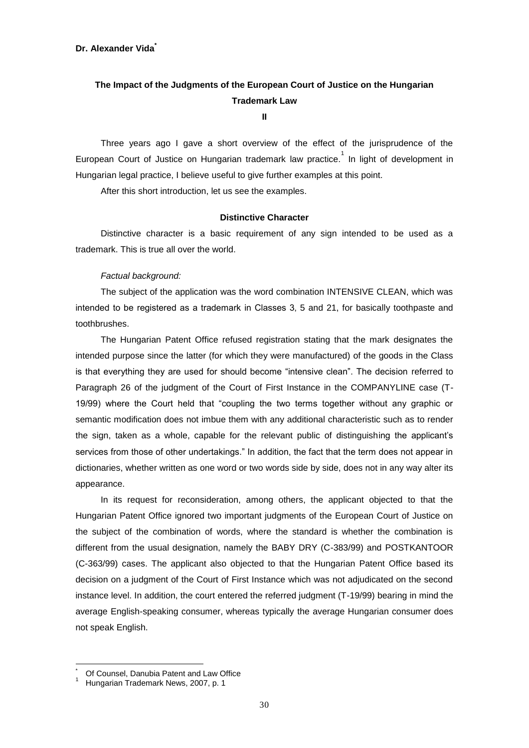**Dr. Alexander Vida**[*]

## The Impact of the Judgments of the European Court of Justice on the Hungarian Trademark Law

**II**

Three years ago I gave a short overview of the effect of the jurisprudence of the European Court of Justice on Hungarian trademark law practice.[1] In light of development in Hungarian legal practice, I believe useful to give further examples at this point.

After this short introduction, let us see the examples.

### Distinctive Character

Distinctive character is a basic requirement of any sign intended to be used as a trademark. This is true all over the world.

*Factual background:*

The subject of the application was the word combination INTENSIVE CLEAN, which was intended to be registered as a trademark in Classes 3, 5 and 21, for basically toothpaste and toothbrushes.

The Hungarian Patent Office refused registration stating that the mark designates the intended purpose since the latter (for which they were manufactured) of the goods in the Class is that everything they are used for should become "intensive clean". The decision referred to Paragraph 26 of the judgment of the Court of First Instance in the COMPANYLINE case (T-19/99) where the Court held that "coupling the two terms together without any graphic or semantic modification does not imbue them with any additional characteristic such as to render the sign, taken as a whole, capable for the relevant public of distinguishing the applicant's services from those of other undertakings." In addition, the fact that the term does not appear in dictionaries, whether written as one word or two words side by side, does not in any way alter its appearance.

In its request for reconsideration, among others, the applicant objected to that the Hungarian Patent Office ignored two important judgments of the European Court of Justice on the subject of the combination of words, where the standard is whether the combination is different from the usual designation, namely the BABY DRY (C-383/99) and POSTKANTOOR (C-363/99) cases. The applicant also objected to that the Hungarian Patent Office based its decision on a judgment of the Court of First Instance which was not adjudicated on the second instance level. In addition, the court entered the referred judgment (T-19/99) bearing in mind the average English-speaking consumer, whereas typically the average Hungarian consumer does not speak English.

---

[*] Of Counsel, Danubia Patent and Law Office

[1] Hungarian Trademark News, 2007, p. 1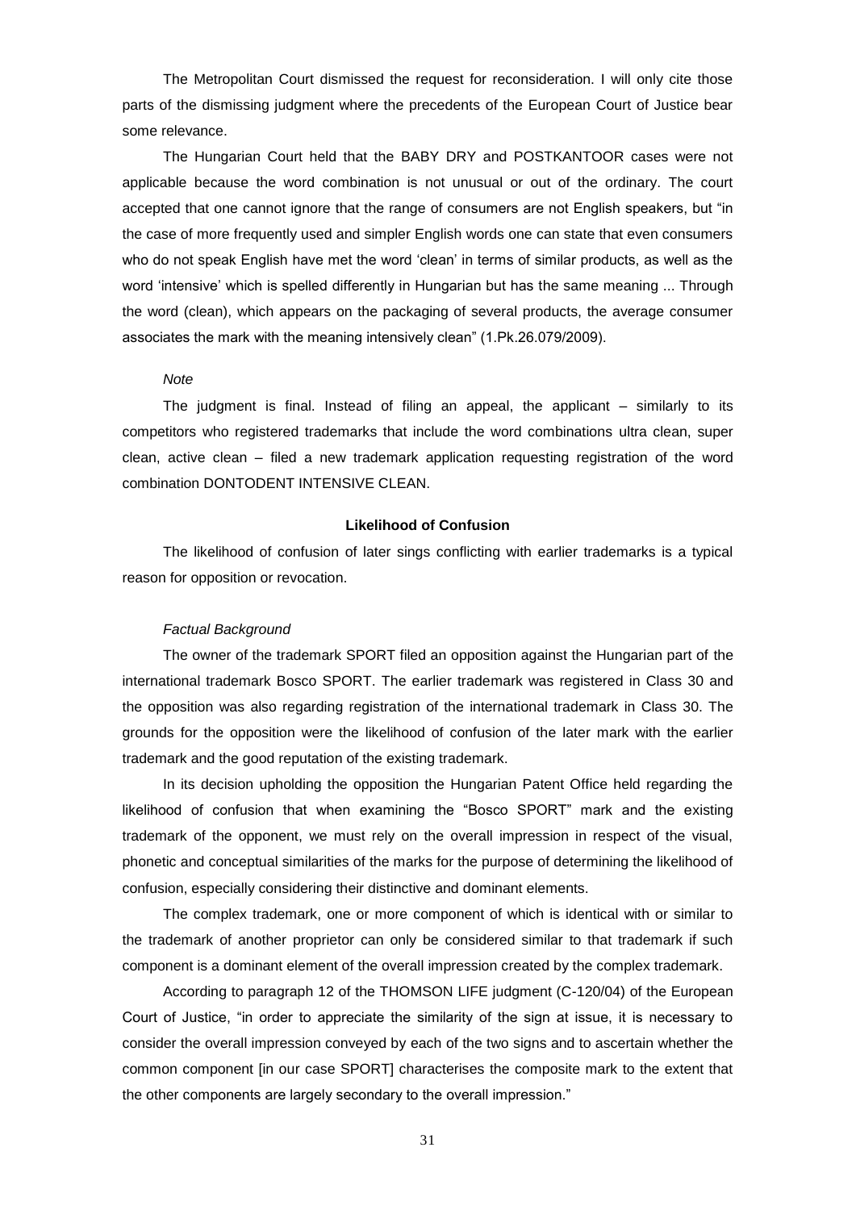The Metropolitan Court dismissed the request for reconsideration. I will only cite those parts of the dismissing judgment where the precedents of the European Court of Justice bear some relevance.

The Hungarian Court held that the BABY DRY and POSTKANTOOR cases were not applicable because the word combination is not unusual or out of the ordinary. The court accepted that one cannot ignore that the range of consumers are not English speakers, but "in the case of more frequently used and simpler English words one can state that even consumers who do not speak English have met the word 'clean' in terms of similar products, as well as the word 'intensive' which is spelled differently in Hungarian but has the same meaning ... Through the word (clean), which appears on the packaging of several products, the average consumer associates the mark with the meaning intensively clean" (1.Pk.26.079/2009).

*Note*

The judgment is final. Instead of filing an appeal, the applicant – similarly to its competitors who registered trademarks that include the word combinations ultra clean, super clean, active clean – filed a new trademark application requesting registration of the word combination DONTODENT INTENSIVE CLEAN.

**Likelihood of Confusion**

The likelihood of confusion of later sings conflicting with earlier trademarks is a typical reason for opposition or revocation.

*Factual Background*

The owner of the trademark SPORT filed an opposition against the Hungarian part of the international trademark Bosco SPORT. The earlier trademark was registered in Class 30 and the opposition was also regarding registration of the international trademark in Class 30. The grounds for the opposition were the likelihood of confusion of the later mark with the earlier trademark and the good reputation of the existing trademark.

In its decision upholding the opposition the Hungarian Patent Office held regarding the likelihood of confusion that when examining the "Bosco SPORT" mark and the existing trademark of the opponent, we must rely on the overall impression in respect of the visual, phonetic and conceptual similarities of the marks for the purpose of determining the likelihood of confusion, especially considering their distinctive and dominant elements.

The complex trademark, one or more component of which is identical with or similar to the trademark of another proprietor can only be considered similar to that trademark if such component is a dominant element of the overall impression created by the complex trademark.

According to paragraph 12 of the THOMSON LIFE judgment (C-120/04) of the European Court of Justice, "in order to appreciate the similarity of the sign at issue, it is necessary to consider the overall impression conveyed by each of the two signs and to ascertain whether the common component [in our case SPORT] characterises the composite mark to the extent that the other components are largely secondary to the overall impression."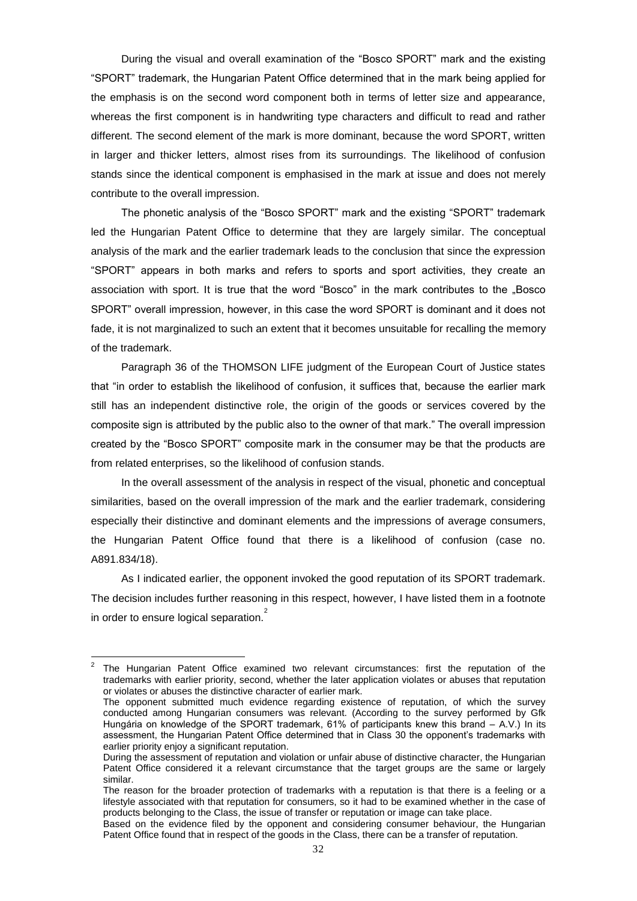During the visual and overall examination of the "Bosco SPORT" mark and the existing "SPORT" trademark, the Hungarian Patent Office determined that in the mark being applied for the emphasis is on the second word component both in terms of letter size and appearance, whereas the first component is in handwriting type characters and difficult to read and rather different. The second element of the mark is more dominant, because the word SPORT, written in larger and thicker letters, almost rises from its surroundings. The likelihood of confusion stands since the identical component is emphasised in the mark at issue and does not merely contribute to the overall impression.

The phonetic analysis of the "Bosco SPORT" mark and the existing "SPORT" trademark led the Hungarian Patent Office to determine that they are largely similar. The conceptual analysis of the mark and the earlier trademark leads to the conclusion that since the expression "SPORT" appears in both marks and refers to sports and sport activities, they create an association with sport. It is true that the word "Bosco" in the mark contributes to the „Bosco SPORT" overall impression, however, in this case the word SPORT is dominant and it does not fade, it is not marginalized to such an extent that it becomes unsuitable for recalling the memory of the trademark.

Paragraph 36 of the THOMSON LIFE judgment of the European Court of Justice states that "in order to establish the likelihood of confusion, it suffices that, because the earlier mark still has an independent distinctive role, the origin of the goods or services covered by the composite sign is attributed by the public also to the owner of that mark." The overall impression created by the "Bosco SPORT" composite mark in the consumer may be that the products are from related enterprises, so the likelihood of confusion stands.

In the overall assessment of the analysis in respect of the visual, phonetic and conceptual similarities, based on the overall impression of the mark and the earlier trademark, considering especially their distinctive and dominant elements and the impressions of average consumers, the Hungarian Patent Office found that there is a likelihood of confusion (case no. A891.834/18).

As I indicated earlier, the opponent invoked the good reputation of its SPORT trademark. The decision includes further reasoning in this respect, however, I have listed them in a footnote in order to ensure logical separation.[2]

---

[2] The Hungarian Patent Office examined two relevant circumstances: first the reputation of the trademarks with earlier priority, second, whether the later application violates or abuses that reputation or violates or abuses the distinctive character of earlier mark.
The opponent submitted much evidence regarding existence of reputation, of which the survey conducted among Hungarian consumers was relevant. (According to the survey performed by Gfk Hungária on knowledge of the SPORT trademark, 61% of participants knew this brand – A.V.) In its assessment, the Hungarian Patent Office determined that in Class 30 the opponent's trademarks with earlier priority enjoy a significant reputation.
During the assessment of reputation and violation or unfair abuse of distinctive character, the Hungarian Patent Office considered it a relevant circumstance that the target groups are the same or largely similar.
The reason for the broader protection of trademarks with a reputation is that there is a feeling or a lifestyle associated with that reputation for consumers, so it had to be examined whether in the case of products belonging to the Class, the issue of transfer or reputation or image can take place.
Based on the evidence filed by the opponent and considering consumer behaviour, the Hungarian Patent Office found that in respect of the goods in the Class, there can be a transfer of reputation.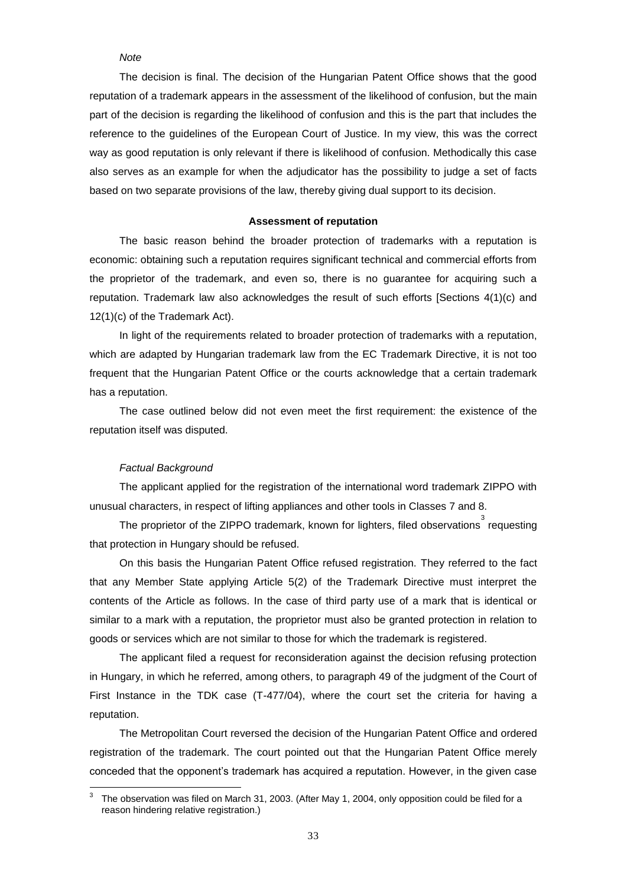*Note*

The decision is final. The decision of the Hungarian Patent Office shows that the good reputation of a trademark appears in the assessment of the likelihood of confusion, but the main part of the decision is regarding the likelihood of confusion and this is the part that includes the reference to the guidelines of the European Court of Justice. In my view, this was the correct way as good reputation is only relevant if there is likelihood of confusion. Methodically this case also serves as an example for when the adjudicator has the possibility to judge a set of facts based on two separate provisions of the law, thereby giving dual support to its decision.

**Assessment of reputation**

The basic reason behind the broader protection of trademarks with a reputation is economic: obtaining such a reputation requires significant technical and commercial efforts from the proprietor of the trademark, and even so, there is no guarantee for acquiring such a reputation. Trademark law also acknowledges the result of such efforts [Sections 4(1)(c) and 12(1)(c) of the Trademark Act).

In light of the requirements related to broader protection of trademarks with a reputation, which are adapted by Hungarian trademark law from the EC Trademark Directive, it is not too frequent that the Hungarian Patent Office or the courts acknowledge that a certain trademark has a reputation.

The case outlined below did not even meet the first requirement: the existence of the reputation itself was disputed.

*Factual Background*

The applicant applied for the registration of the international word trademark ZIPPO with unusual characters, in respect of lifting appliances and other tools in Classes 7 and 8.

The proprietor of the ZIPPO trademark, known for lighters, filed observations[3] requesting that protection in Hungary should be refused.

On this basis the Hungarian Patent Office refused registration. They referred to the fact that any Member State applying Article 5(2) of the Trademark Directive must interpret the contents of the Article as follows. In the case of third party use of a mark that is identical or similar to a mark with a reputation, the proprietor must also be granted protection in relation to goods or services which are not similar to those for which the trademark is registered.

The applicant filed a request for reconsideration against the decision refusing protection in Hungary, in which he referred, among others, to paragraph 49 of the judgment of the Court of First Instance in the TDK case (T-477/04), where the court set the criteria for having a reputation.

The Metropolitan Court reversed the decision of the Hungarian Patent Office and ordered registration of the trademark. The court pointed out that the Hungarian Patent Office merely conceded that the opponent's trademark has acquired a reputation. However, in the given case

[3] The observation was filed on March 31, 2003. (After May 1, 2004, only opposition could be filed for a reason hindering relative registration.)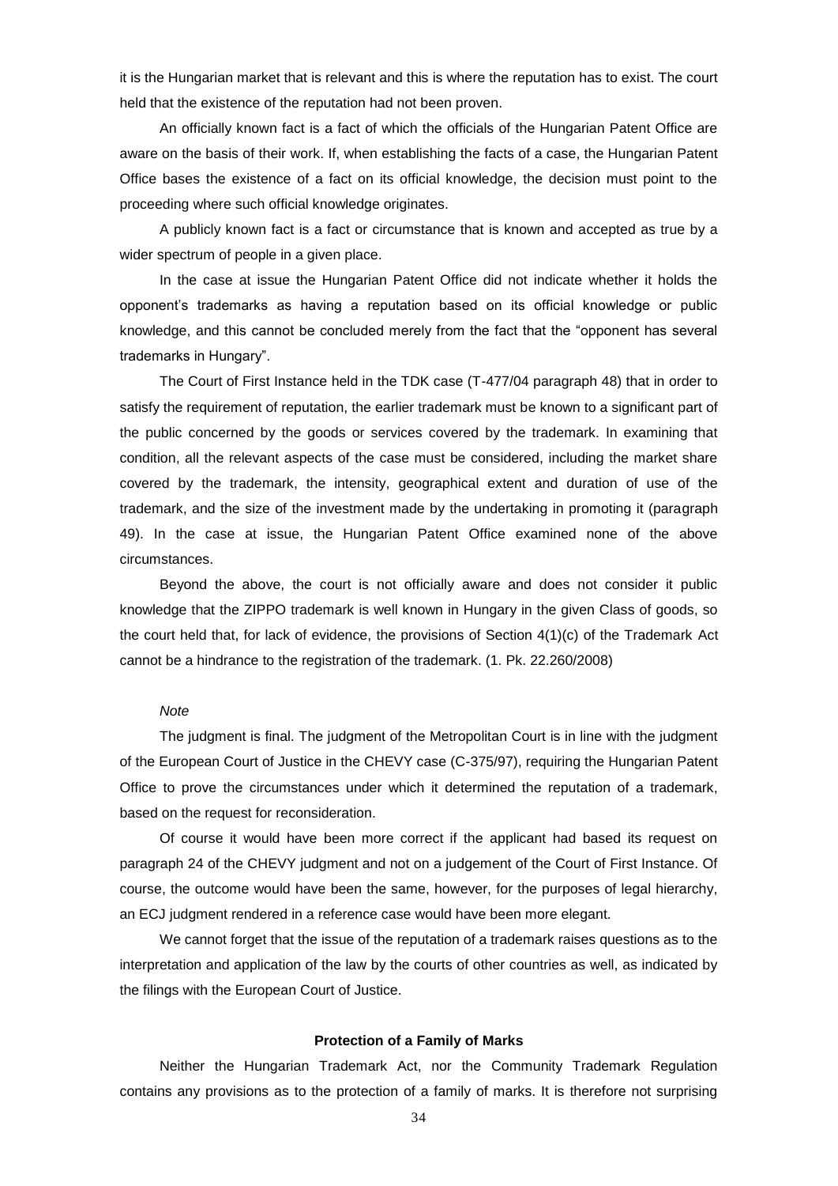it is the Hungarian market that is relevant and this is where the reputation has to exist. The court held that the existence of the reputation had not been proven.

An officially known fact is a fact of which the officials of the Hungarian Patent Office are aware on the basis of their work. If, when establishing the facts of a case, the Hungarian Patent Office bases the existence of a fact on its official knowledge, the decision must point to the proceeding where such official knowledge originates.

A publicly known fact is a fact or circumstance that is known and accepted as true by a wider spectrum of people in a given place.

In the case at issue the Hungarian Patent Office did not indicate whether it holds the opponent's trademarks as having a reputation based on its official knowledge or public knowledge, and this cannot be concluded merely from the fact that the "opponent has several trademarks in Hungary".

The Court of First Instance held in the TDK case (T-477/04 paragraph 48) that in order to satisfy the requirement of reputation, the earlier trademark must be known to a significant part of the public concerned by the goods or services covered by the trademark. In examining that condition, all the relevant aspects of the case must be considered, including the market share covered by the trademark, the intensity, geographical extent and duration of use of the trademark, and the size of the investment made by the undertaking in promoting it (paragraph 49). In the case at issue, the Hungarian Patent Office examined none of the above circumstances.

Beyond the above, the court is not officially aware and does not consider it public knowledge that the ZIPPO trademark is well known in Hungary in the given Class of goods, so the court held that, for lack of evidence, the provisions of Section 4(1)(c) of the Trademark Act cannot be a hindrance to the registration of the trademark. (1. Pk. 22.260/2008)

*Note*

The judgment is final. The judgment of the Metropolitan Court is in line with the judgment of the European Court of Justice in the CHEVY case (C-375/97), requiring the Hungarian Patent Office to prove the circumstances under which it determined the reputation of a trademark, based on the request for reconsideration.

Of course it would have been more correct if the applicant had based its request on paragraph 24 of the CHEVY judgment and not on a judgement of the Court of First Instance. Of course, the outcome would have been the same, however, for the purposes of legal hierarchy, an ECJ judgment rendered in a reference case would have been more elegant.

We cannot forget that the issue of the reputation of a trademark raises questions as to the interpretation and application of the law by the courts of other countries as well, as indicated by the filings with the European Court of Justice.

**Protection of a Family of Marks**

Neither the Hungarian Trademark Act, nor the Community Trademark Regulation contains any provisions as to the protection of a family of marks. It is therefore not surprising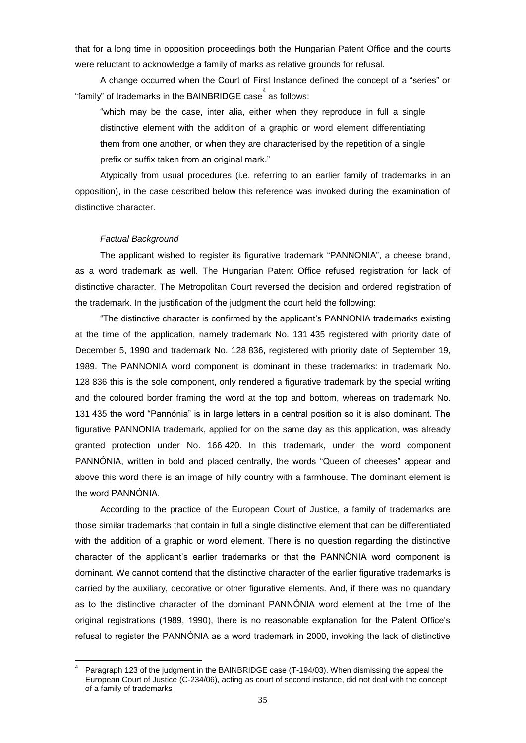that for a long time in opposition proceedings both the Hungarian Patent Office and the courts were reluctant to acknowledge a family of marks as relative grounds for refusal.

A change occurred when the Court of First Instance defined the concept of a "series" or "family" of trademarks in the BAINBRIDGE case[4] as follows:

> "which may be the case, inter alia, either when they reproduce in full a single distinctive element with the addition of a graphic or word element differentiating them from one another, or when they are characterised by the repetition of a single prefix or suffix taken from an original mark."

Atypically from usual procedures (i.e. referring to an earlier family of trademarks in an opposition), in the case described below this reference was invoked during the examination of distinctive character.

*Factual Background*

The applicant wished to register its figurative trademark "PANNONIA", a cheese brand, as a word trademark as well. The Hungarian Patent Office refused registration for lack of distinctive character. The Metropolitan Court reversed the decision and ordered registration of the trademark. In the justification of the judgment the court held the following:

"The distinctive character is confirmed by the applicant's PANNONIA trademarks existing at the time of the application, namely trademark No. 131 435 registered with priority date of December 5, 1990 and trademark No. 128 836, registered with priority date of September 19, 1989. The PANNONIA word component is dominant in these trademarks: in trademark No. 128 836 this is the sole component, only rendered a figurative trademark by the special writing and the coloured border framing the word at the top and bottom, whereas on trademark No. 131 435 the word "Pannónia" is in large letters in a central position so it is also dominant. The figurative PANNONIA trademark, applied for on the same day as this application, was already granted protection under No. 166 420. In this trademark, under the word component PANNÓNIA, written in bold and placed centrally, the words "Queen of cheeses" appear and above this word there is an image of hilly country with a farmhouse. The dominant element is the word PANNÓNIA.

According to the practice of the European Court of Justice, a family of trademarks are those similar trademarks that contain in full a single distinctive element that can be differentiated with the addition of a graphic or word element. There is no question regarding the distinctive character of the applicant's earlier trademarks or that the PANNÓNIA word component is dominant. We cannot contend that the distinctive character of the earlier figurative trademarks is carried by the auxiliary, decorative or other figurative elements. And, if there was no quandary as to the distinctive character of the dominant PANNÓNIA word element at the time of the original registrations (1989, 1990), there is no reasonable explanation for the Patent Office's refusal to register the PANNÓNIA as a word trademark in 2000, invoking the lack of distinctive

---

[4] Paragraph 123 of the judgment in the BAINBRIDGE case (T-194/03). When dismissing the appeal the European Court of Justice (C-234/06), acting as court of second instance, did not deal with the concept of a family of trademarks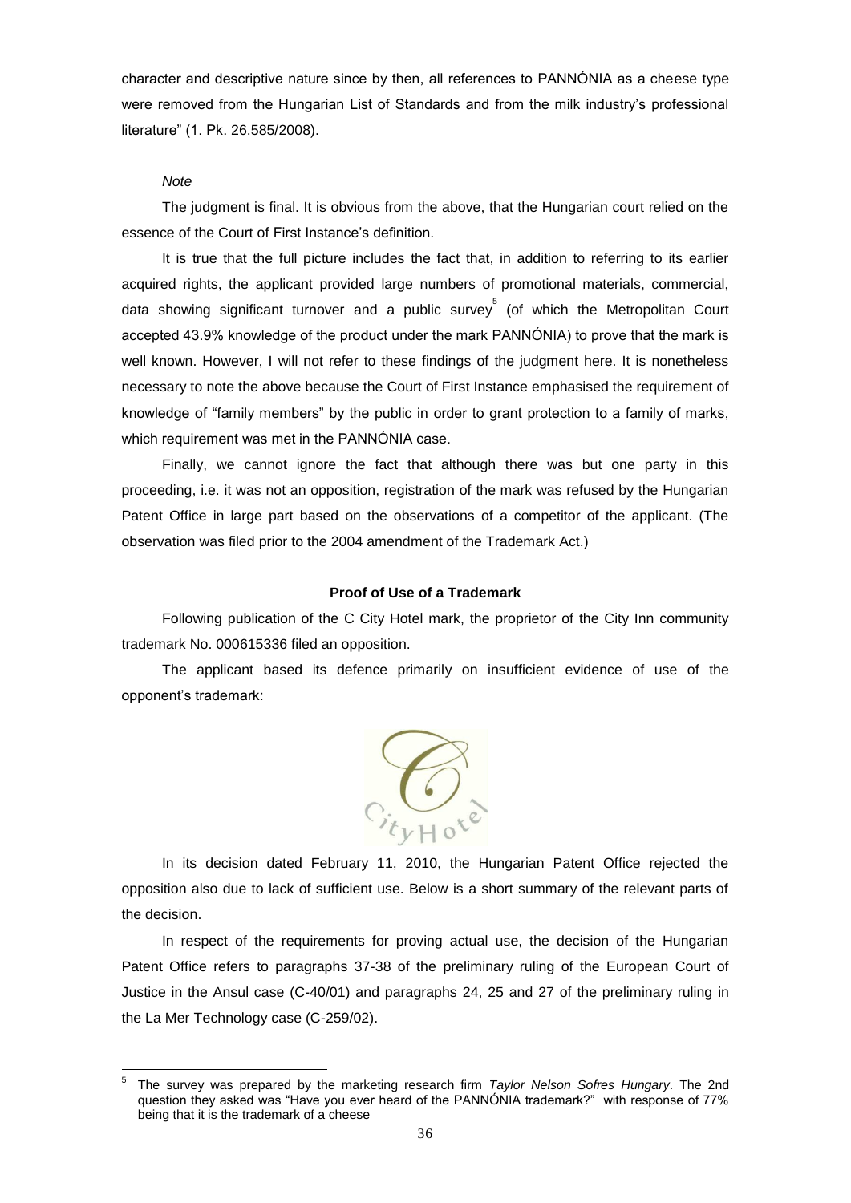character and descriptive nature since by then, all references to PANNÓNIA as a cheese type were removed from the Hungarian List of Standards and from the milk industry's professional literature" (1. Pk. 26.585/2008).

*Note*

The judgment is final. It is obvious from the above, that the Hungarian court relied on the essence of the Court of First Instance's definition.

It is true that the full picture includes the fact that, in addition to referring to its earlier acquired rights, the applicant provided large numbers of promotional materials, commercial, data showing significant turnover and a public survey[5] (of which the Metropolitan Court accepted 43.9% knowledge of the product under the mark PANNÓNIA) to prove that the mark is well known. However, I will not refer to these findings of the judgment here. It is nonetheless necessary to note the above because the Court of First Instance emphasised the requirement of knowledge of "family members" by the public in order to grant protection to a family of marks, which requirement was met in the PANNÓNIA case.

Finally, we cannot ignore the fact that although there was but one party in this proceeding, i.e. it was not an opposition, registration of the mark was refused by the Hungarian Patent Office in large part based on the observations of a competitor of the applicant. (The observation was filed prior to the 2004 amendment of the Trademark Act.)

**Proof of Use of a Trademark**

Following publication of the C City Hotel mark, the proprietor of the City Inn community trademark No. 000615336 filed an opposition.

The applicant based its defence primarily on insufficient evidence of use of the opponent's trademark:

In its decision dated February 11, 2010, the Hungarian Patent Office rejected the opposition also due to lack of sufficient use. Below is a short summary of the relevant parts of the decision.

In respect of the requirements for proving actual use, the decision of the Hungarian Patent Office refers to paragraphs 37-38 of the preliminary ruling of the European Court of Justice in the Ansul case (C-40/01) and paragraphs 24, 25 and 27 of the preliminary ruling in the La Mer Technology case (C-259/02).

[5] The survey was prepared by the marketing research firm *Taylor Nelson Sofres Hungary*. The 2nd question they asked was "Have you ever heard of the PANNÓNIA trademark?" with response of 77% being that it is the trademark of a cheese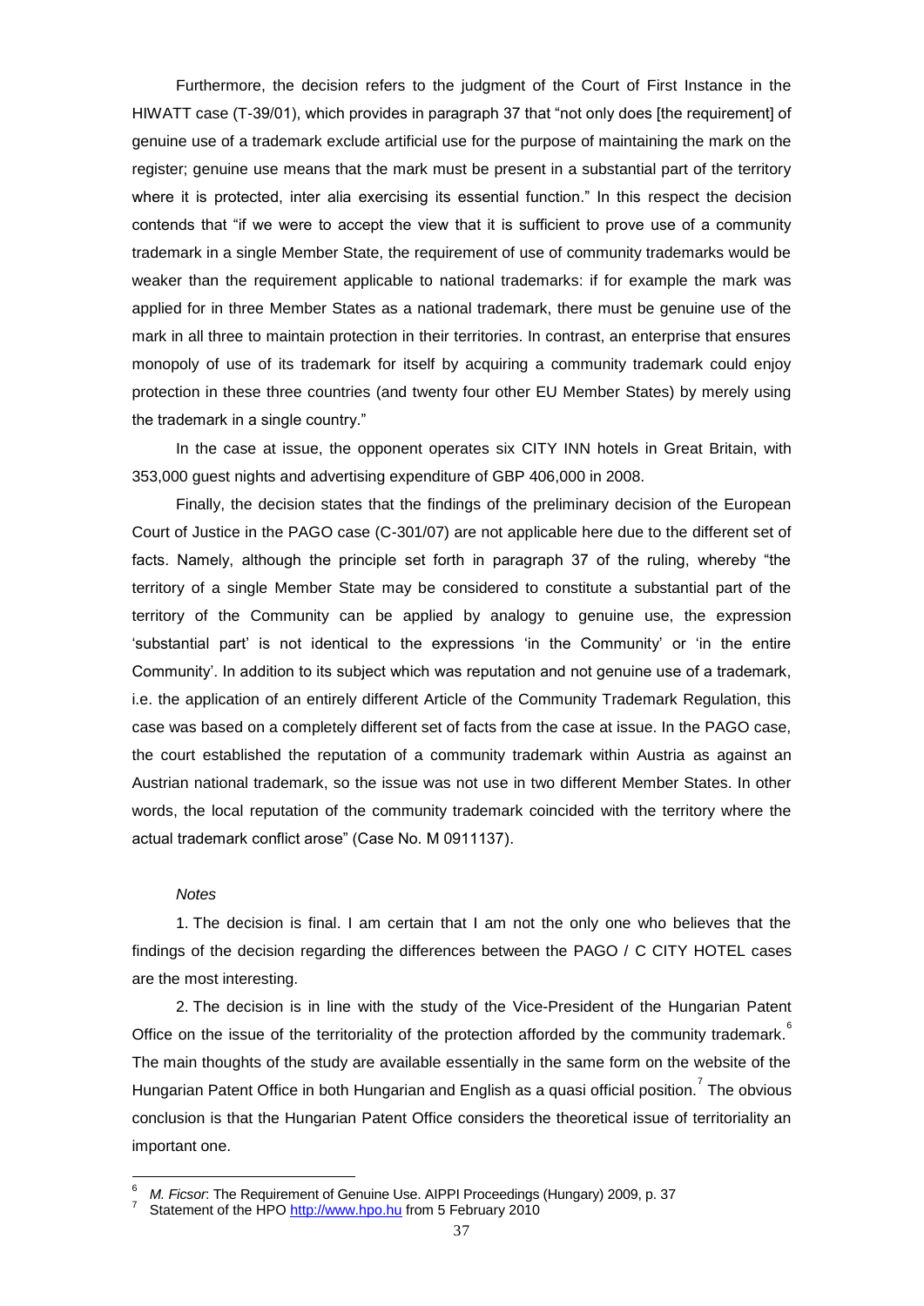Furthermore, the decision refers to the judgment of the Court of First Instance in the HIWATT case (T-39/01), which provides in paragraph 37 that "not only does [the requirement] of genuine use of a trademark exclude artificial use for the purpose of maintaining the mark on the register; genuine use means that the mark must be present in a substantial part of the territory where it is protected, inter alia exercising its essential function." In this respect the decision contends that "if we were to accept the view that it is sufficient to prove use of a community trademark in a single Member State, the requirement of use of community trademarks would be weaker than the requirement applicable to national trademarks: if for example the mark was applied for in three Member States as a national trademark, there must be genuine use of the mark in all three to maintain protection in their territories. In contrast, an enterprise that ensures monopoly of use of its trademark for itself by acquiring a community trademark could enjoy protection in these three countries (and twenty four other EU Member States) by merely using the trademark in a single country."

In the case at issue, the opponent operates six CITY INN hotels in Great Britain, with 353,000 guest nights and advertising expenditure of GBP 406,000 in 2008.

Finally, the decision states that the findings of the preliminary decision of the European Court of Justice in the PAGO case (C-301/07) are not applicable here due to the different set of facts. Namely, although the principle set forth in paragraph 37 of the ruling, whereby "the territory of a single Member State may be considered to constitute a substantial part of the territory of the Community can be applied by analogy to genuine use, the expression 'substantial part' is not identical to the expressions 'in the Community' or 'in the entire Community'. In addition to its subject which was reputation and not genuine use of a trademark, i.e. the application of an entirely different Article of the Community Trademark Regulation, this case was based on a completely different set of facts from the case at issue. In the PAGO case, the court established the reputation of a community trademark within Austria as against an Austrian national trademark, so the issue was not use in two different Member States. In other words, the local reputation of the community trademark coincided with the territory where the actual trademark conflict arose" (Case No. M 0911137).

*Notes*

1. The decision is final. I am certain that I am not the only one who believes that the findings of the decision regarding the differences between the PAGO / C CITY HOTEL cases are the most interesting.

2. The decision is in line with the study of the Vice-President of the Hungarian Patent Office on the issue of the territoriality of the protection afforded by the community trademark.[6] The main thoughts of the study are available essentially in the same form on the website of the Hungarian Patent Office in both Hungarian and English as a quasi official position.[7] The obvious conclusion is that the Hungarian Patent Office considers the theoretical issue of territoriality an important one.

---

[6] *M. Ficsor*: The Requirement of Genuine Use. AIPPI Proceedings (Hungary) 2009, p. 37

[7] Statement of the HPO http://www.hpo.hu from 5 February 2010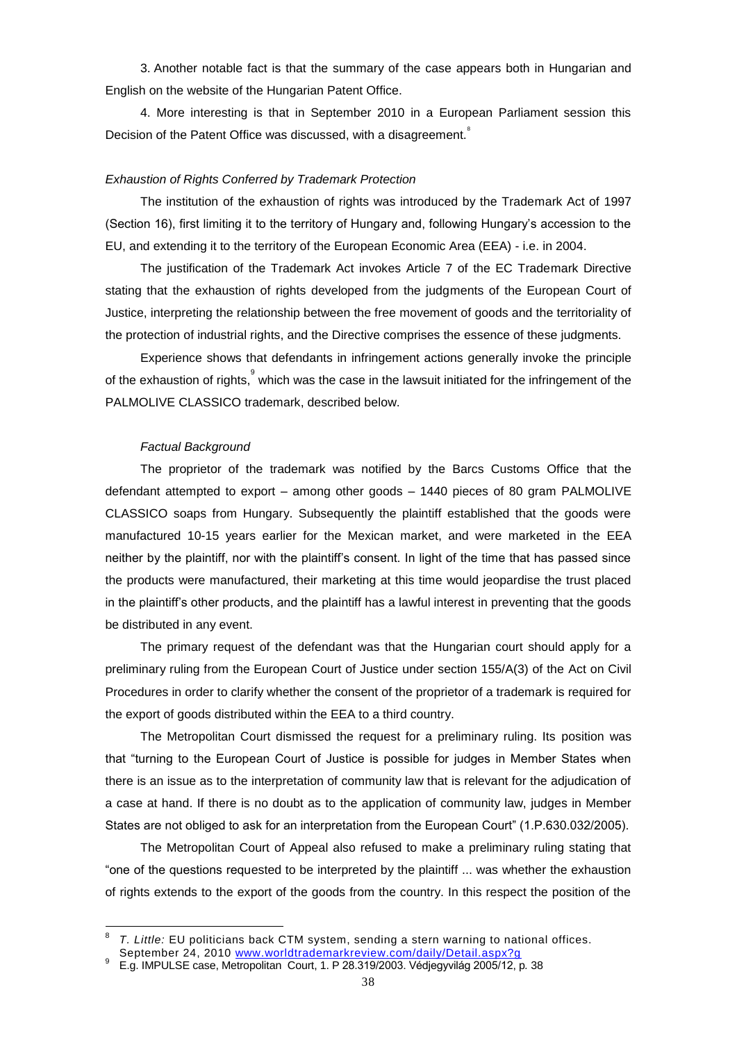3. Another notable fact is that the summary of the case appears both in Hungarian and English on the website of the Hungarian Patent Office.

4. More interesting is that in September 2010 in a European Parliament session this Decision of the Patent Office was discussed, with a disagreement.[8]

*Exhaustion of Rights Conferred by Trademark Protection*

The institution of the exhaustion of rights was introduced by the Trademark Act of 1997 (Section 16), first limiting it to the territory of Hungary and, following Hungary's accession to the EU, and extending it to the territory of the European Economic Area (EEA) - i.e. in 2004.

The justification of the Trademark Act invokes Article 7 of the EC Trademark Directive stating that the exhaustion of rights developed from the judgments of the European Court of Justice, interpreting the relationship between the free movement of goods and the territoriality of the protection of industrial rights, and the Directive comprises the essence of these judgments.

Experience shows that defendants in infringement actions generally invoke the principle of the exhaustion of rights,[9] which was the case in the lawsuit initiated for the infringement of the PALMOLIVE CLASSICO trademark, described below.

*Factual Background*

The proprietor of the trademark was notified by the Barcs Customs Office that the defendant attempted to export – among other goods – 1440 pieces of 80 gram PALMOLIVE CLASSICO soaps from Hungary. Subsequently the plaintiff established that the goods were manufactured 10-15 years earlier for the Mexican market, and were marketed in the EEA neither by the plaintiff, nor with the plaintiff's consent. In light of the time that has passed since the products were manufactured, their marketing at this time would jeopardise the trust placed in the plaintiff's other products, and the plaintiff has a lawful interest in preventing that the goods be distributed in any event.

The primary request of the defendant was that the Hungarian court should apply for a preliminary ruling from the European Court of Justice under section 155/A(3) of the Act on Civil Procedures in order to clarify whether the consent of the proprietor of a trademark is required for the export of goods distributed within the EEA to a third country.

The Metropolitan Court dismissed the request for a preliminary ruling. Its position was that "turning to the European Court of Justice is possible for judges in Member States when there is an issue as to the interpretation of community law that is relevant for the adjudication of a case at hand. If there is no doubt as to the application of community law, judges in Member States are not obliged to ask for an interpretation from the European Court" (1.P.630.032/2005).

The Metropolitan Court of Appeal also refused to make a preliminary ruling stating that "one of the questions requested to be interpreted by the plaintiff ... was whether the exhaustion of rights extends to the export of the goods from the country. In this respect the position of the

---

[8] *T. Little:* EU politicians back CTM system, sending a stern warning to national offices. September 24, 2010 www.worldtrademarkreview.com/daily/Detail.aspx?g

[9] E.g. IMPULSE case, Metropolitan Court, 1. P 28.319/2003. Védjegyvilág 2005/12, p. 38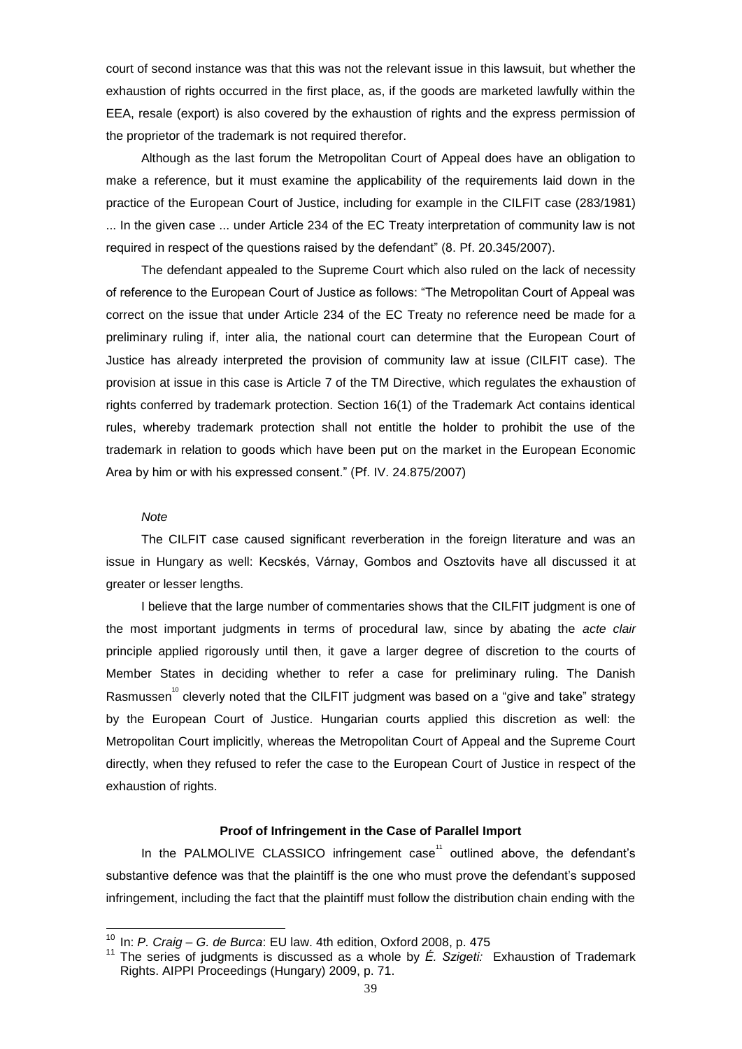court of second instance was that this was not the relevant issue in this lawsuit, but whether the exhaustion of rights occurred in the first place, as, if the goods are marketed lawfully within the EEA, resale (export) is also covered by the exhaustion of rights and the express permission of the proprietor of the trademark is not required therefor.

Although as the last forum the Metropolitan Court of Appeal does have an obligation to make a reference, but it must examine the applicability of the requirements laid down in the practice of the European Court of Justice, including for example in the CILFIT case (283/1981) ... In the given case ... under Article 234 of the EC Treaty interpretation of community law is not required in respect of the questions raised by the defendant" (8. Pf. 20.345/2007).

The defendant appealed to the Supreme Court which also ruled on the lack of necessity of reference to the European Court of Justice as follows: "The Metropolitan Court of Appeal was correct on the issue that under Article 234 of the EC Treaty no reference need be made for a preliminary ruling if, inter alia, the national court can determine that the European Court of Justice has already interpreted the provision of community law at issue (CILFIT case). The provision at issue in this case is Article 7 of the TM Directive, which regulates the exhaustion of rights conferred by trademark protection. Section 16(1) of the Trademark Act contains identical rules, whereby trademark protection shall not entitle the holder to prohibit the use of the trademark in relation to goods which have been put on the market in the European Economic Area by him or with his expressed consent." (Pf. IV. 24.875/2007)

*Note*

The CILFIT case caused significant reverberation in the foreign literature and was an issue in Hungary as well: Kecskés, Várnay, Gombos and Osztovits have all discussed it at greater or lesser lengths.

I believe that the large number of commentaries shows that the CILFIT judgment is one of the most important judgments in terms of procedural law, since by abating the *acte clair* principle applied rigorously until then, it gave a larger degree of discretion to the courts of Member States in deciding whether to refer a case for preliminary ruling. The Danish Rasmussen[10] cleverly noted that the CILFIT judgment was based on a "give and take" strategy by the European Court of Justice. Hungarian courts applied this discretion as well: the Metropolitan Court implicitly, whereas the Metropolitan Court of Appeal and the Supreme Court directly, when they refused to refer the case to the European Court of Justice in respect of the exhaustion of rights.

### Proof of Infringement in the Case of Parallel Import

In the PALMOLIVE CLASSICO infringement case[11] outlined above, the defendant's substantive defence was that the plaintiff is the one who must prove the defendant's supposed infringement, including the fact that the plaintiff must follow the distribution chain ending with the

---

[10] In: *P. Craig – G. de Burca*: EU law. 4th edition, Oxford 2008, p. 475

[11] The series of judgments is discussed as a whole by *É. Szigeti:* Exhaustion of Trademark Rights. AIPPI Proceedings (Hungary) 2009, p. 71.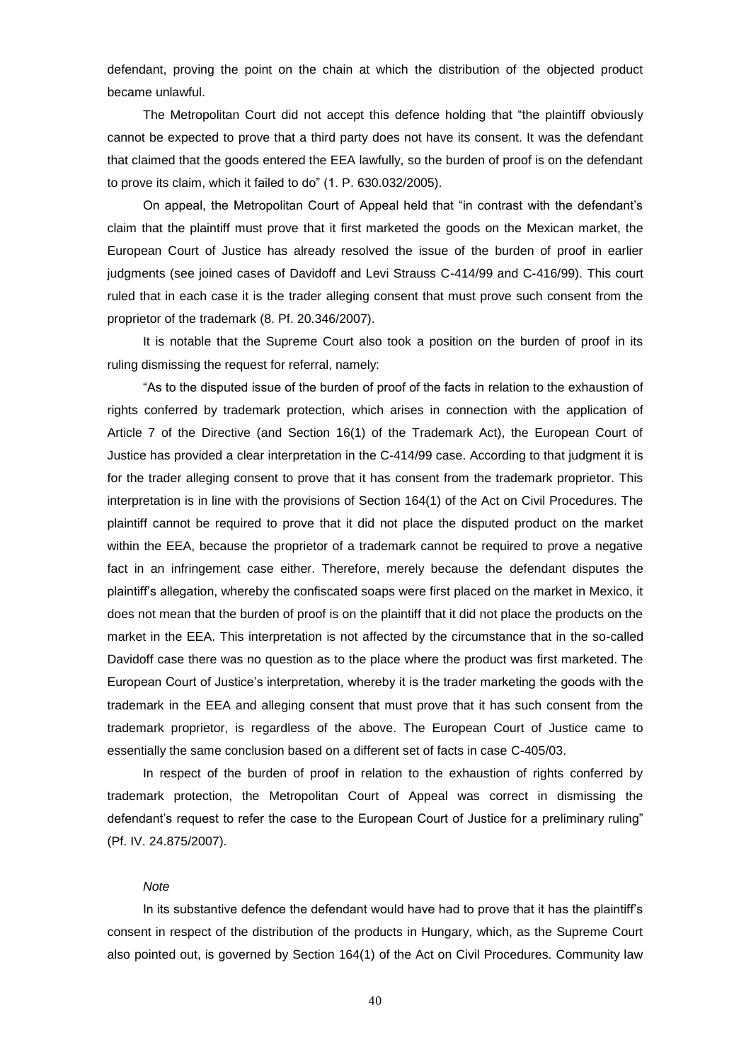defendant, proving the point on the chain at which the distribution of the objected product became unlawful.

The Metropolitan Court did not accept this defence holding that "the plaintiff obviously cannot be expected to prove that a third party does not have its consent. It was the defendant that claimed that the goods entered the EEA lawfully, so the burden of proof is on the defendant to prove its claim, which it failed to do" (1. P. 630.032/2005).

On appeal, the Metropolitan Court of Appeal held that "in contrast with the defendant's claim that the plaintiff must prove that it first marketed the goods on the Mexican market, the European Court of Justice has already resolved the issue of the burden of proof in earlier judgments (see joined cases of Davidoff and Levi Strauss C-414/99 and C-416/99). This court ruled that in each case it is the trader alleging consent that must prove such consent from the proprietor of the trademark (8. Pf. 20.346/2007).

It is notable that the Supreme Court also took a position on the burden of proof in its ruling dismissing the request for referral, namely:

"As to the disputed issue of the burden of proof of the facts in relation to the exhaustion of rights conferred by trademark protection, which arises in connection with the application of Article 7 of the Directive (and Section 16(1) of the Trademark Act), the European Court of Justice has provided a clear interpretation in the C-414/99 case. According to that judgment it is for the trader alleging consent to prove that it has consent from the trademark proprietor. This interpretation is in line with the provisions of Section 164(1) of the Act on Civil Procedures. The plaintiff cannot be required to prove that it did not place the disputed product on the market within the EEA, because the proprietor of a trademark cannot be required to prove a negative fact in an infringement case either. Therefore, merely because the defendant disputes the plaintiff's allegation, whereby the confiscated soaps were first placed on the market in Mexico, it does not mean that the burden of proof is on the plaintiff that it did not place the products on the market in the EEA. This interpretation is not affected by the circumstance that in the so-called Davidoff case there was no question as to the place where the product was first marketed. The European Court of Justice's interpretation, whereby it is the trader marketing the goods with the trademark in the EEA and alleging consent that must prove that it has such consent from the trademark proprietor, is regardless of the above. The European Court of Justice came to essentially the same conclusion based on a different set of facts in case C-405/03.

In respect of the burden of proof in relation to the exhaustion of rights conferred by trademark protection, the Metropolitan Court of Appeal was correct in dismissing the defendant's request to refer the case to the European Court of Justice for a preliminary ruling" (Pf. IV. 24.875/2007).

*Note*

In its substantive defence the defendant would have had to prove that it has the plaintiff's consent in respect of the distribution of the products in Hungary, which, as the Supreme Court also pointed out, is governed by Section 164(1) of the Act on Civil Procedures. Community law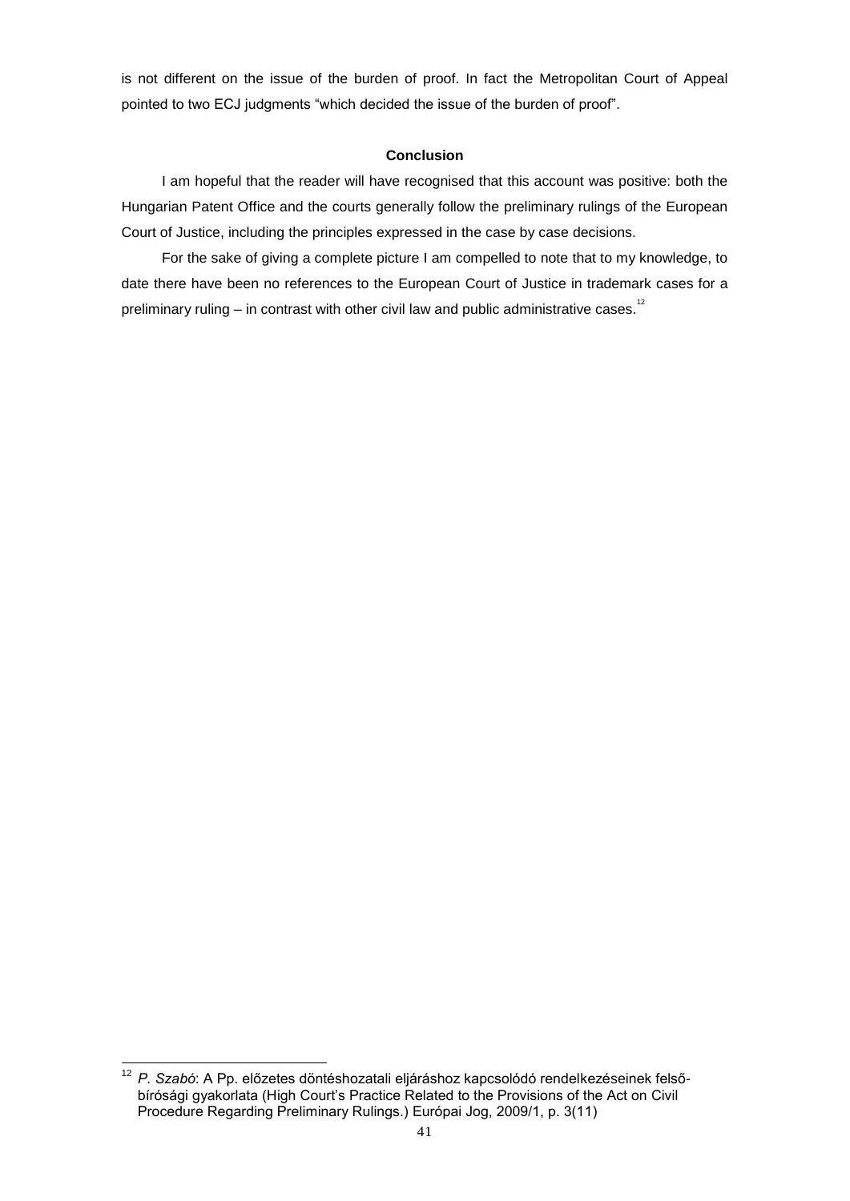is not different on the issue of the burden of proof. In fact the Metropolitan Court of Appeal pointed to two ECJ judgments "which decided the issue of the burden of proof".

## Conclusion

I am hopeful that the reader will have recognised that this account was positive: both the Hungarian Patent Office and the courts generally follow the preliminary rulings of the European Court of Justice, including the principles expressed in the case by case decisions.

For the sake of giving a complete picture I am compelled to note that to my knowledge, to date there have been no references to the European Court of Justice in trademark cases for a preliminary ruling – in contrast with other civil law and public administrative cases.[12]

---

[12] *P. Szabó*: A Pp. előzetes döntéshozatali eljáráshoz kapcsolódó rendelkezéseinek felső-bírósági gyakorlata (High Court's Practice Related to the Provisions of the Act on Civil Procedure Regarding Preliminary Rulings.) Európai Jog, 2009/1, p. 3(11)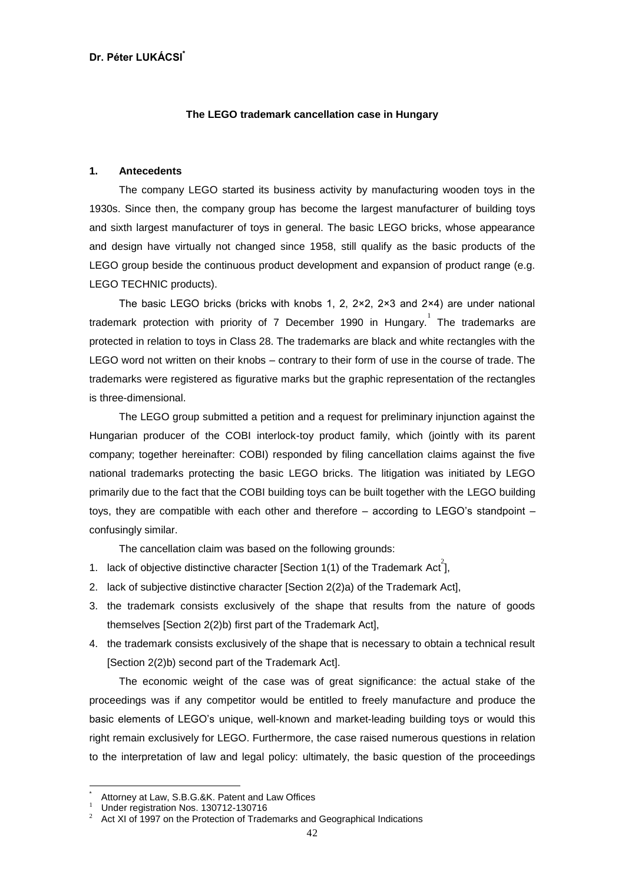**Dr. Péter LUKÁCSI**[*]

## The LEGO trademark cancellation case in Hungary

### 1. Antecedents

The company LEGO started its business activity by manufacturing wooden toys in the 1930s. Since then, the company group has become the largest manufacturer of building toys and sixth largest manufacturer of toys in general. The basic LEGO bricks, whose appearance and design have virtually not changed since 1958, still qualify as the basic products of the LEGO group beside the continuous product development and expansion of product range (e.g. LEGO TECHNIC products).

The basic LEGO bricks (bricks with knobs 1, 2, 2×2, 2×3 and 2×4) are under national trademark protection with priority of 7 December 1990 in Hungary.[1] The trademarks are protected in relation to toys in Class 28. The trademarks are black and white rectangles with the LEGO word not written on their knobs – contrary to their form of use in the course of trade. The trademarks were registered as figurative marks but the graphic representation of the rectangles is three-dimensional.

The LEGO group submitted a petition and a request for preliminary injunction against the Hungarian producer of the COBI interlock-toy product family, which (jointly with its parent company; together hereinafter: COBI) responded by filing cancellation claims against the five national trademarks protecting the basic LEGO bricks. The litigation was initiated by LEGO primarily due to the fact that the COBI building toys can be built together with the LEGO building toys, they are compatible with each other and therefore – according to LEGO's standpoint – confusingly similar.

The cancellation claim was based on the following grounds:

1. lack of objective distinctive character [Section 1(1) of the Trademark Act[2]],
2. lack of subjective distinctive character [Section 2(2)a) of the Trademark Act],
3. the trademark consists exclusively of the shape that results from the nature of goods themselves [Section 2(2)b) first part of the Trademark Act],
4. the trademark consists exclusively of the shape that is necessary to obtain a technical result [Section 2(2)b) second part of the Trademark Act].

The economic weight of the case was of great significance: the actual stake of the proceedings was if any competitor would be entitled to freely manufacture and produce the basic elements of LEGO's unique, well-known and market-leading building toys or would this right remain exclusively for LEGO. Furthermore, the case raised numerous questions in relation to the interpretation of law and legal policy: ultimately, the basic question of the proceedings

---

[*] Attorney at Law, S.B.G.&K. Patent and Law Offices

[1] Under registration Nos. 130712-130716

[2] Act XI of 1997 on the Protection of Trademarks and Geographical Indications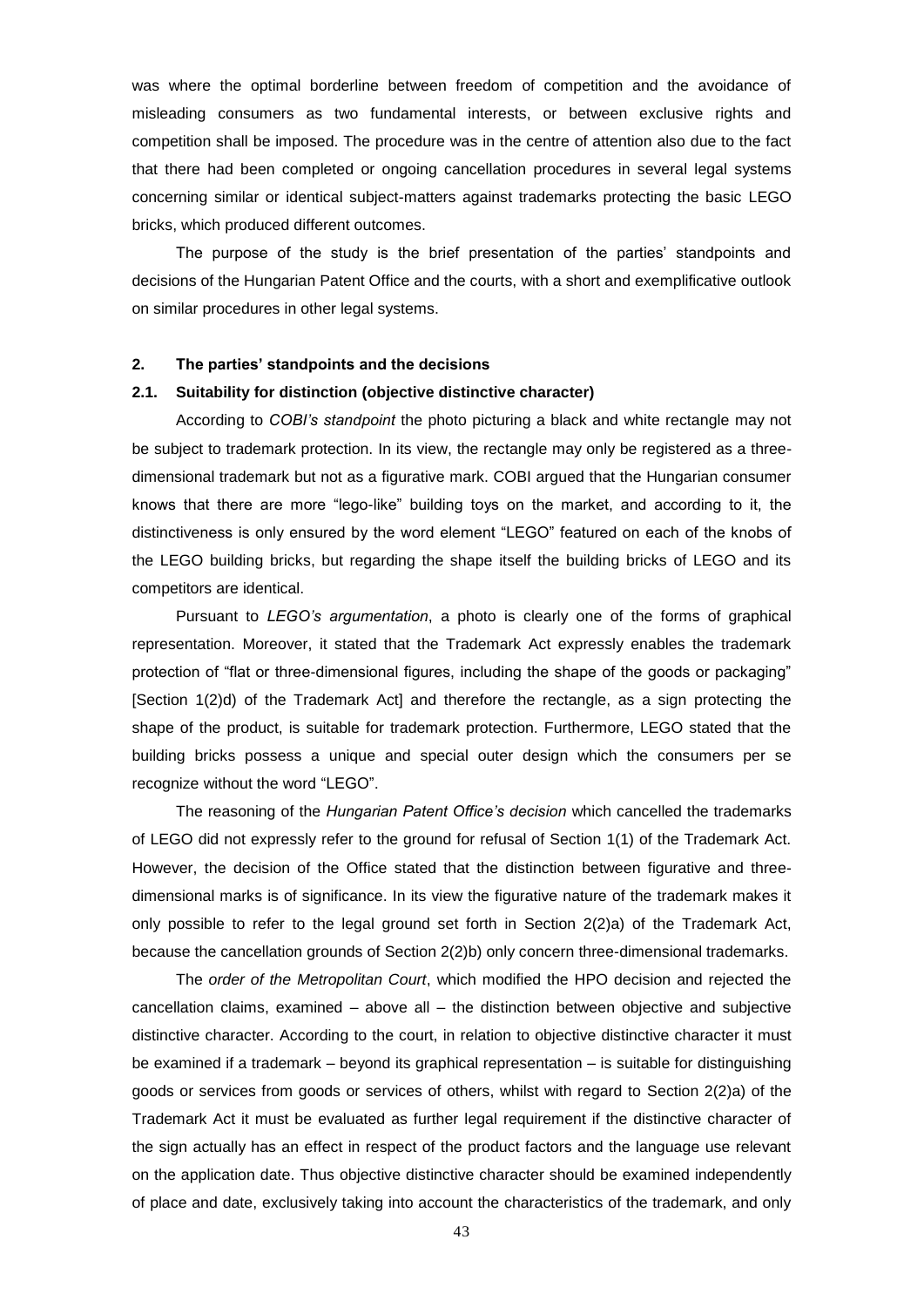was where the optimal borderline between freedom of competition and the avoidance of misleading consumers as two fundamental interests, or between exclusive rights and competition shall be imposed. The procedure was in the centre of attention also due to the fact that there had been completed or ongoing cancellation procedures in several legal systems concerning similar or identical subject-matters against trademarks protecting the basic LEGO bricks, which produced different outcomes.

The purpose of the study is the brief presentation of the parties' standpoints and decisions of the Hungarian Patent Office and the courts, with a short and exemplificative outlook on similar procedures in other legal systems.

## 2. The parties' standpoints and the decisions

### 2.1. Suitability for distinction (objective distinctive character)

According to *COBI's standpoint* the photo picturing a black and white rectangle may not be subject to trademark protection. In its view, the rectangle may only be registered as a three-dimensional trademark but not as a figurative mark. COBI argued that the Hungarian consumer knows that there are more "lego-like" building toys on the market, and according to it, the distinctiveness is only ensured by the word element "LEGO" featured on each of the knobs of the LEGO building bricks, but regarding the shape itself the building bricks of LEGO and its competitors are identical.

Pursuant to *LEGO's argumentation*, a photo is clearly one of the forms of graphical representation. Moreover, it stated that the Trademark Act expressly enables the trademark protection of "flat or three-dimensional figures, including the shape of the goods or packaging" [Section 1(2)d) of the Trademark Act] and therefore the rectangle, as a sign protecting the shape of the product, is suitable for trademark protection. Furthermore, LEGO stated that the building bricks possess a unique and special outer design which the consumers per se recognize without the word "LEGO".

The reasoning of the *Hungarian Patent Office's decision* which cancelled the trademarks of LEGO did not expressly refer to the ground for refusal of Section 1(1) of the Trademark Act. However, the decision of the Office stated that the distinction between figurative and three-dimensional marks is of significance. In its view the figurative nature of the trademark makes it only possible to refer to the legal ground set forth in Section 2(2)a) of the Trademark Act, because the cancellation grounds of Section 2(2)b) only concern three-dimensional trademarks.

The *order of the Metropolitan Court*, which modified the HPO decision and rejected the cancellation claims, examined – above all – the distinction between objective and subjective distinctive character. According to the court, in relation to objective distinctive character it must be examined if a trademark – beyond its graphical representation – is suitable for distinguishing goods or services from goods or services of others, whilst with regard to Section 2(2)a) of the Trademark Act it must be evaluated as further legal requirement if the distinctive character of the sign actually has an effect in respect of the product factors and the language use relevant on the application date. Thus objective distinctive character should be examined independently of place and date, exclusively taking into account the characteristics of the trademark, and only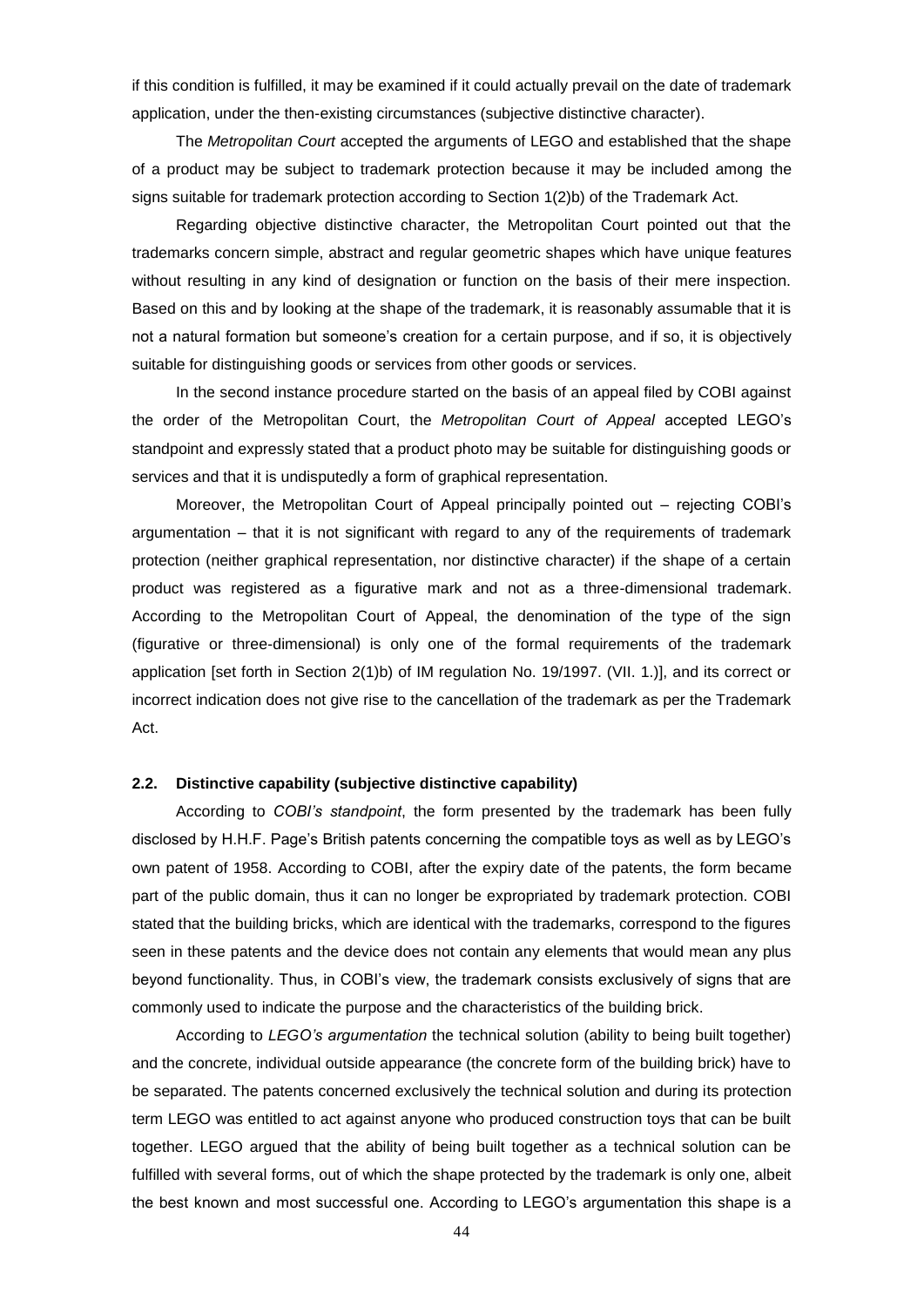if this condition is fulfilled, it may be examined if it could actually prevail on the date of trademark application, under the then-existing circumstances (subjective distinctive character).

The *Metropolitan Court* accepted the arguments of LEGO and established that the shape of a product may be subject to trademark protection because it may be included among the signs suitable for trademark protection according to Section 1(2)b) of the Trademark Act.

Regarding objective distinctive character, the Metropolitan Court pointed out that the trademarks concern simple, abstract and regular geometric shapes which have unique features without resulting in any kind of designation or function on the basis of their mere inspection. Based on this and by looking at the shape of the trademark, it is reasonably assumable that it is not a natural formation but someone's creation for a certain purpose, and if so, it is objectively suitable for distinguishing goods or services from other goods or services.

In the second instance procedure started on the basis of an appeal filed by COBI against the order of the Metropolitan Court, the *Metropolitan Court of Appeal* accepted LEGO's standpoint and expressly stated that a product photo may be suitable for distinguishing goods or services and that it is undisputedly a form of graphical representation.

Moreover, the Metropolitan Court of Appeal principally pointed out – rejecting COBI's argumentation – that it is not significant with regard to any of the requirements of trademark protection (neither graphical representation, nor distinctive character) if the shape of a certain product was registered as a figurative mark and not as a three-dimensional trademark. According to the Metropolitan Court of Appeal, the denomination of the type of the sign (figurative or three-dimensional) is only one of the formal requirements of the trademark application [set forth in Section 2(1)b) of IM regulation No. 19/1997. (VII. 1.)], and its correct or incorrect indication does not give rise to the cancellation of the trademark as per the Trademark Act.

### 2.2. Distinctive capability (subjective distinctive capability)

According to *COBI's standpoint*, the form presented by the trademark has been fully disclosed by H.H.F. Page's British patents concerning the compatible toys as well as by LEGO's own patent of 1958. According to COBI, after the expiry date of the patents, the form became part of the public domain, thus it can no longer be expropriated by trademark protection. COBI stated that the building bricks, which are identical with the trademarks, correspond to the figures seen in these patents and the device does not contain any elements that would mean any plus beyond functionality. Thus, in COBI's view, the trademark consists exclusively of signs that are commonly used to indicate the purpose and the characteristics of the building brick.

According to *LEGO's argumentation* the technical solution (ability to being built together) and the concrete, individual outside appearance (the concrete form of the building brick) have to be separated. The patents concerned exclusively the technical solution and during its protection term LEGO was entitled to act against anyone who produced construction toys that can be built together. LEGO argued that the ability of being built together as a technical solution can be fulfilled with several forms, out of which the shape protected by the trademark is only one, albeit the best known and most successful one. According to LEGO's argumentation this shape is a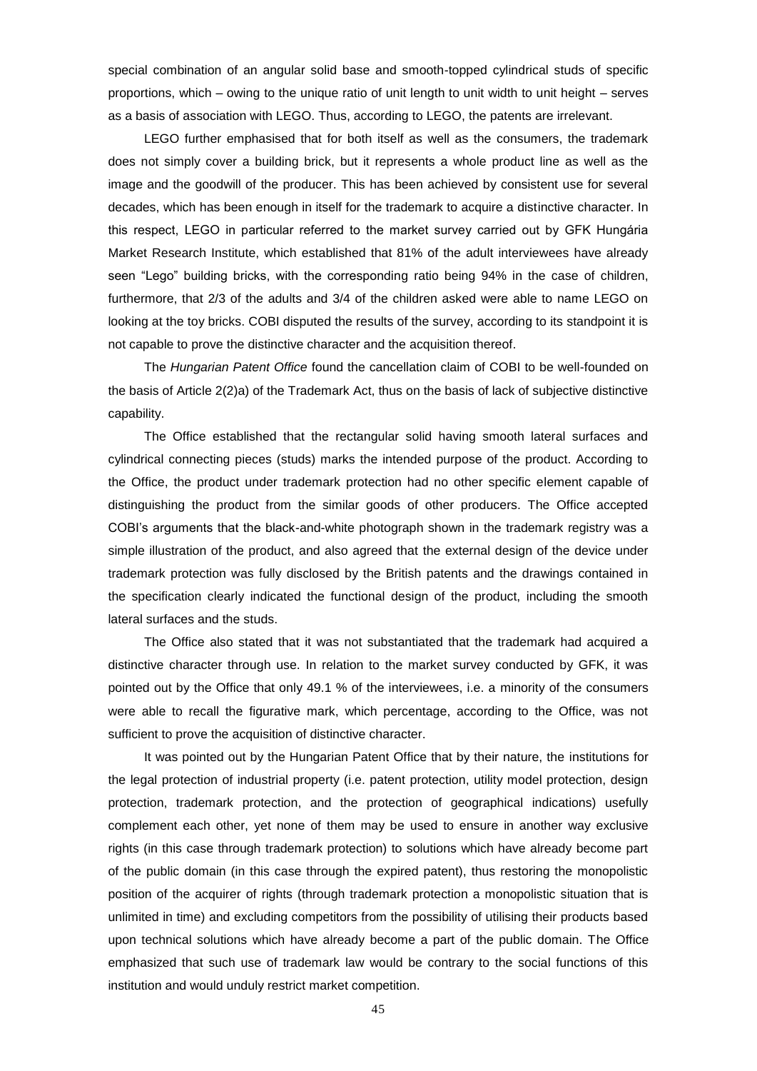special combination of an angular solid base and smooth-topped cylindrical studs of specific proportions, which – owing to the unique ratio of unit length to unit width to unit height – serves as a basis of association with LEGO. Thus, according to LEGO, the patents are irrelevant.

LEGO further emphasised that for both itself as well as the consumers, the trademark does not simply cover a building brick, but it represents a whole product line as well as the image and the goodwill of the producer. This has been achieved by consistent use for several decades, which has been enough in itself for the trademark to acquire a distinctive character. In this respect, LEGO in particular referred to the market survey carried out by GFK Hungária Market Research Institute, which established that 81% of the adult interviewees have already seen "Lego" building bricks, with the corresponding ratio being 94% in the case of children, furthermore, that 2/3 of the adults and 3/4 of the children asked were able to name LEGO on looking at the toy bricks. COBI disputed the results of the survey, according to its standpoint it is not capable to prove the distinctive character and the acquisition thereof.

The *Hungarian Patent Office* found the cancellation claim of COBI to be well-founded on the basis of Article 2(2)a) of the Trademark Act, thus on the basis of lack of subjective distinctive capability.

The Office established that the rectangular solid having smooth lateral surfaces and cylindrical connecting pieces (studs) marks the intended purpose of the product. According to the Office, the product under trademark protection had no other specific element capable of distinguishing the product from the similar goods of other producers. The Office accepted COBI's arguments that the black-and-white photograph shown in the trademark registry was a simple illustration of the product, and also agreed that the external design of the device under trademark protection was fully disclosed by the British patents and the drawings contained in the specification clearly indicated the functional design of the product, including the smooth lateral surfaces and the studs.

The Office also stated that it was not substantiated that the trademark had acquired a distinctive character through use. In relation to the market survey conducted by GFK, it was pointed out by the Office that only 49.1 % of the interviewees, i.e. a minority of the consumers were able to recall the figurative mark, which percentage, according to the Office, was not sufficient to prove the acquisition of distinctive character.

It was pointed out by the Hungarian Patent Office that by their nature, the institutions for the legal protection of industrial property (i.e. patent protection, utility model protection, design protection, trademark protection, and the protection of geographical indications) usefully complement each other, yet none of them may be used to ensure in another way exclusive rights (in this case through trademark protection) to solutions which have already become part of the public domain (in this case through the expired patent), thus restoring the monopolistic position of the acquirer of rights (through trademark protection a monopolistic situation that is unlimited in time) and excluding competitors from the possibility of utilising their products based upon technical solutions which have already become a part of the public domain. The Office emphasized that such use of trademark law would be contrary to the social functions of this institution and would unduly restrict market competition.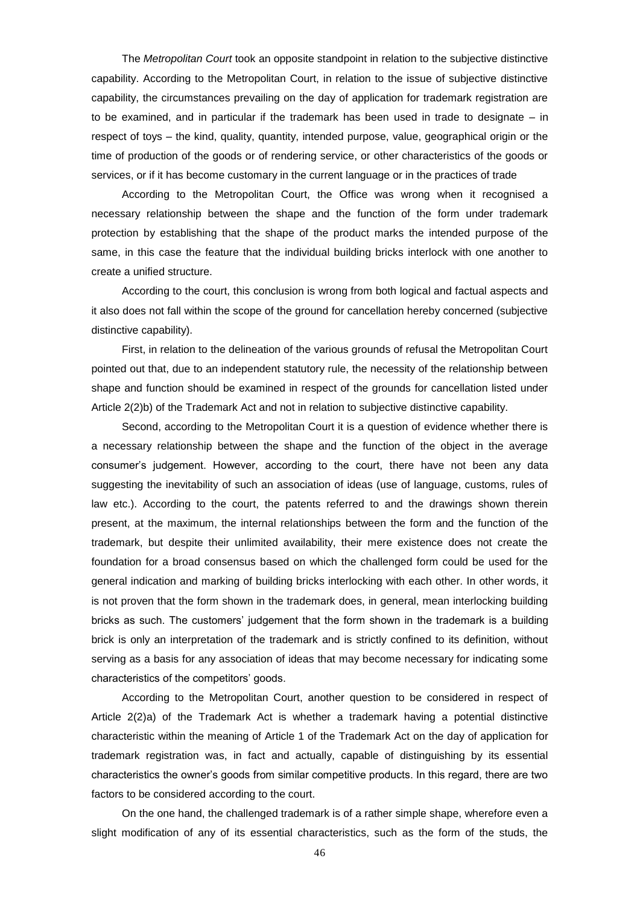The *Metropolitan Court* took an opposite standpoint in relation to the subjective distinctive capability. According to the Metropolitan Court, in relation to the issue of subjective distinctive capability, the circumstances prevailing on the day of application for trademark registration are to be examined, and in particular if the trademark has been used in trade to designate – in respect of toys – the kind, quality, quantity, intended purpose, value, geographical origin or the time of production of the goods or of rendering service, or other characteristics of the goods or services, or if it has become customary in the current language or in the practices of trade

According to the Metropolitan Court, the Office was wrong when it recognised a necessary relationship between the shape and the function of the form under trademark protection by establishing that the shape of the product marks the intended purpose of the same, in this case the feature that the individual building bricks interlock with one another to create a unified structure.

According to the court, this conclusion is wrong from both logical and factual aspects and it also does not fall within the scope of the ground for cancellation hereby concerned (subjective distinctive capability).

First, in relation to the delineation of the various grounds of refusal the Metropolitan Court pointed out that, due to an independent statutory rule, the necessity of the relationship between shape and function should be examined in respect of the grounds for cancellation listed under Article 2(2)b) of the Trademark Act and not in relation to subjective distinctive capability.

Second, according to the Metropolitan Court it is a question of evidence whether there is a necessary relationship between the shape and the function of the object in the average consumer's judgement. However, according to the court, there have not been any data suggesting the inevitability of such an association of ideas (use of language, customs, rules of law etc.). According to the court, the patents referred to and the drawings shown therein present, at the maximum, the internal relationships between the form and the function of the trademark, but despite their unlimited availability, their mere existence does not create the foundation for a broad consensus based on which the challenged form could be used for the general indication and marking of building bricks interlocking with each other. In other words, it is not proven that the form shown in the trademark does, in general, mean interlocking building bricks as such. The customers' judgement that the form shown in the trademark is a building brick is only an interpretation of the trademark and is strictly confined to its definition, without serving as a basis for any association of ideas that may become necessary for indicating some characteristics of the competitors' goods.

According to the Metropolitan Court, another question to be considered in respect of Article 2(2)a) of the Trademark Act is whether a trademark having a potential distinctive characteristic within the meaning of Article 1 of the Trademark Act on the day of application for trademark registration was, in fact and actually, capable of distinguishing by its essential characteristics the owner's goods from similar competitive products. In this regard, there are two factors to be considered according to the court.

On the one hand, the challenged trademark is of a rather simple shape, wherefore even a slight modification of any of its essential characteristics, such as the form of the studs, the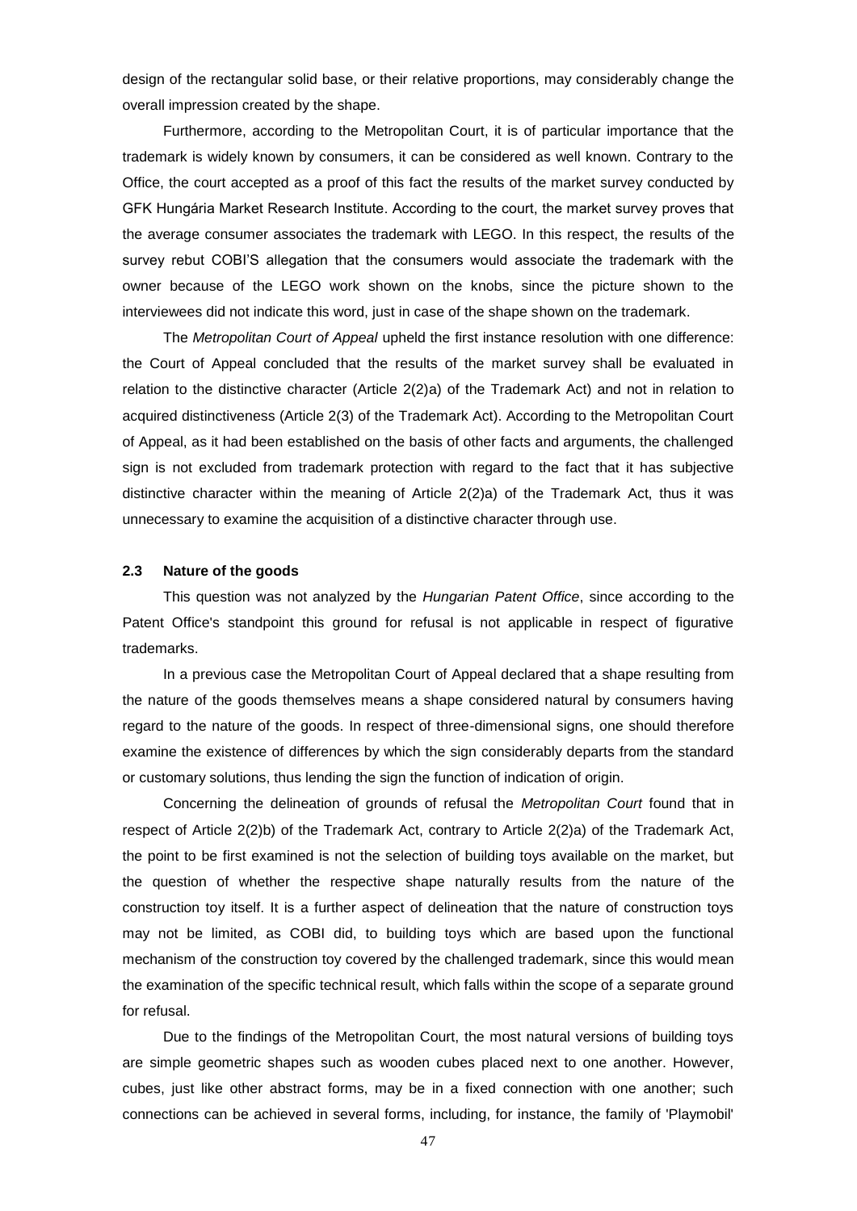design of the rectangular solid base, or their relative proportions, may considerably change the overall impression created by the shape.

Furthermore, according to the Metropolitan Court, it is of particular importance that the trademark is widely known by consumers, it can be considered as well known. Contrary to the Office, the court accepted as a proof of this fact the results of the market survey conducted by GFK Hungária Market Research Institute. According to the court, the market survey proves that the average consumer associates the trademark with LEGO. In this respect, the results of the survey rebut COBI'S allegation that the consumers would associate the trademark with the owner because of the LEGO work shown on the knobs, since the picture shown to the interviewees did not indicate this word, just in case of the shape shown on the trademark.

The *Metropolitan Court of Appeal* upheld the first instance resolution with one difference: the Court of Appeal concluded that the results of the market survey shall be evaluated in relation to the distinctive character (Article 2(2)a) of the Trademark Act) and not in relation to acquired distinctiveness (Article 2(3) of the Trademark Act). According to the Metropolitan Court of Appeal, as it had been established on the basis of other facts and arguments, the challenged sign is not excluded from trademark protection with regard to the fact that it has subjective distinctive character within the meaning of Article 2(2)a) of the Trademark Act, thus it was unnecessary to examine the acquisition of a distinctive character through use.

### 2.3 Nature of the goods

This question was not analyzed by the *Hungarian Patent Office*, since according to the Patent Office's standpoint this ground for refusal is not applicable in respect of figurative trademarks.

In a previous case the Metropolitan Court of Appeal declared that a shape resulting from the nature of the goods themselves means a shape considered natural by consumers having regard to the nature of the goods. In respect of three-dimensional signs, one should therefore examine the existence of differences by which the sign considerably departs from the standard or customary solutions, thus lending the sign the function of indication of origin.

Concerning the delineation of grounds of refusal the *Metropolitan Court* found that in respect of Article 2(2)b) of the Trademark Act, contrary to Article 2(2)a) of the Trademark Act, the point to be first examined is not the selection of building toys available on the market, but the question of whether the respective shape naturally results from the nature of the construction toy itself. It is a further aspect of delineation that the nature of construction toys may not be limited, as COBI did, to building toys which are based upon the functional mechanism of the construction toy covered by the challenged trademark, since this would mean the examination of the specific technical result, which falls within the scope of a separate ground for refusal.

Due to the findings of the Metropolitan Court, the most natural versions of building toys are simple geometric shapes such as wooden cubes placed next to one another. However, cubes, just like other abstract forms, may be in a fixed connection with one another; such connections can be achieved in several forms, including, for instance, the family of 'Playmobil'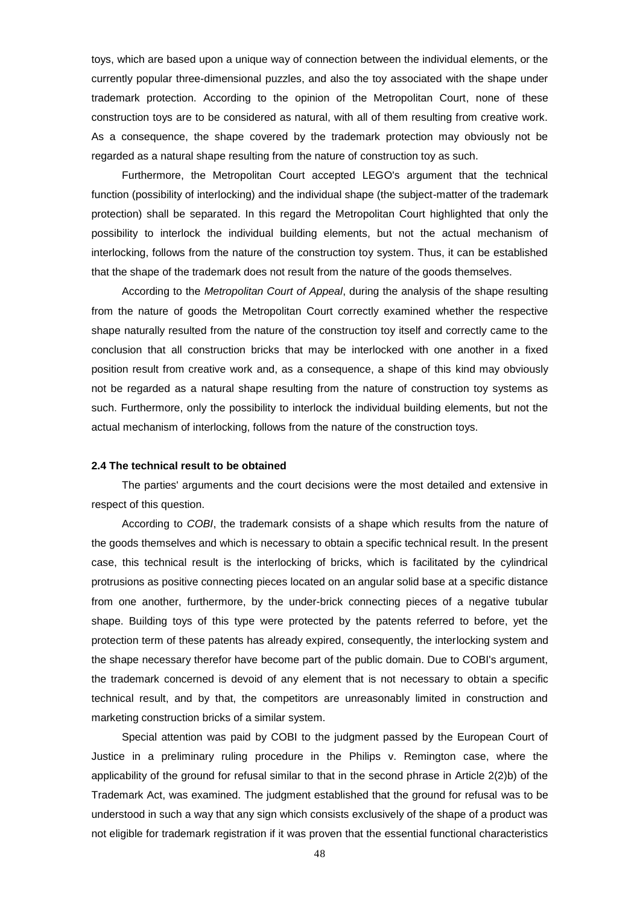toys, which are based upon a unique way of connection between the individual elements, or the currently popular three-dimensional puzzles, and also the toy associated with the shape under trademark protection. According to the opinion of the Metropolitan Court, none of these construction toys are to be considered as natural, with all of them resulting from creative work. As a consequence, the shape covered by the trademark protection may obviously not be regarded as a natural shape resulting from the nature of construction toy as such.

Furthermore, the Metropolitan Court accepted LEGO's argument that the technical function (possibility of interlocking) and the individual shape (the subject-matter of the trademark protection) shall be separated. In this regard the Metropolitan Court highlighted that only the possibility to interlock the individual building elements, but not the actual mechanism of interlocking, follows from the nature of the construction toy system. Thus, it can be established that the shape of the trademark does not result from the nature of the goods themselves.

According to the *Metropolitan Court of Appeal*, during the analysis of the shape resulting from the nature of goods the Metropolitan Court correctly examined whether the respective shape naturally resulted from the nature of the construction toy itself and correctly came to the conclusion that all construction bricks that may be interlocked with one another in a fixed position result from creative work and, as a consequence, a shape of this kind may obviously not be regarded as a natural shape resulting from the nature of construction toy systems as such. Furthermore, only the possibility to interlock the individual building elements, but not the actual mechanism of interlocking, follows from the nature of the construction toys.

### 2.4 The technical result to be obtained

The parties' arguments and the court decisions were the most detailed and extensive in respect of this question.

According to *COBI*, the trademark consists of a shape which results from the nature of the goods themselves and which is necessary to obtain a specific technical result. In the present case, this technical result is the interlocking of bricks, which is facilitated by the cylindrical protrusions as positive connecting pieces located on an angular solid base at a specific distance from one another, furthermore, by the under-brick connecting pieces of a negative tubular shape. Building toys of this type were protected by the patents referred to before, yet the protection term of these patents has already expired, consequently, the interlocking system and the shape necessary therefor have become part of the public domain. Due to COBI's argument, the trademark concerned is devoid of any element that is not necessary to obtain a specific technical result, and by that, the competitors are unreasonably limited in construction and marketing construction bricks of a similar system.

Special attention was paid by COBI to the judgment passed by the European Court of Justice in a preliminary ruling procedure in the Philips v. Remington case, where the applicability of the ground for refusal similar to that in the second phrase in Article 2(2)b) of the Trademark Act, was examined. The judgment established that the ground for refusal was to be understood in such a way that any sign which consists exclusively of the shape of a product was not eligible for trademark registration if it was proven that the essential functional characteristics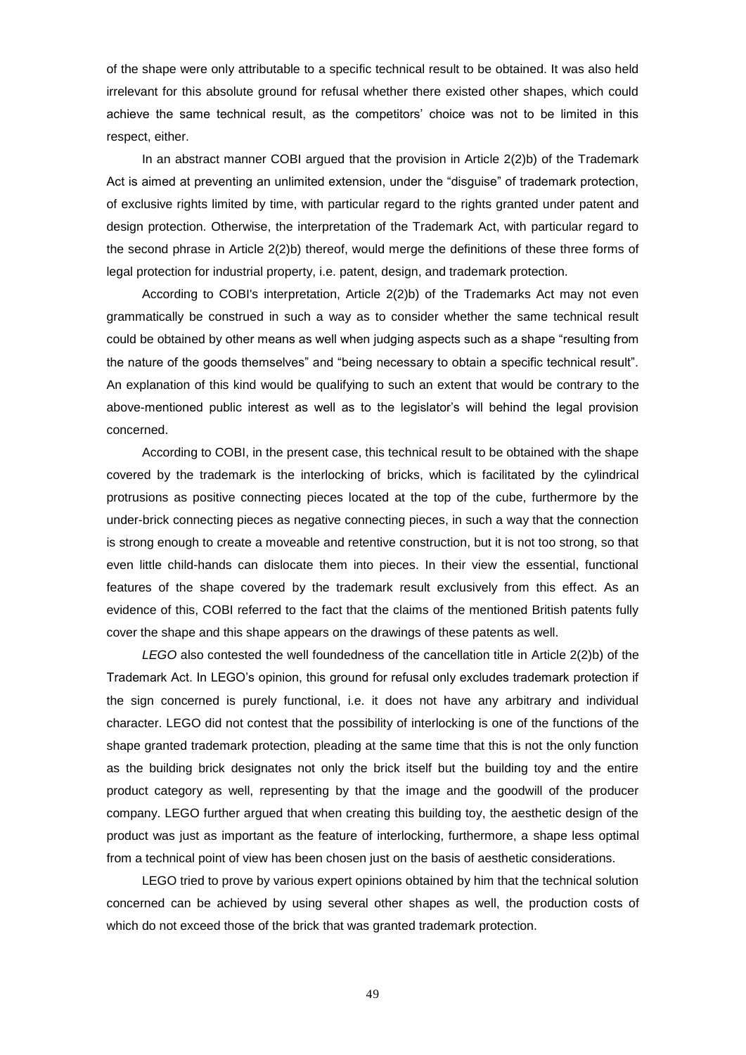of the shape were only attributable to a specific technical result to be obtained. It was also held irrelevant for this absolute ground for refusal whether there existed other shapes, which could achieve the same technical result, as the competitors' choice was not to be limited in this respect, either.

In an abstract manner COBI argued that the provision in Article 2(2)b) of the Trademark Act is aimed at preventing an unlimited extension, under the "disguise" of trademark protection, of exclusive rights limited by time, with particular regard to the rights granted under patent and design protection. Otherwise, the interpretation of the Trademark Act, with particular regard to the second phrase in Article 2(2)b) thereof, would merge the definitions of these three forms of legal protection for industrial property, i.e. patent, design, and trademark protection.

According to COBI's interpretation, Article 2(2)b) of the Trademarks Act may not even grammatically be construed in such a way as to consider whether the same technical result could be obtained by other means as well when judging aspects such as a shape "resulting from the nature of the goods themselves" and "being necessary to obtain a specific technical result". An explanation of this kind would be qualifying to such an extent that would be contrary to the above-mentioned public interest as well as to the legislator's will behind the legal provision concerned.

According to COBI, in the present case, this technical result to be obtained with the shape covered by the trademark is the interlocking of bricks, which is facilitated by the cylindrical protrusions as positive connecting pieces located at the top of the cube, furthermore by the under-brick connecting pieces as negative connecting pieces, in such a way that the connection is strong enough to create a moveable and retentive construction, but it is not too strong, so that even little child-hands can dislocate them into pieces. In their view the essential, functional features of the shape covered by the trademark result exclusively from this effect. As an evidence of this, COBI referred to the fact that the claims of the mentioned British patents fully cover the shape and this shape appears on the drawings of these patents as well.

*LEGO* also contested the well foundedness of the cancellation title in Article 2(2)b) of the Trademark Act. In LEGO's opinion, this ground for refusal only excludes trademark protection if the sign concerned is purely functional, i.e. it does not have any arbitrary and individual character. LEGO did not contest that the possibility of interlocking is one of the functions of the shape granted trademark protection, pleading at the same time that this is not the only function as the building brick designates not only the brick itself but the building toy and the entire product category as well, representing by that the image and the goodwill of the producer company. LEGO further argued that when creating this building toy, the aesthetic design of the product was just as important as the feature of interlocking, furthermore, a shape less optimal from a technical point of view has been chosen just on the basis of aesthetic considerations.

LEGO tried to prove by various expert opinions obtained by him that the technical solution concerned can be achieved by using several other shapes as well, the production costs of which do not exceed those of the brick that was granted trademark protection.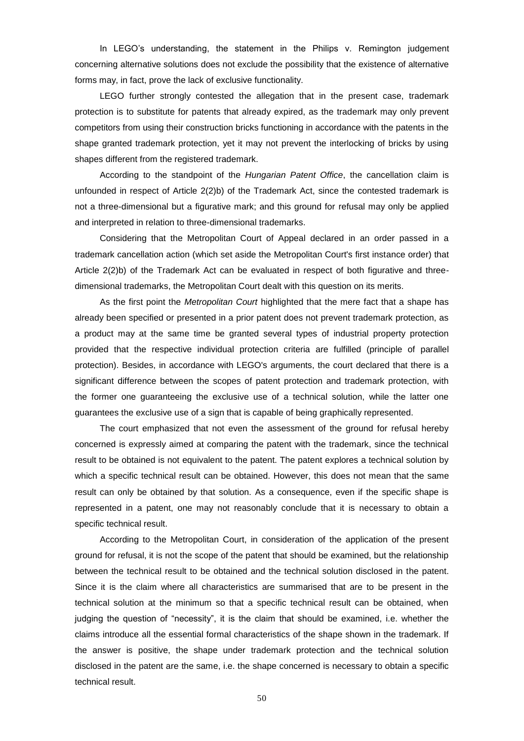In LEGO's understanding, the statement in the Philips v. Remington judgement concerning alternative solutions does not exclude the possibility that the existence of alternative forms may, in fact, prove the lack of exclusive functionality.

LEGO further strongly contested the allegation that in the present case, trademark protection is to substitute for patents that already expired, as the trademark may only prevent competitors from using their construction bricks functioning in accordance with the patents in the shape granted trademark protection, yet it may not prevent the interlocking of bricks by using shapes different from the registered trademark.

According to the standpoint of the *Hungarian Patent Office*, the cancellation claim is unfounded in respect of Article 2(2)b) of the Trademark Act, since the contested trademark is not a three-dimensional but a figurative mark; and this ground for refusal may only be applied and interpreted in relation to three-dimensional trademarks.

Considering that the Metropolitan Court of Appeal declared in an order passed in a trademark cancellation action (which set aside the Metropolitan Court's first instance order) that Article 2(2)b) of the Trademark Act can be evaluated in respect of both figurative and three-dimensional trademarks, the Metropolitan Court dealt with this question on its merits.

As the first point the *Metropolitan Court* highlighted that the mere fact that a shape has already been specified or presented in a prior patent does not prevent trademark protection, as a product may at the same time be granted several types of industrial property protection provided that the respective individual protection criteria are fulfilled (principle of parallel protection). Besides, in accordance with LEGO's arguments, the court declared that there is a significant difference between the scopes of patent protection and trademark protection, with the former one guaranteeing the exclusive use of a technical solution, while the latter one guarantees the exclusive use of a sign that is capable of being graphically represented.

The court emphasized that not even the assessment of the ground for refusal hereby concerned is expressly aimed at comparing the patent with the trademark, since the technical result to be obtained is not equivalent to the patent. The patent explores a technical solution by which a specific technical result can be obtained. However, this does not mean that the same result can only be obtained by that solution. As a consequence, even if the specific shape is represented in a patent, one may not reasonably conclude that it is necessary to obtain a specific technical result.

According to the Metropolitan Court, in consideration of the application of the present ground for refusal, it is not the scope of the patent that should be examined, but the relationship between the technical result to be obtained and the technical solution disclosed in the patent. Since it is the claim where all characteristics are summarised that are to be present in the technical solution at the minimum so that a specific technical result can be obtained, when judging the question of "necessity", it is the claim that should be examined, i.e. whether the claims introduce all the essential formal characteristics of the shape shown in the trademark. If the answer is positive, the shape under trademark protection and the technical solution disclosed in the patent are the same, i.e. the shape concerned is necessary to obtain a specific technical result.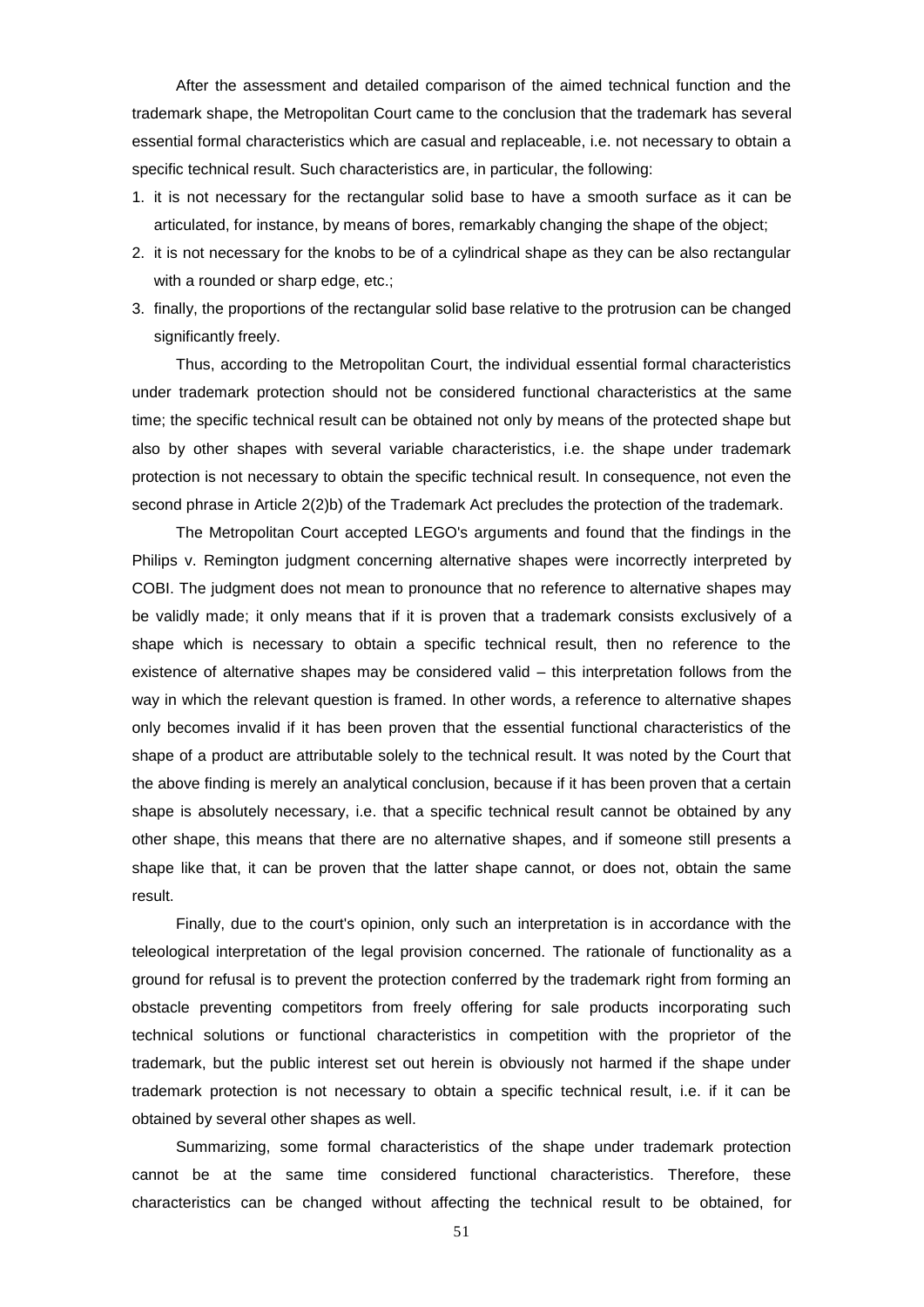After the assessment and detailed comparison of the aimed technical function and the trademark shape, the Metropolitan Court came to the conclusion that the trademark has several essential formal characteristics which are casual and replaceable, i.e. not necessary to obtain a specific technical result. Such characteristics are, in particular, the following:

1. it is not necessary for the rectangular solid base to have a smooth surface as it can be articulated, for instance, by means of bores, remarkably changing the shape of the object;
2. it is not necessary for the knobs to be of a cylindrical shape as they can be also rectangular with a rounded or sharp edge, etc.;
3. finally, the proportions of the rectangular solid base relative to the protrusion can be changed significantly freely.

Thus, according to the Metropolitan Court, the individual essential formal characteristics under trademark protection should not be considered functional characteristics at the same time; the specific technical result can be obtained not only by means of the protected shape but also by other shapes with several variable characteristics, i.e. the shape under trademark protection is not necessary to obtain the specific technical result. In consequence, not even the second phrase in Article 2(2)b) of the Trademark Act precludes the protection of the trademark.

The Metropolitan Court accepted LEGO's arguments and found that the findings in the Philips v. Remington judgment concerning alternative shapes were incorrectly interpreted by COBI. The judgment does not mean to pronounce that no reference to alternative shapes may be validly made; it only means that if it is proven that a trademark consists exclusively of a shape which is necessary to obtain a specific technical result, then no reference to the existence of alternative shapes may be considered valid – this interpretation follows from the way in which the relevant question is framed. In other words, a reference to alternative shapes only becomes invalid if it has been proven that the essential functional characteristics of the shape of a product are attributable solely to the technical result. It was noted by the Court that the above finding is merely an analytical conclusion, because if it has been proven that a certain shape is absolutely necessary, i.e. that a specific technical result cannot be obtained by any other shape, this means that there are no alternative shapes, and if someone still presents a shape like that, it can be proven that the latter shape cannot, or does not, obtain the same result.

Finally, due to the court's opinion, only such an interpretation is in accordance with the teleological interpretation of the legal provision concerned. The rationale of functionality as a ground for refusal is to prevent the protection conferred by the trademark right from forming an obstacle preventing competitors from freely offering for sale products incorporating such technical solutions or functional characteristics in competition with the proprietor of the trademark, but the public interest set out herein is obviously not harmed if the shape under trademark protection is not necessary to obtain a specific technical result, i.e. if it can be obtained by several other shapes as well.

Summarizing, some formal characteristics of the shape under trademark protection cannot be at the same time considered functional characteristics. Therefore, these characteristics can be changed without affecting the technical result to be obtained, for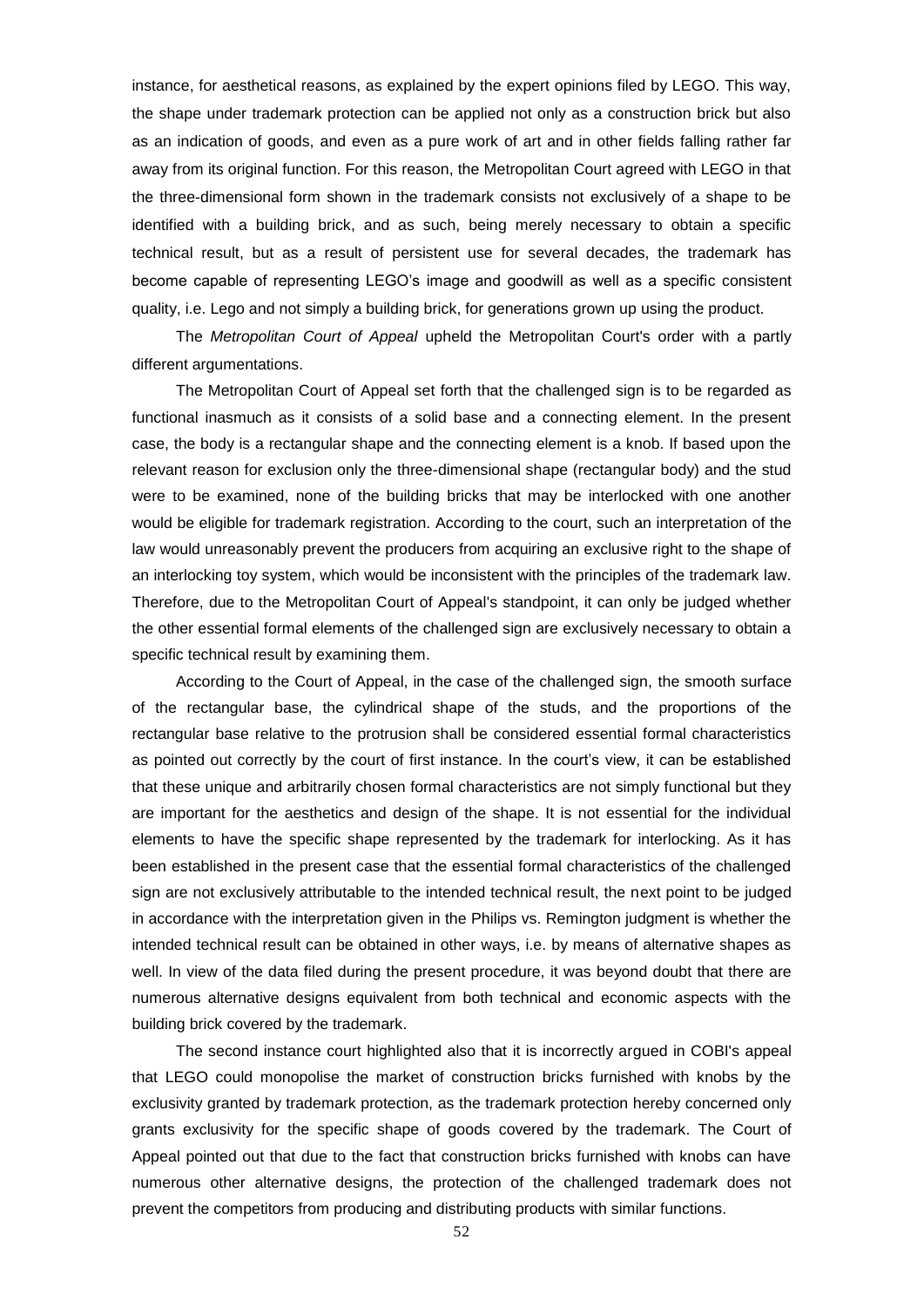instance, for aesthetical reasons, as explained by the expert opinions filed by LEGO. This way, the shape under trademark protection can be applied not only as a construction brick but also as an indication of goods, and even as a pure work of art and in other fields falling rather far away from its original function. For this reason, the Metropolitan Court agreed with LEGO in that the three-dimensional form shown in the trademark consists not exclusively of a shape to be identified with a building brick, and as such, being merely necessary to obtain a specific technical result, but as a result of persistent use for several decades, the trademark has become capable of representing LEGO's image and goodwill as well as a specific consistent quality, i.e. Lego and not simply a building brick, for generations grown up using the product.

The *Metropolitan Court of Appeal* upheld the Metropolitan Court's order with a partly different argumentations.

The Metropolitan Court of Appeal set forth that the challenged sign is to be regarded as functional inasmuch as it consists of a solid base and a connecting element. In the present case, the body is a rectangular shape and the connecting element is a knob. If based upon the relevant reason for exclusion only the three-dimensional shape (rectangular body) and the stud were to be examined, none of the building bricks that may be interlocked with one another would be eligible for trademark registration. According to the court, such an interpretation of the law would unreasonably prevent the producers from acquiring an exclusive right to the shape of an interlocking toy system, which would be inconsistent with the principles of the trademark law. Therefore, due to the Metropolitan Court of Appeal's standpoint, it can only be judged whether the other essential formal elements of the challenged sign are exclusively necessary to obtain a specific technical result by examining them.

According to the Court of Appeal, in the case of the challenged sign, the smooth surface of the rectangular base, the cylindrical shape of the studs, and the proportions of the rectangular base relative to the protrusion shall be considered essential formal characteristics as pointed out correctly by the court of first instance. In the court's view, it can be established that these unique and arbitrarily chosen formal characteristics are not simply functional but they are important for the aesthetics and design of the shape. It is not essential for the individual elements to have the specific shape represented by the trademark for interlocking. As it has been established in the present case that the essential formal characteristics of the challenged sign are not exclusively attributable to the intended technical result, the next point to be judged in accordance with the interpretation given in the Philips vs. Remington judgment is whether the intended technical result can be obtained in other ways, i.e. by means of alternative shapes as well. In view of the data filed during the present procedure, it was beyond doubt that there are numerous alternative designs equivalent from both technical and economic aspects with the building brick covered by the trademark.

The second instance court highlighted also that it is incorrectly argued in COBI's appeal that LEGO could monopolise the market of construction bricks furnished with knobs by the exclusivity granted by trademark protection, as the trademark protection hereby concerned only grants exclusivity for the specific shape of goods covered by the trademark. The Court of Appeal pointed out that due to the fact that construction bricks furnished with knobs can have numerous other alternative designs, the protection of the challenged trademark does not prevent the competitors from producing and distributing products with similar functions.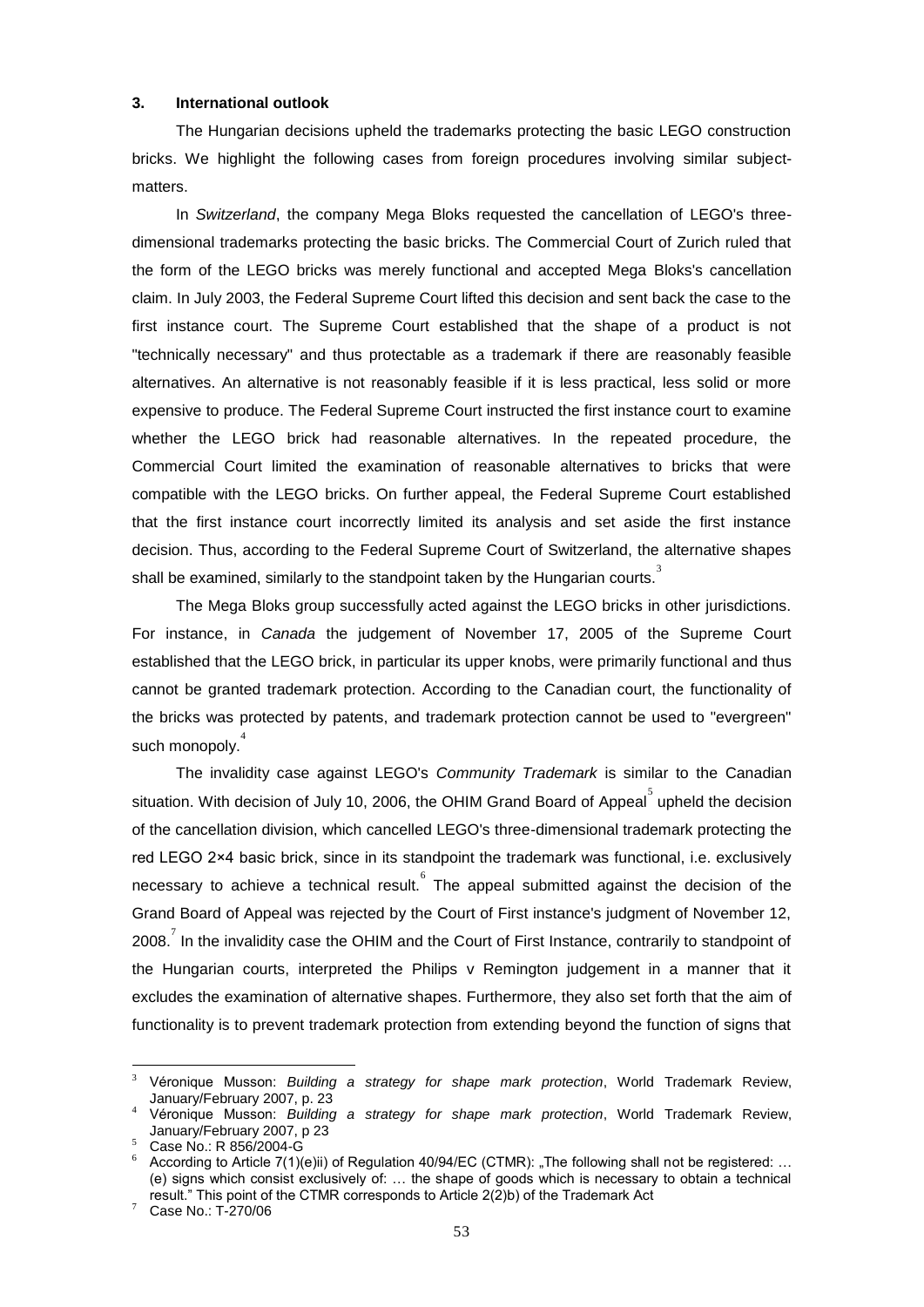## 3. International outlook

The Hungarian decisions upheld the trademarks protecting the basic LEGO construction bricks. We highlight the following cases from foreign procedures involving similar subject-matters.

In *Switzerland*, the company Mega Bloks requested the cancellation of LEGO's three-dimensional trademarks protecting the basic bricks. The Commercial Court of Zurich ruled that the form of the LEGO bricks was merely functional and accepted Mega Bloks's cancellation claim. In July 2003, the Federal Supreme Court lifted this decision and sent back the case to the first instance court. The Supreme Court established that the shape of a product is not "technically necessary" and thus protectable as a trademark if there are reasonably feasible alternatives. An alternative is not reasonably feasible if it is less practical, less solid or more expensive to produce. The Federal Supreme Court instructed the first instance court to examine whether the LEGO brick had reasonable alternatives. In the repeated procedure, the Commercial Court limited the examination of reasonable alternatives to bricks that were compatible with the LEGO bricks. On further appeal, the Federal Supreme Court established that the first instance court incorrectly limited its analysis and set aside the first instance decision. Thus, according to the Federal Supreme Court of Switzerland, the alternative shapes shall be examined, similarly to the standpoint taken by the Hungarian courts.[3]

The Mega Bloks group successfully acted against the LEGO bricks in other jurisdictions. For instance, in *Canada* the judgement of November 17, 2005 of the Supreme Court established that the LEGO brick, in particular its upper knobs, were primarily functional and thus cannot be granted trademark protection. According to the Canadian court, the functionality of the bricks was protected by patents, and trademark protection cannot be used to "evergreen" such monopoly.[4]

The invalidity case against LEGO's *Community Trademark* is similar to the Canadian situation. With decision of July 10, 2006, the OHIM Grand Board of Appeal[5] upheld the decision of the cancellation division, which cancelled LEGO's three-dimensional trademark protecting the red LEGO 2×4 basic brick, since in its standpoint the trademark was functional, i.e. exclusively necessary to achieve a technical result.[6] The appeal submitted against the decision of the Grand Board of Appeal was rejected by the Court of First instance's judgment of November 12, 2008.[7] In the invalidity case the OHIM and the Court of First Instance, contrarily to standpoint of the Hungarian courts, interpreted the Philips v Remington judgement in a manner that it excludes the examination of alternative shapes. Furthermore, they also set forth that the aim of functionality is to prevent trademark protection from extending beyond the function of signs that

---

[3] Véronique Musson: *Building a strategy for shape mark protection*, World Trademark Review, January/February 2007, p. 23

[4] Véronique Musson: *Building a strategy for shape mark protection*, World Trademark Review, January/February 2007, p 23

[5] Case No.: R 856/2004-G

[6] According to Article 7(1)(e)ii) of Regulation 40/94/EC (CTMR): „The following shall not be registered: … (e) signs which consist exclusively of: … the shape of goods which is necessary to obtain a technical result." This point of the CTMR corresponds to Article 2(2)b) of the Trademark Act

[7] Case No.: T-270/06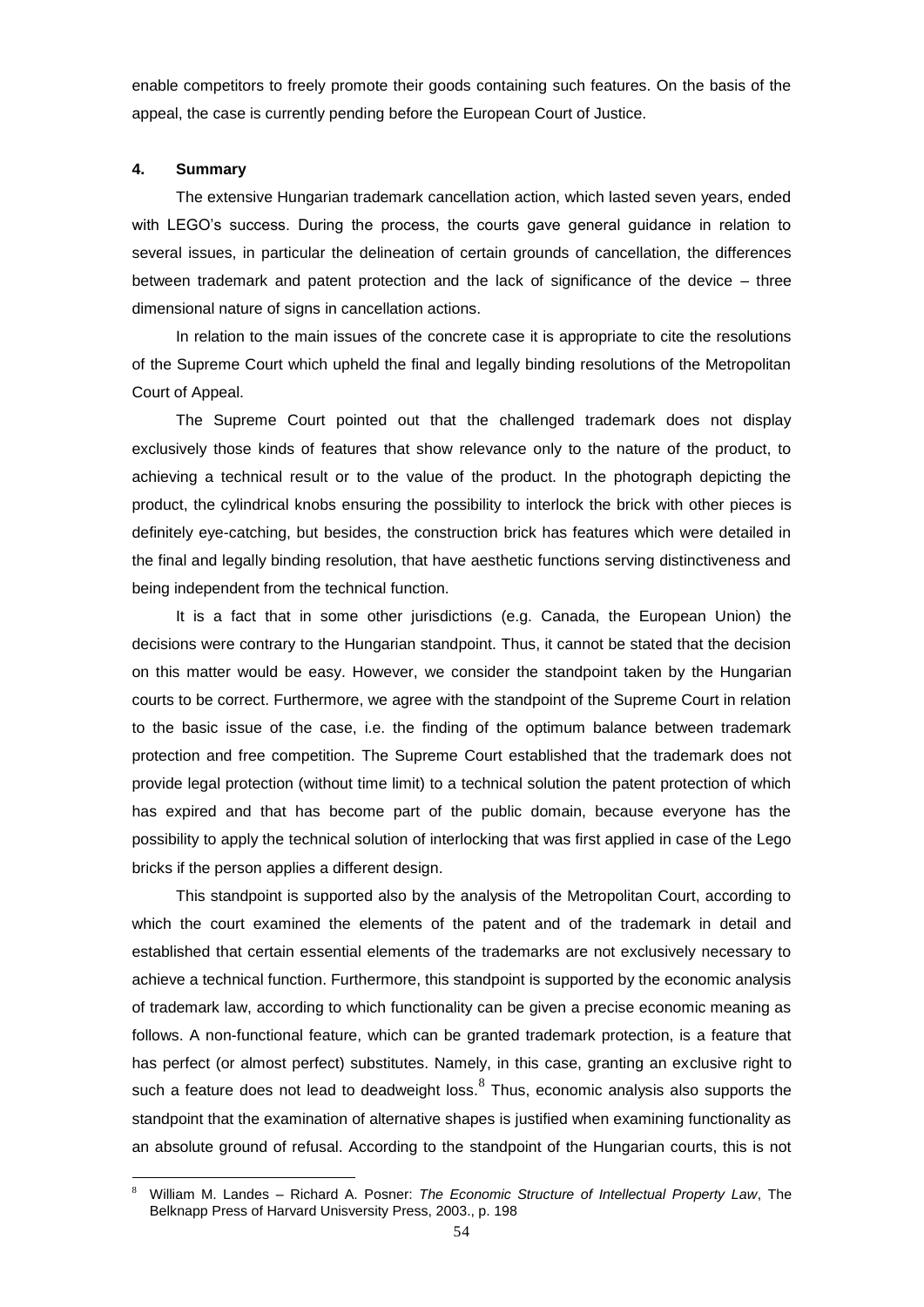enable competitors to freely promote their goods containing such features. On the basis of the appeal, the case is currently pending before the European Court of Justice.

## 4. Summary

The extensive Hungarian trademark cancellation action, which lasted seven years, ended with LEGO's success. During the process, the courts gave general guidance in relation to several issues, in particular the delineation of certain grounds of cancellation, the differences between trademark and patent protection and the lack of significance of the device – three dimensional nature of signs in cancellation actions.

In relation to the main issues of the concrete case it is appropriate to cite the resolutions of the Supreme Court which upheld the final and legally binding resolutions of the Metropolitan Court of Appeal.

The Supreme Court pointed out that the challenged trademark does not display exclusively those kinds of features that show relevance only to the nature of the product, to achieving a technical result or to the value of the product. In the photograph depicting the product, the cylindrical knobs ensuring the possibility to interlock the brick with other pieces is definitely eye-catching, but besides, the construction brick has features which were detailed in the final and legally binding resolution, that have aesthetic functions serving distinctiveness and being independent from the technical function.

It is a fact that in some other jurisdictions (e.g. Canada, the European Union) the decisions were contrary to the Hungarian standpoint. Thus, it cannot be stated that the decision on this matter would be easy. However, we consider the standpoint taken by the Hungarian courts to be correct. Furthermore, we agree with the standpoint of the Supreme Court in relation to the basic issue of the case, i.e. the finding of the optimum balance between trademark protection and free competition. The Supreme Court established that the trademark does not provide legal protection (without time limit) to a technical solution the patent protection of which has expired and that has become part of the public domain, because everyone has the possibility to apply the technical solution of interlocking that was first applied in case of the Lego bricks if the person applies a different design.

This standpoint is supported also by the analysis of the Metropolitan Court, according to which the court examined the elements of the patent and of the trademark in detail and established that certain essential elements of the trademarks are not exclusively necessary to achieve a technical function. Furthermore, this standpoint is supported by the economic analysis of trademark law, according to which functionality can be given a precise economic meaning as follows. A non-functional feature, which can be granted trademark protection, is a feature that has perfect (or almost perfect) substitutes. Namely, in this case, granting an exclusive right to such a feature does not lead to deadweight loss.[8] Thus, economic analysis also supports the standpoint that the examination of alternative shapes is justified when examining functionality as an absolute ground of refusal. According to the standpoint of the Hungarian courts, this is not

---

[8] William M. Landes – Richard A. Posner: *The Economic Structure of Intellectual Property Law*, The Belknapp Press of Harvard Unisversity Press, 2003., p. 198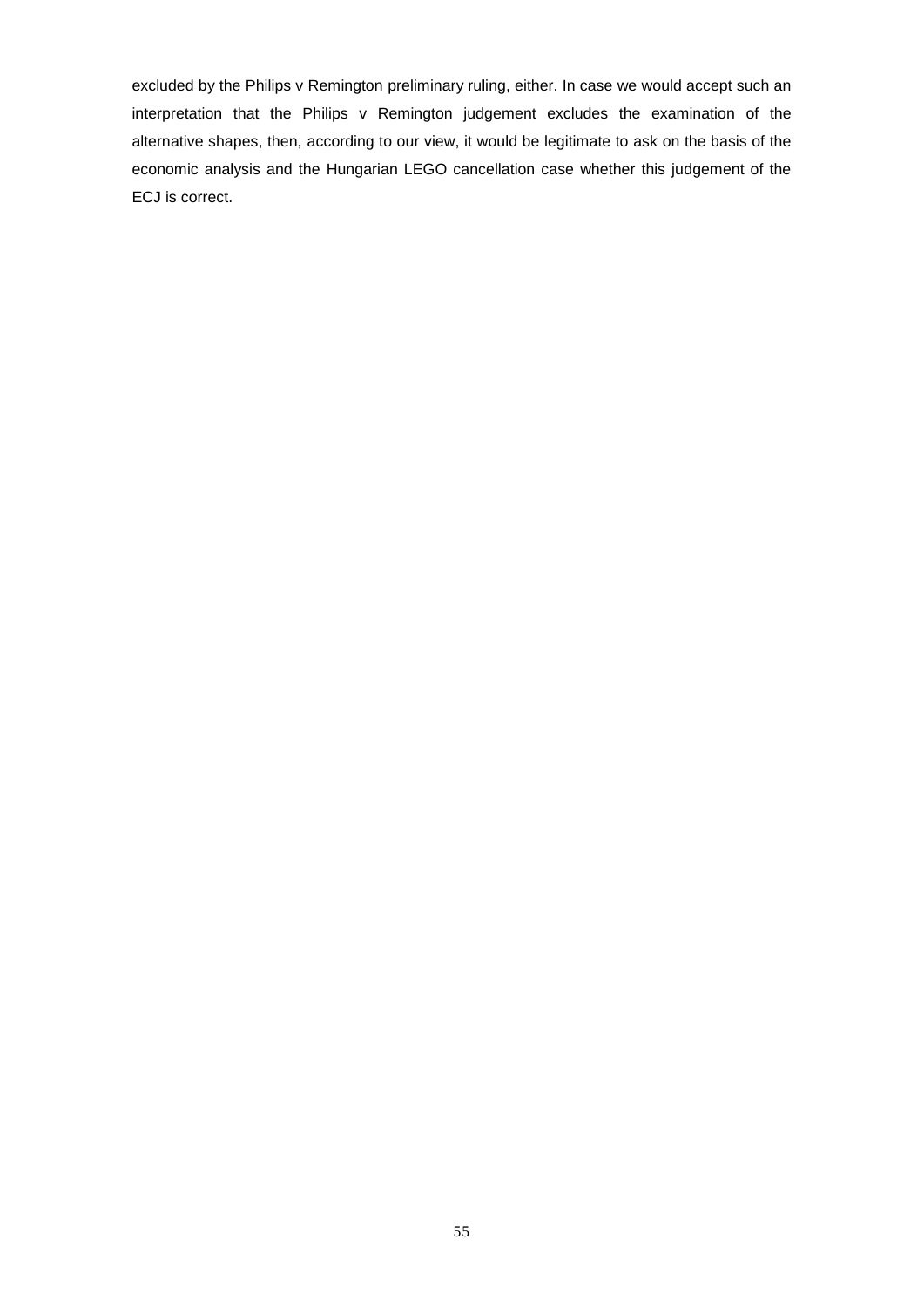excluded by the Philips v Remington preliminary ruling, either. In case we would accept such an interpretation that the Philips v Remington judgement excludes the examination of the alternative shapes, then, according to our view, it would be legitimate to ask on the basis of the economic analysis and the Hungarian LEGO cancellation case whether this judgement of the ECJ is correct.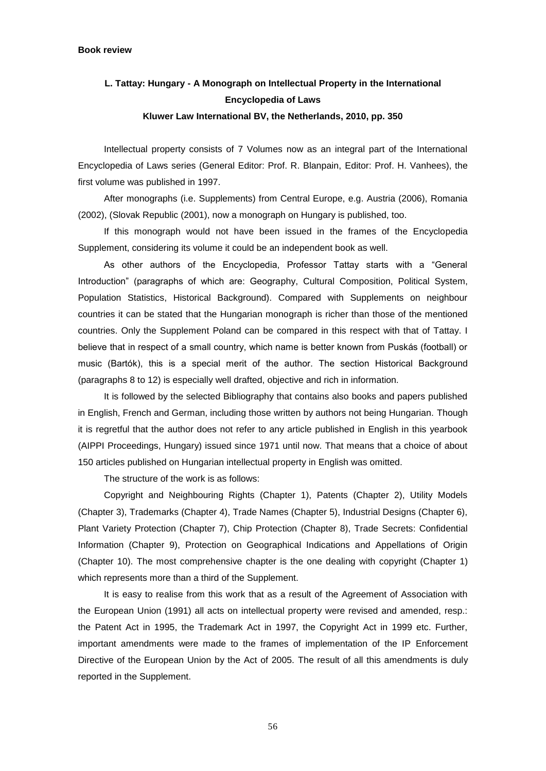**Book review**

### L. Tattay: Hungary - A Monograph on Intellectual Property in the International Encyclopedia of Laws

**Kluwer Law International BV, the Netherlands, 2010, pp. 350**

Intellectual property consists of 7 Volumes now as an integral part of the International Encyclopedia of Laws series (General Editor: Prof. R. Blanpain, Editor: Prof. H. Vanhees), the first volume was published in 1997.

After monographs (i.e. Supplements) from Central Europe, e.g. Austria (2006), Romania (2002), (Slovak Republic (2001), now a monograph on Hungary is published, too.

If this monograph would not have been issued in the frames of the Encyclopedia Supplement, considering its volume it could be an independent book as well.

As other authors of the Encyclopedia, Professor Tattay starts with a "General Introduction" (paragraphs of which are: Geography, Cultural Composition, Political System, Population Statistics, Historical Background). Compared with Supplements on neighbour countries it can be stated that the Hungarian monograph is richer than those of the mentioned countries. Only the Supplement Poland can be compared in this respect with that of Tattay. I believe that in respect of a small country, which name is better known from Puskás (football) or music (Bartók), this is a special merit of the author. The section Historical Background (paragraphs 8 to 12) is especially well drafted, objective and rich in information.

It is followed by the selected Bibliography that contains also books and papers published in English, French and German, including those written by authors not being Hungarian. Though it is regretful that the author does not refer to any article published in English in this yearbook (AIPPI Proceedings, Hungary) issued since 1971 until now. That means that a choice of about 150 articles published on Hungarian intellectual property in English was omitted.

The structure of the work is as follows:

Copyright and Neighbouring Rights (Chapter 1), Patents (Chapter 2), Utility Models (Chapter 3), Trademarks (Chapter 4), Trade Names (Chapter 5), Industrial Designs (Chapter 6), Plant Variety Protection (Chapter 7), Chip Protection (Chapter 8), Trade Secrets: Confidential Information (Chapter 9), Protection on Geographical Indications and Appellations of Origin (Chapter 10). The most comprehensive chapter is the one dealing with copyright (Chapter 1) which represents more than a third of the Supplement.

It is easy to realise from this work that as a result of the Agreement of Association with the European Union (1991) all acts on intellectual property were revised and amended, resp.: the Patent Act in 1995, the Trademark Act in 1997, the Copyright Act in 1999 etc. Further, important amendments were made to the frames of implementation of the IP Enforcement Directive of the European Union by the Act of 2005. The result of all this amendments is duly reported in the Supplement.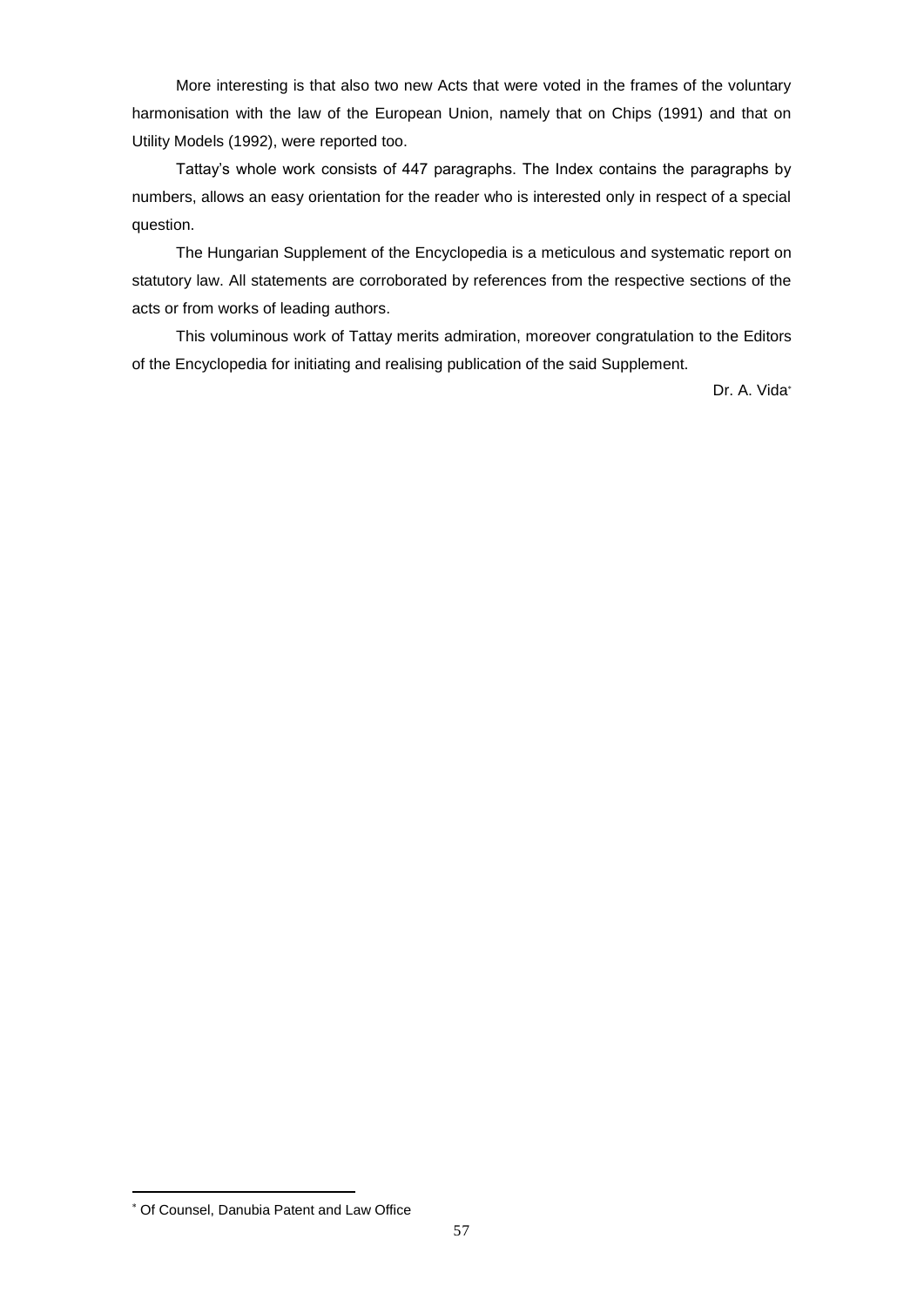More interesting is that also two new Acts that were voted in the frames of the voluntary harmonisation with the law of the European Union, namely that on Chips (1991) and that on Utility Models (1992), were reported too.

Tattay's whole work consists of 447 paragraphs. The Index contains the paragraphs by numbers, allows an easy orientation for the reader who is interested only in respect of a special question.

The Hungarian Supplement of the Encyclopedia is a meticulous and systematic report on statutory law. All statements are corroborated by references from the respective sections of the acts or from works of leading authors.

This voluminous work of Tattay merits admiration, moreover congratulation to the Editors of the Encyclopedia for initiating and realising publication of the said Supplement.

Dr. A. Vida[*]

[*] Of Counsel, Danubia Patent and Law Office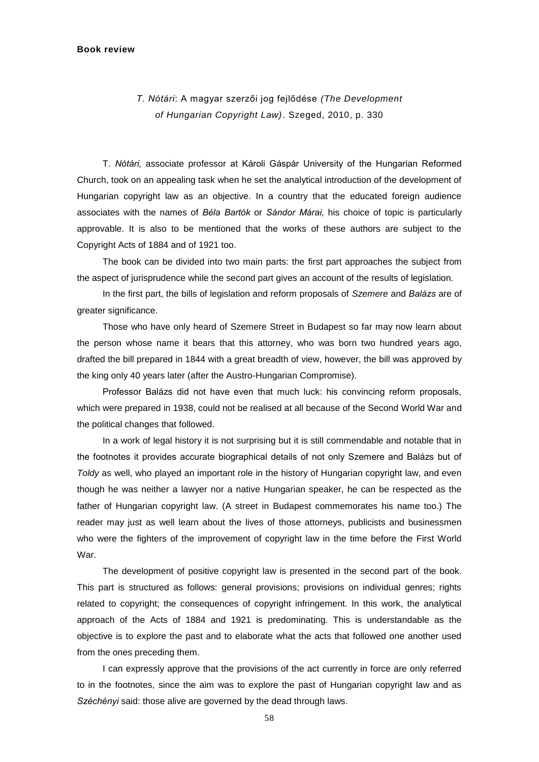**Book review**

*T. Nótári*: A magyar szerzői jog fejlődése *(The Development of Hungarian Copyright Law)*. Szeged, 2010, p. 330

T. *Nótári,* associate professor at Károli Gáspár University of the Hungarian Reformed Church, took on an appealing task when he set the analytical introduction of the development of Hungarian copyright law as an objective. In a country that the educated foreign audience associates with the names of *Béla Bartók* or *Sándor Márai,* his choice of topic is particularly approvable. It is also to be mentioned that the works of these authors are subject to the Copyright Acts of 1884 and of 1921 too.

The book can be divided into two main parts: the first part approaches the subject from the aspect of jurisprudence while the second part gives an account of the results of legislation.

In the first part, the bills of legislation and reform proposals of *Szemere* and *Balázs* are of greater significance.

Those who have only heard of Szemere Street in Budapest so far may now learn about the person whose name it bears that this attorney, who was born two hundred years ago, drafted the bill prepared in 1844 with a great breadth of view, however, the bill was approved by the king only 40 years later (after the Austro-Hungarian Compromise).

Professor Balázs did not have even that much luck: his convincing reform proposals, which were prepared in 1938, could not be realised at all because of the Second World War and the political changes that followed.

In a work of legal history it is not surprising but it is still commendable and notable that in the footnotes it provides accurate biographical details of not only Szemere and Balázs but of *Toldy* as well, who played an important role in the history of Hungarian copyright law, and even though he was neither a lawyer nor a native Hungarian speaker, he can be respected as the father of Hungarian copyright law. (A street in Budapest commemorates his name too.) The reader may just as well learn about the lives of those attorneys, publicists and businessmen who were the fighters of the improvement of copyright law in the time before the First World War.

The development of positive copyright law is presented in the second part of the book. This part is structured as follows: general provisions; provisions on individual genres; rights related to copyright; the consequences of copyright infringement. In this work, the analytical approach of the Acts of 1884 and 1921 is predominating. This is understandable as the objective is to explore the past and to elaborate what the acts that followed one another used from the ones preceding them.

I can expressly approve that the provisions of the act currently in force are only referred to in the footnotes, since the aim was to explore the past of Hungarian copyright law and as *Széchényi* said: those alive are governed by the dead through laws.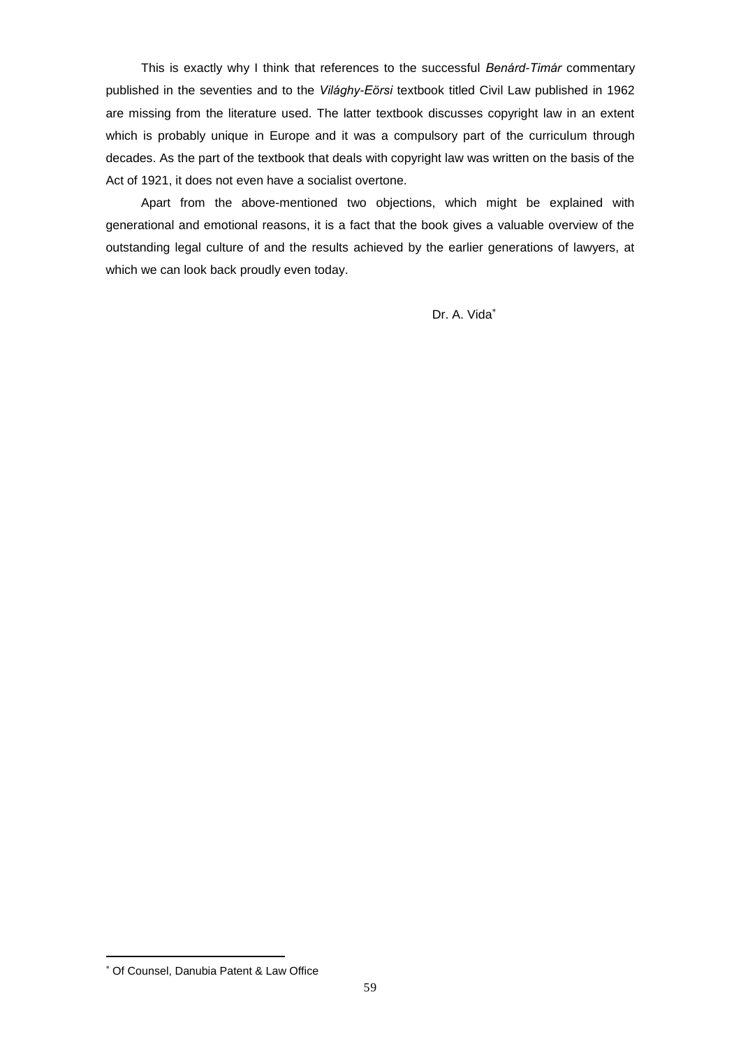This is exactly why I think that references to the successful *Benárd-Timár* commentary published in the seventies and to the *Világhy-Eörsi* textbook titled Civil Law published in 1962 are missing from the literature used. The latter textbook discusses copyright law in an extent which is probably unique in Europe and it was a compulsory part of the curriculum through decades. As the part of the textbook that deals with copyright law was written on the basis of the Act of 1921, it does not even have a socialist overtone.

Apart from the above-mentioned two objections, which might be explained with generational and emotional reasons, it is a fact that the book gives a valuable overview of the outstanding legal culture of and the results achieved by the earlier generations of lawyers, at which we can look back proudly even today.

Dr. A. Vida[*]

---

[*] Of Counsel, Danubia Patent & Law Office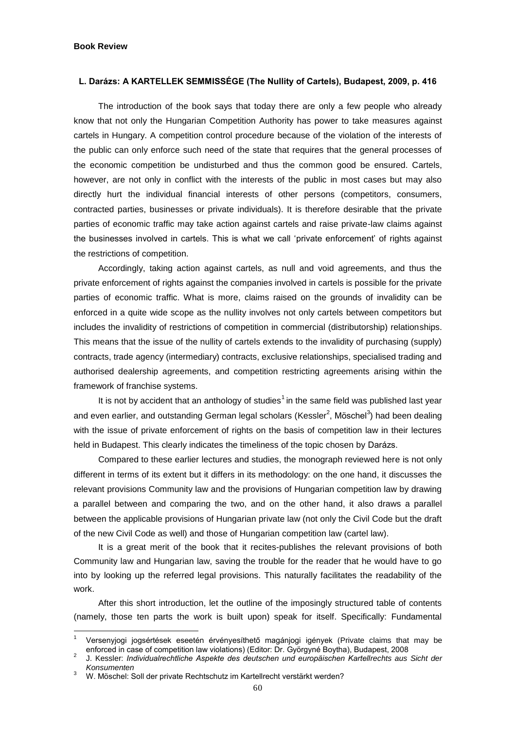**Book Review**

**L. Darázs: A KARTELLEK SEMMISSÉGE (The Nullity of Cartels), Budapest, 2009, p. 416**

The introduction of the book says that today there are only a few people who already know that not only the Hungarian Competition Authority has power to take measures against cartels in Hungary. A competition control procedure because of the violation of the interests of the public can only enforce such need of the state that requires that the general processes of the economic competition be undisturbed and thus the common good be ensured. Cartels, however, are not only in conflict with the interests of the public in most cases but may also directly hurt the individual financial interests of other persons (competitors, consumers, contracted parties, businesses or private individuals). It is therefore desirable that the private parties of economic traffic may take action against cartels and raise private-law claims against the businesses involved in cartels. This is what we call 'private enforcement' of rights against the restrictions of competition.

Accordingly, taking action against cartels, as null and void agreements, and thus the private enforcement of rights against the companies involved in cartels is possible for the private parties of economic traffic. What is more, claims raised on the grounds of invalidity can be enforced in a quite wide scope as the nullity involves not only cartels between competitors but includes the invalidity of restrictions of competition in commercial (distributorship) relationships. This means that the issue of the nullity of cartels extends to the invalidity of purchasing (supply) contracts, trade agency (intermediary) contracts, exclusive relationships, specialised trading and authorised dealership agreements, and competition restricting agreements arising within the framework of franchise systems.

It is not by accident that an anthology of studies[1] in the same field was published last year and even earlier, and outstanding German legal scholars (Kessler[2], Möschel[3]) had been dealing with the issue of private enforcement of rights on the basis of competition law in their lectures held in Budapest. This clearly indicates the timeliness of the topic chosen by Darázs.

Compared to these earlier lectures and studies, the monograph reviewed here is not only different in terms of its extent but it differs in its methodology: on the one hand, it discusses the relevant provisions Community law and the provisions of Hungarian competition law by drawing a parallel between and comparing the two, and on the other hand, it also draws a parallel between the applicable provisions of Hungarian private law (not only the Civil Code but the draft of the new Civil Code as well) and those of Hungarian competition law (cartel law).

It is a great merit of the book that it recites-publishes the relevant provisions of both Community law and Hungarian law, saving the trouble for the reader that he would have to go into by looking up the referred legal provisions. This naturally facilitates the readability of the work.

After this short introduction, let the outline of the imposingly structured table of contents (namely, those ten parts the work is built upon) speak for itself. Specifically: Fundamental

---

[1] Versenyjogi jogsértések esetén érvényesíthető magánjogi igények (Private claims that may be enforced in case of competition law violations) (Editor: Dr. Györgyné Boytha), Budapest, 2008

[2] J. Kessler: *Individualrechtliche Aspekte des deutschen und europäischen Kartellrechts aus Sicht der Konsumenten*

[3] W. Möschel: Soll der private Rechtschutz im Kartellrecht verstärkt werden?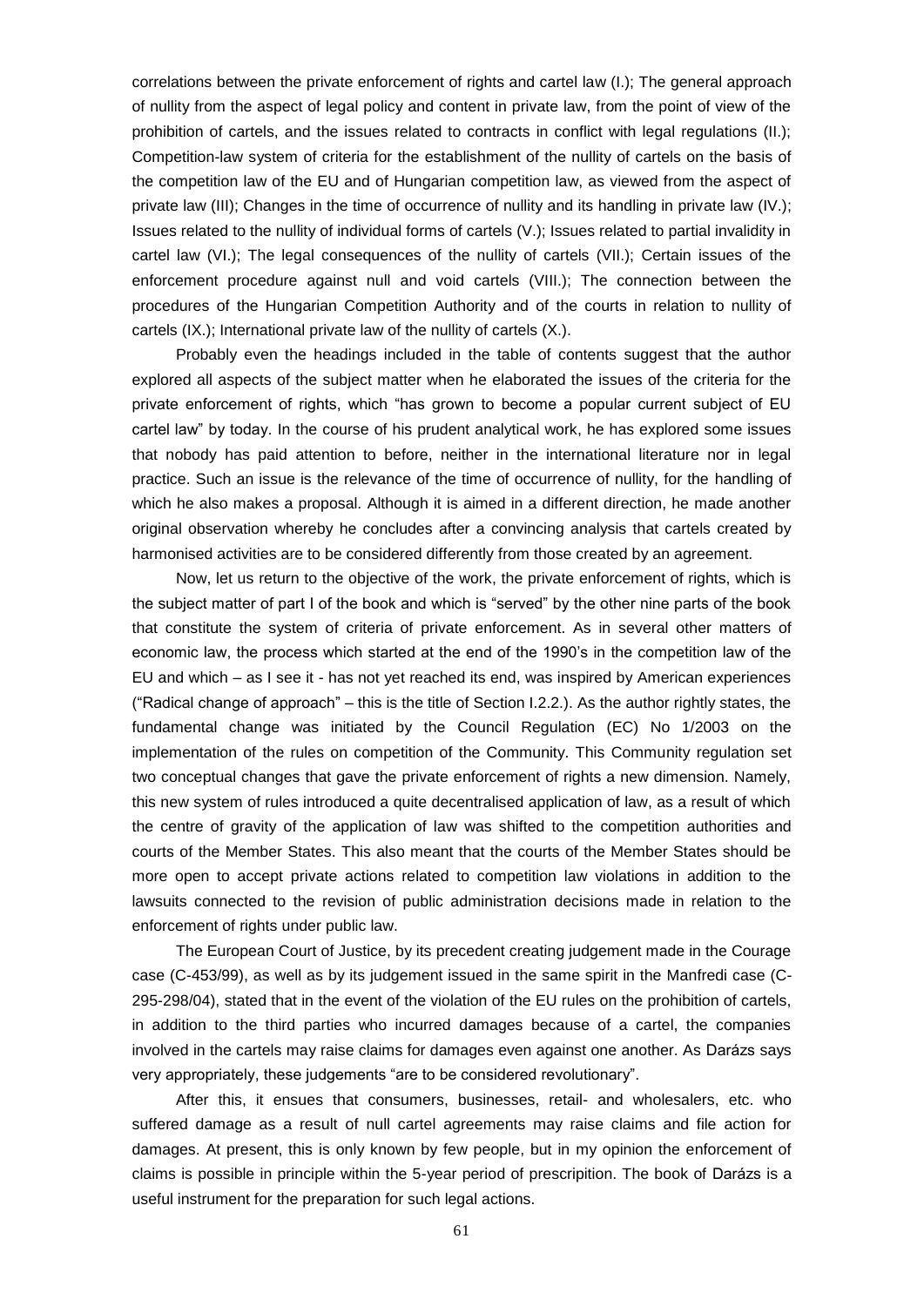correlations between the private enforcement of rights and cartel law (I.); The general approach of nullity from the aspect of legal policy and content in private law, from the point of view of the prohibition of cartels, and the issues related to contracts in conflict with legal regulations (II.); Competition-law system of criteria for the establishment of the nullity of cartels on the basis of the competition law of the EU and of Hungarian competition law, as viewed from the aspect of private law (III); Changes in the time of occurrence of nullity and its handling in private law (IV.); Issues related to the nullity of individual forms of cartels (V.); Issues related to partial invalidity in cartel law (VI.); The legal consequences of the nullity of cartels (VII.); Certain issues of the enforcement procedure against null and void cartels (VIII.); The connection between the procedures of the Hungarian Competition Authority and of the courts in relation to nullity of cartels (IX.); International private law of the nullity of cartels (X.).

Probably even the headings included in the table of contents suggest that the author explored all aspects of the subject matter when he elaborated the issues of the criteria for the private enforcement of rights, which "has grown to become a popular current subject of EU cartel law" by today. In the course of his prudent analytical work, he has explored some issues that nobody has paid attention to before, neither in the international literature nor in legal practice. Such an issue is the relevance of the time of occurrence of nullity, for the handling of which he also makes a proposal. Although it is aimed in a different direction, he made another original observation whereby he concludes after a convincing analysis that cartels created by harmonised activities are to be considered differently from those created by an agreement.

Now, let us return to the objective of the work, the private enforcement of rights, which is the subject matter of part I of the book and which is "served" by the other nine parts of the book that constitute the system of criteria of private enforcement. As in several other matters of economic law, the process which started at the end of the 1990's in the competition law of the EU and which – as I see it - has not yet reached its end, was inspired by American experiences ("Radical change of approach" – this is the title of Section I.2.2.). As the author rightly states, the fundamental change was initiated by the Council Regulation (EC) No 1/2003 on the implementation of the rules on competition of the Community. This Community regulation set two conceptual changes that gave the private enforcement of rights a new dimension. Namely, this new system of rules introduced a quite decentralised application of law, as a result of which the centre of gravity of the application of law was shifted to the competition authorities and courts of the Member States. This also meant that the courts of the Member States should be more open to accept private actions related to competition law violations in addition to the lawsuits connected to the revision of public administration decisions made in relation to the enforcement of rights under public law.

The European Court of Justice, by its precedent creating judgement made in the Courage case (C-453/99), as well as by its judgement issued in the same spirit in the Manfredi case (C-295-298/04), stated that in the event of the violation of the EU rules on the prohibition of cartels, in addition to the third parties who incurred damages because of a cartel, the companies involved in the cartels may raise claims for damages even against one another. As Darázs says very appropriately, these judgements "are to be considered revolutionary".

After this, it ensues that consumers, businesses, retail- and wholesalers, etc. who suffered damage as a result of null cartel agreements may raise claims and file action for damages. At present, this is only known by few people, but in my opinion the enforcement of claims is possible in principle within the 5-year period of prescripition. The book of Darázs is a useful instrument for the preparation for such legal actions.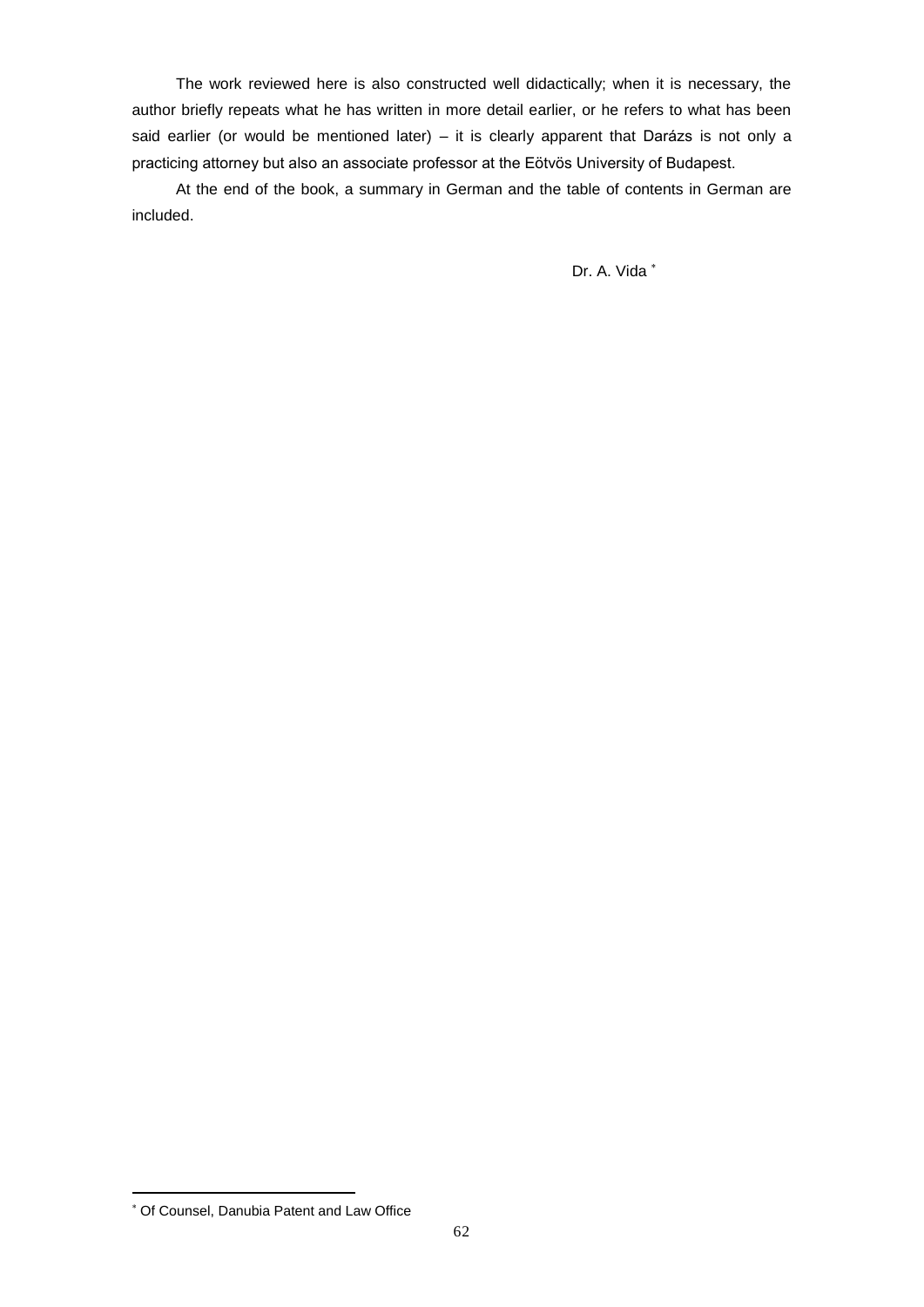The work reviewed here is also constructed well didactically; when it is necessary, the author briefly repeats what he has written in more detail earlier, or he refers to what has been said earlier (or would be mentioned later) – it is clearly apparent that Darázs is not only a practicing attorney but also an associate professor at the Eötvös University of Budapest.

At the end of the book, a summary in German and the table of contents in German are included.

Dr. A. Vida [*]

---

[*] Of Counsel, Danubia Patent and Law Office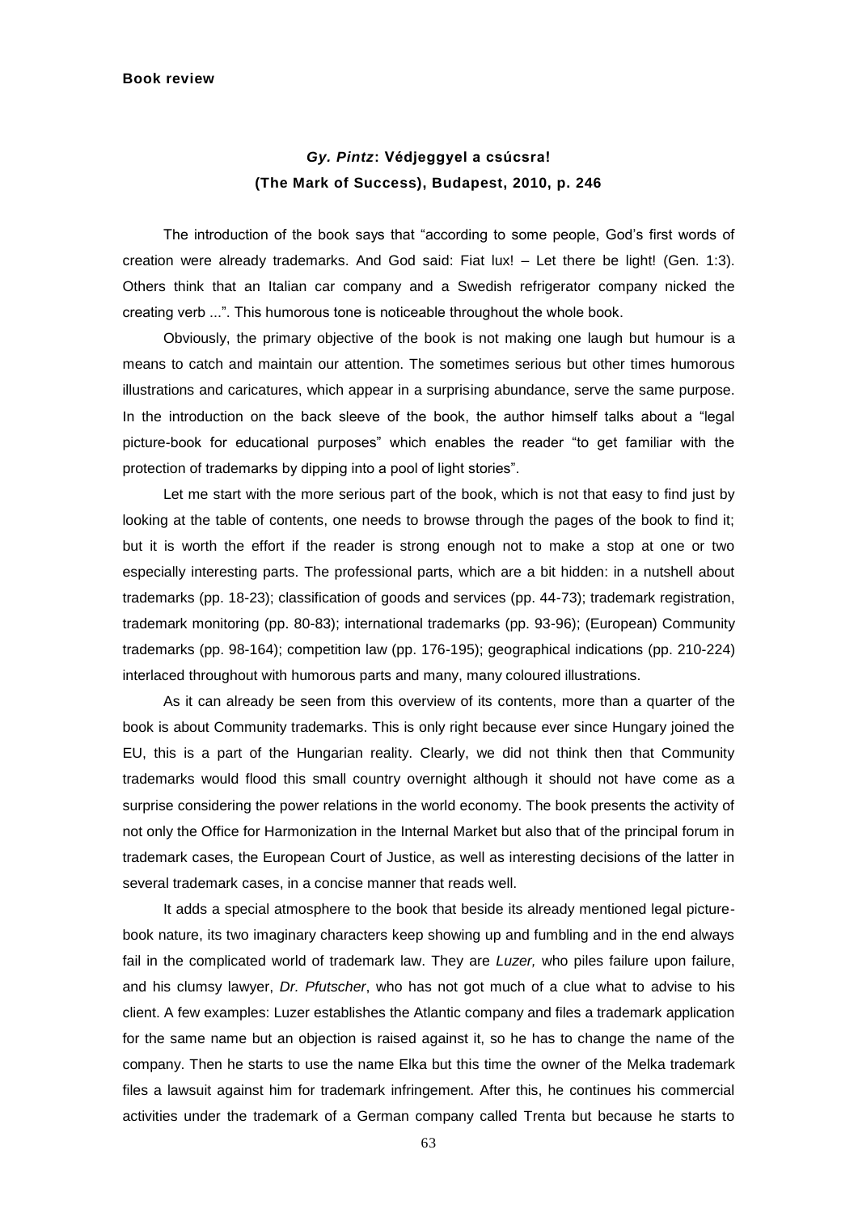**Book review**

## *Gy. Pintz*: Védjeggyel a csúcsra! (The Mark of Success), Budapest, 2010, p. 246

The introduction of the book says that "according to some people, God's first words of creation were already trademarks. And God said: Fiat lux! – Let there be light! (Gen. 1:3). Others think that an Italian car company and a Swedish refrigerator company nicked the creating verb ...". This humorous tone is noticeable throughout the whole book.

Obviously, the primary objective of the book is not making one laugh but humour is a means to catch and maintain our attention. The sometimes serious but other times humorous illustrations and caricatures, which appear in a surprising abundance, serve the same purpose. In the introduction on the back sleeve of the book, the author himself talks about a "legal picture-book for educational purposes" which enables the reader "to get familiar with the protection of trademarks by dipping into a pool of light stories".

Let me start with the more serious part of the book, which is not that easy to find just by looking at the table of contents, one needs to browse through the pages of the book to find it; but it is worth the effort if the reader is strong enough not to make a stop at one or two especially interesting parts. The professional parts, which are a bit hidden: in a nutshell about trademarks (pp. 18-23); classification of goods and services (pp. 44-73); trademark registration, trademark monitoring (pp. 80-83); international trademarks (pp. 93-96); (European) Community trademarks (pp. 98-164); competition law (pp. 176-195); geographical indications (pp. 210-224) interlaced throughout with humorous parts and many, many coloured illustrations.

As it can already be seen from this overview of its contents, more than a quarter of the book is about Community trademarks. This is only right because ever since Hungary joined the EU, this is a part of the Hungarian reality. Clearly, we did not think then that Community trademarks would flood this small country overnight although it should not have come as a surprise considering the power relations in the world economy. The book presents the activity of not only the Office for Harmonization in the Internal Market but also that of the principal forum in trademark cases, the European Court of Justice, as well as interesting decisions of the latter in several trademark cases, in a concise manner that reads well.

It adds a special atmosphere to the book that beside its already mentioned legal picture-book nature, its two imaginary characters keep showing up and fumbling and in the end always fail in the complicated world of trademark law. They are *Luzer,* who piles failure upon failure, and his clumsy lawyer, *Dr. Pfutscher*, who has not got much of a clue what to advise to his client. A few examples: Luzer establishes the Atlantic company and files a trademark application for the same name but an objection is raised against it, so he has to change the name of the company. Then he starts to use the name Elka but this time the owner of the Melka trademark files a lawsuit against him for trademark infringement. After this, he continues his commercial activities under the trademark of a German company called Trenta but because he starts to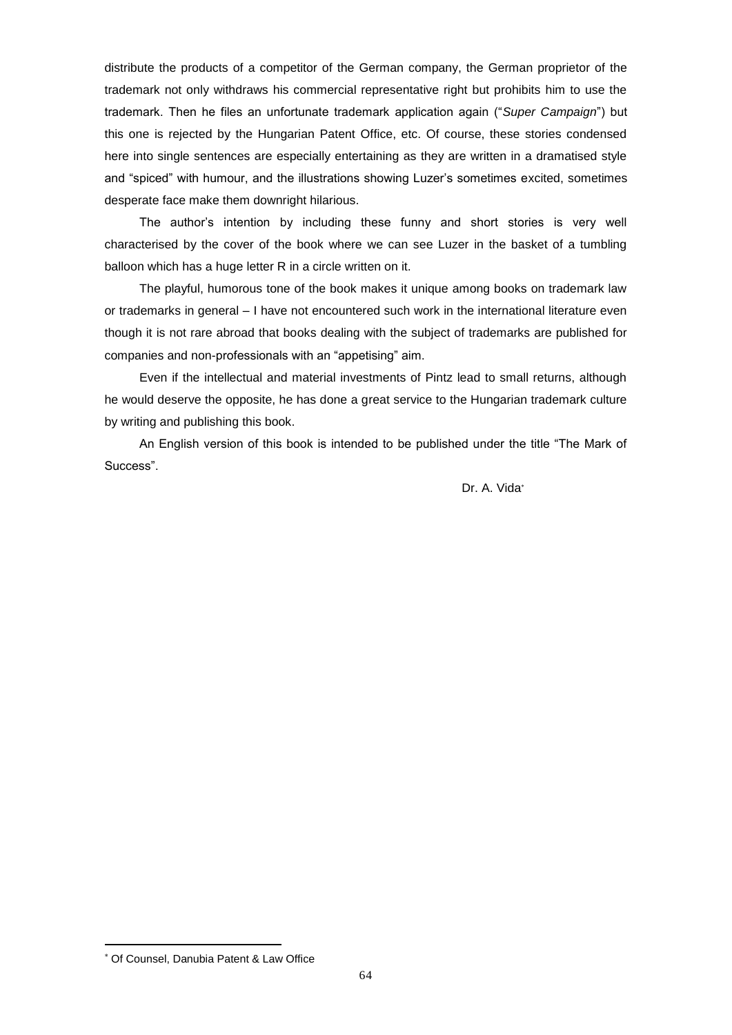distribute the products of a competitor of the German company, the German proprietor of the trademark not only withdraws his commercial representative right but prohibits him to use the trademark. Then he files an unfortunate trademark application again ("*Super Campaign*") but this one is rejected by the Hungarian Patent Office, etc. Of course, these stories condensed here into single sentences are especially entertaining as they are written in a dramatised style and "spiced" with humour, and the illustrations showing Luzer's sometimes excited, sometimes desperate face make them downright hilarious.

The author's intention by including these funny and short stories is very well characterised by the cover of the book where we can see Luzer in the basket of a tumbling balloon which has a huge letter R in a circle written on it.

The playful, humorous tone of the book makes it unique among books on trademark law or trademarks in general – I have not encountered such work in the international literature even though it is not rare abroad that books dealing with the subject of trademarks are published for companies and non-professionals with an "appetising" aim.

Even if the intellectual and material investments of Pintz lead to small returns, although he would deserve the opposite, he has done a great service to the Hungarian trademark culture by writing and publishing this book.

An English version of this book is intended to be published under the title "The Mark of Success".

Dr. A. Vida[*]

---

[*] Of Counsel, Danubia Patent & Law Office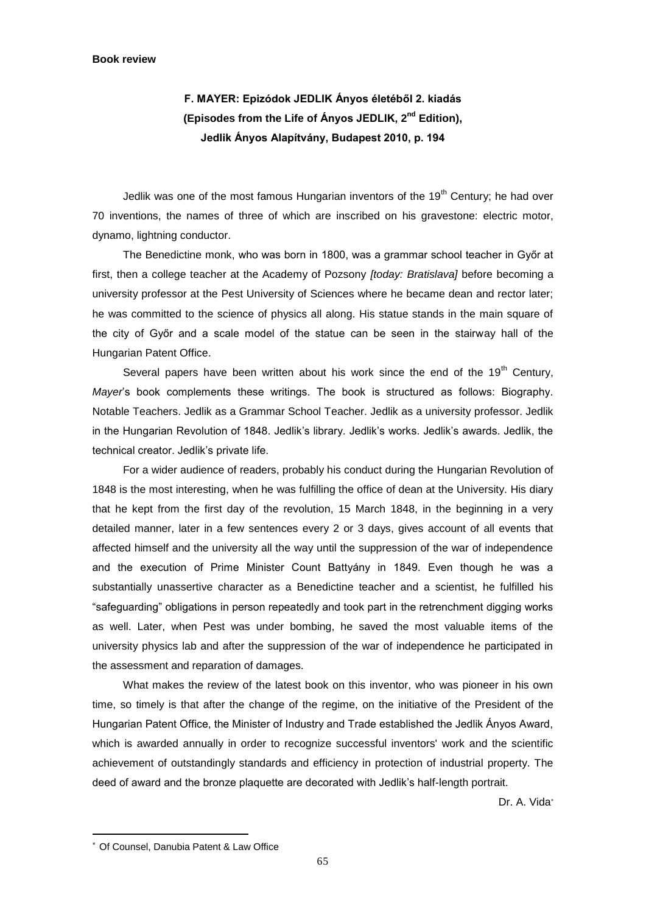**Book review**

**F. MAYER: Epizódok JEDLIK Ányos életéből 2. kiadás (Episodes from the Life of Ányos JEDLIK, 2nd Edition), Jedlik Ányos Alapítvány, Budapest 2010, p. 194**

Jedlik was one of the most famous Hungarian inventors of the 19th Century; he had over 70 inventions, the names of three of which are inscribed on his gravestone: electric motor, dynamo, lightning conductor.

The Benedictine monk, who was born in 1800, was a grammar school teacher in Győr at first, then a college teacher at the Academy of Pozsony *[today: Bratislava]* before becoming a university professor at the Pest University of Sciences where he became dean and rector later; he was committed to the science of physics all along. His statue stands in the main square of the city of Győr and a scale model of the statue can be seen in the stairway hall of the Hungarian Patent Office.

Several papers have been written about his work since the end of the 19th Century, *Mayer*'s book complements these writings. The book is structured as follows: Biography. Notable Teachers. Jedlik as a Grammar School Teacher. Jedlik as a university professor. Jedlik in the Hungarian Revolution of 1848. Jedlik's library. Jedlik's works. Jedlik's awards. Jedlik, the technical creator. Jedlik's private life.

For a wider audience of readers, probably his conduct during the Hungarian Revolution of 1848 is the most interesting, when he was fulfilling the office of dean at the University. His diary that he kept from the first day of the revolution, 15 March 1848, in the beginning in a very detailed manner, later in a few sentences every 2 or 3 days, gives account of all events that affected himself and the university all the way until the suppression of the war of independence and the execution of Prime Minister Count Battyány in 1849. Even though he was a substantially unassertive character as a Benedictine teacher and a scientist, he fulfilled his "safeguarding" obligations in person repeatedly and took part in the retrenchment digging works as well. Later, when Pest was under bombing, he saved the most valuable items of the university physics lab and after the suppression of the war of independence he participated in the assessment and reparation of damages.

What makes the review of the latest book on this inventor, who was pioneer in his own time, so timely is that after the change of the regime, on the initiative of the President of the Hungarian Patent Office, the Minister of Industry and Trade established the Jedlik Ányos Award, which is awarded annually in order to recognize successful inventors' work and the scientific achievement of outstandingly standards and efficiency in protection of industrial property. The deed of award and the bronze plaquette are decorated with Jedlik's half-length portrait.

Dr. A. Vida*

---

* Of Counsel, Danubia Patent & Law Office